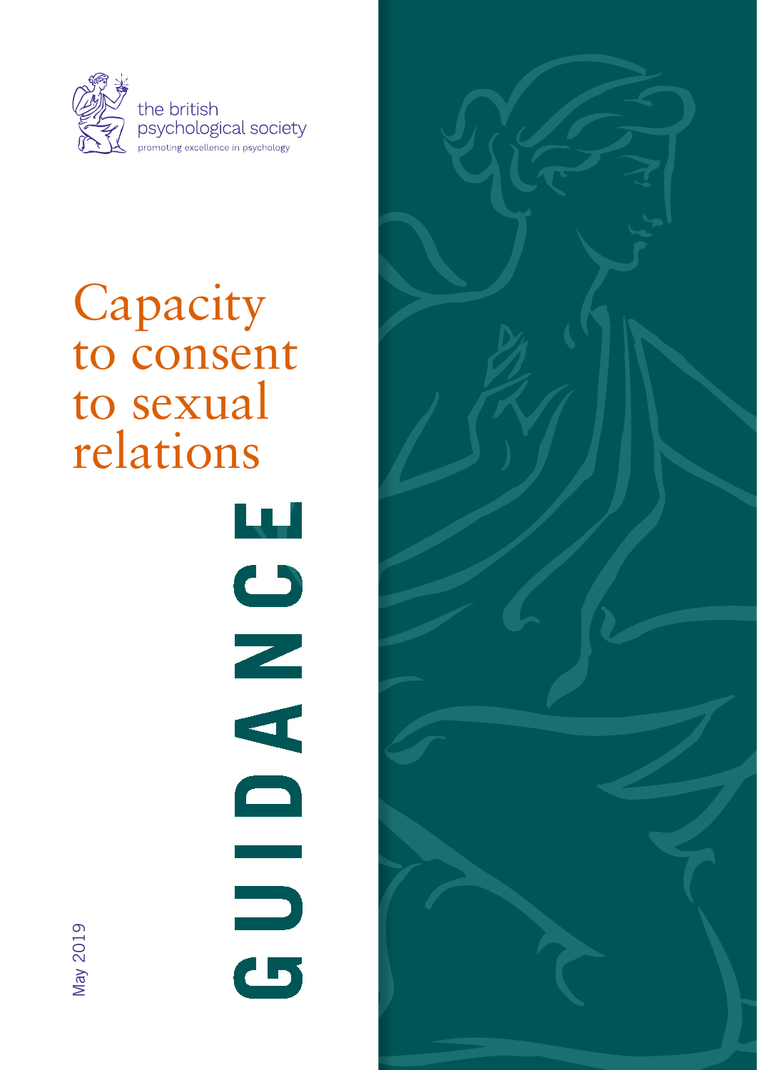the british psychological society

promoting excellence in psychology

# Capacity to consent to sexual relations

GUIDANCE

May 2019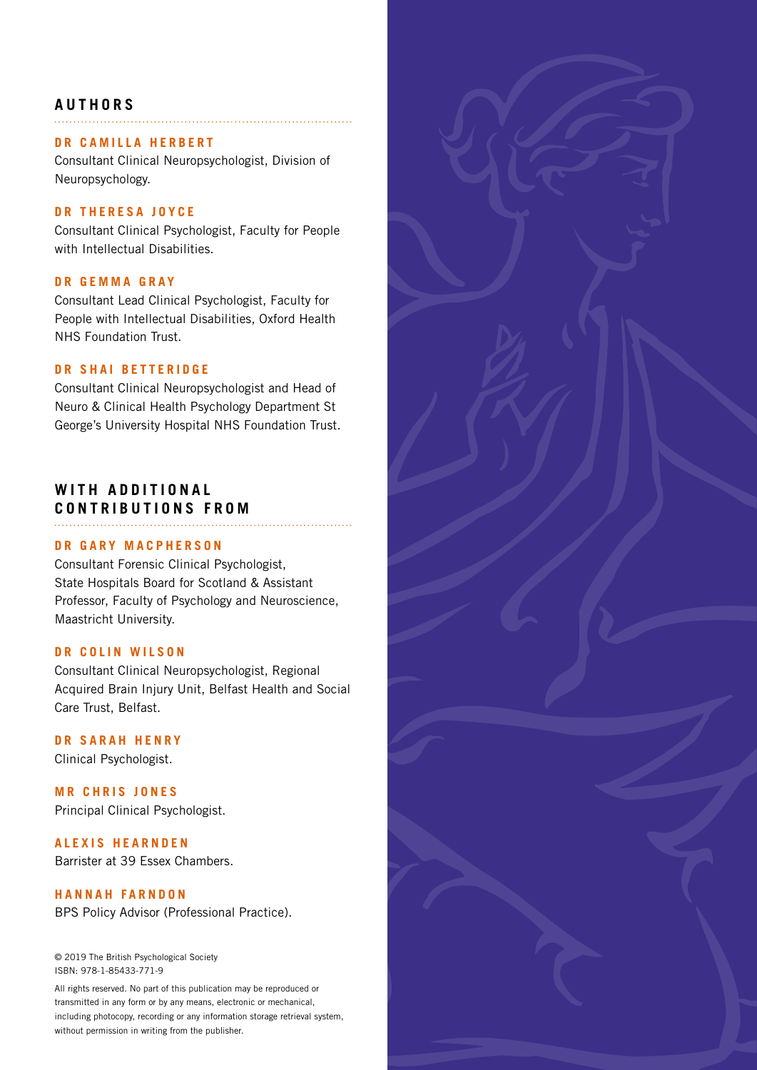## AUTHORS

**DR CAMILLA HERBERT**
Consultant Clinical Neuropsychologist, Division of Neuropsychology.

**DR THERESA JOYCE**
Consultant Clinical Psychologist, Faculty for People with Intellectual Disabilities.

**DR GEMMA GRAY**
Consultant Lead Clinical Psychologist, Faculty for People with Intellectual Disabilities, Oxford Health NHS Foundation Trust.

**DR SHAI BETTERIDGE**
Consultant Clinical Neuropsychologist and Head of Neuro & Clinical Health Psychology Department St George's University Hospital NHS Foundation Trust.

## WITH ADDITIONAL CONTRIBUTIONS FROM

**DR GARY MACPHERSON**
Consultant Forensic Clinical Psychologist, State Hospitals Board for Scotland & Assistant Professor, Faculty of Psychology and Neuroscience, Maastricht University.

**DR COLIN WILSON**
Consultant Clinical Neuropsychologist, Regional Acquired Brain Injury Unit, Belfast Health and Social Care Trust, Belfast.

**DR SARAH HENRY**
Clinical Psychologist.

**MR CHRIS JONES**
Principal Clinical Psychologist.

**ALEXIS HEARNDEN**
Barrister at 39 Essex Chambers.

**HANNAH FARNDON**
BPS Policy Advisor (Professional Practice).

© 2019 The British Psychological Society
ISBN: 978-1-85433-771-9

All rights reserved. No part of this publication may be reproduced or transmitted in any form or by any means, electronic or mechanical, including photocopy, recording or any information storage retrieval system, without permission in writing from the publisher.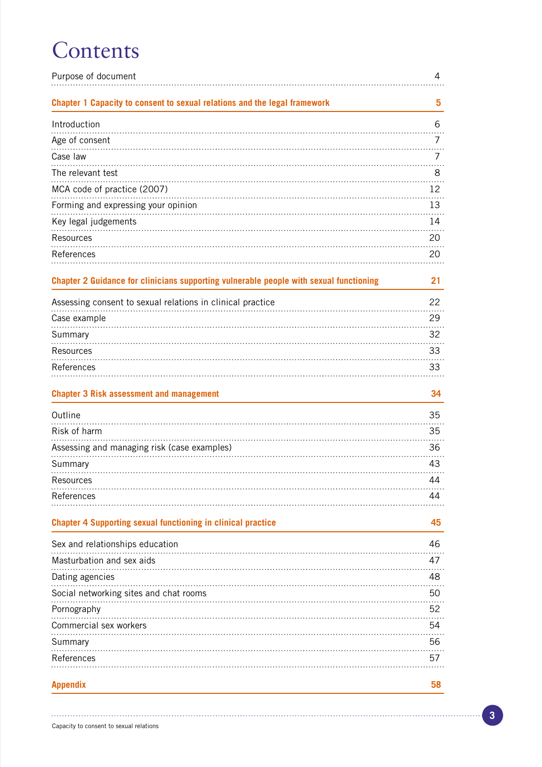# Contents

| | |
|---|---|
| Purpose of document | 4 |
| **Chapter 1 Capacity to consent to sexual relations and the legal framework** | **5** |
| Introduction | 6 |
| Age of consent | 7 |
| Case law | 7 |
| The relevant test | 8 |
| MCA code of practice (2007) | 12 |
| Forming and expressing your opinion | 13 |
| Key legal judgements | 14 |
| Resources | 20 |
| References | 20 |
| **Chapter 2 Guidance for clinicians supporting vulnerable people with sexual functioning** | **21** |
| Assessing consent to sexual relations in clinical practice | 22 |
| Case example | 29 |
| Summary | 32 |
| Resources | 33 |
| References | 33 |
| **Chapter 3 Risk assessment and management** | **34** |
| Outline | 35 |
| Risk of harm | 35 |
| Assessing and managing risk (case examples) | 36 |
| Summary | 43 |
| Resources | 44 |
| References | 44 |
| **Chapter 4 Supporting sexual functioning in clinical practice** | **45** |
| Sex and relationships education | 46 |
| Masturbation and sex aids | 47 |
| Dating agencies | 48 |
| Social networking sites and chat rooms | 50 |
| Pornography | 52 |
| Commercial sex workers | 54 |
| Summary | 56 |
| References | 57 |
| **Appendix** | **58** |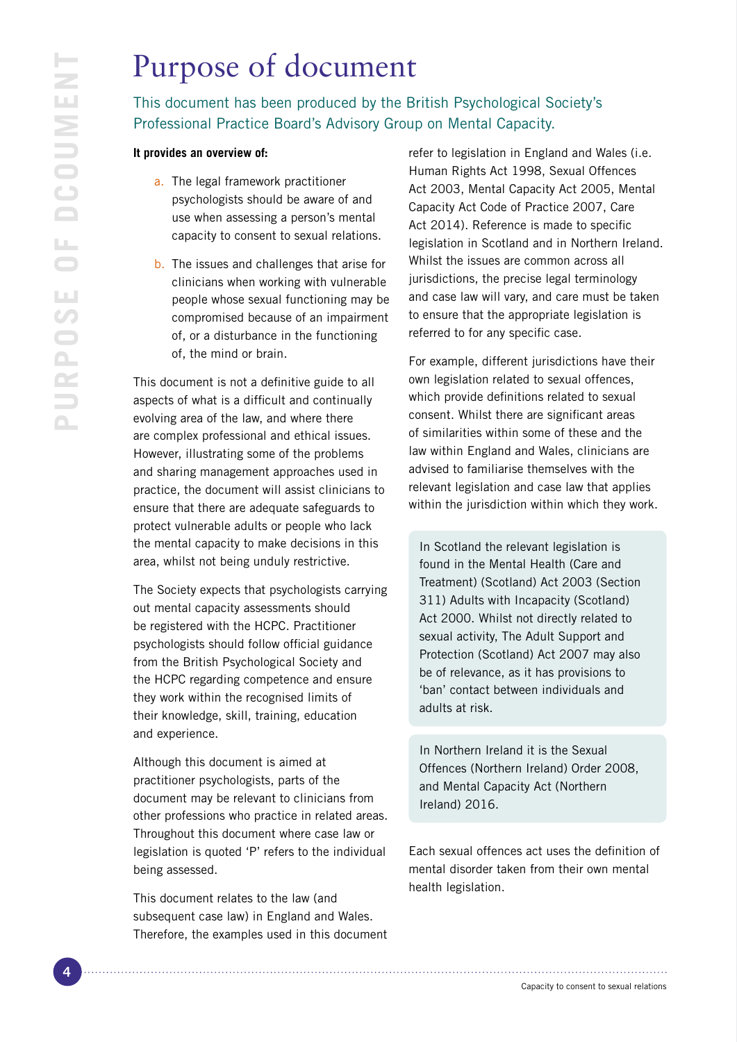# Purpose of document

This document has been produced by the British Psychological Society's Professional Practice Board's Advisory Group on Mental Capacity.

**It provides an overview of:**

a. The legal framework practitioner psychologists should be aware of and use when assessing a person's mental capacity to consent to sexual relations.

b. The issues and challenges that arise for clinicians when working with vulnerable people whose sexual functioning may be compromised because of an impairment of, or a disturbance in the functioning of, the mind or brain.

This document is not a definitive guide to all aspects of what is a difficult and continually evolving area of the law, and where there are complex professional and ethical issues. However, illustrating some of the problems and sharing management approaches used in practice, the document will assist clinicians to ensure that there are adequate safeguards to protect vulnerable adults or people who lack the mental capacity to make decisions in this area, whilst not being unduly restrictive.

The Society expects that psychologists carrying out mental capacity assessments should be registered with the HCPC. Practitioner psychologists should follow official guidance from the British Psychological Society and the HCPC regarding competence and ensure they work within the recognised limits of their knowledge, skill, training, education and experience.

Although this document is aimed at practitioner psychologists, parts of the document may be relevant to clinicians from other professions who practice in related areas. Throughout this document where case law or legislation is quoted 'P' refers to the individual being assessed.

This document relates to the law (and subsequent case law) in England and Wales. Therefore, the examples used in this document refer to legislation in England and Wales (i.e. Human Rights Act 1998, Sexual Offences Act 2003, Mental Capacity Act 2005, Mental Capacity Act Code of Practice 2007, Care Act 2014). Reference is made to specific legislation in Scotland and in Northern Ireland. Whilst the issues are common across all jurisdictions, the precise legal terminology and case law will vary, and care must be taken to ensure that the appropriate legislation is referred to for any specific case.

For example, different jurisdictions have their own legislation related to sexual offences, which provide definitions related to sexual consent. Whilst there are significant areas of similarities within some of these and the law within England and Wales, clinicians are advised to familiarise themselves with the relevant legislation and case law that applies within the jurisdiction within which they work.

In Scotland the relevant legislation is found in the Mental Health (Care and Treatment) (Scotland) Act 2003 (Section 311) Adults with Incapacity (Scotland) Act 2000. Whilst not directly related to sexual activity, The Adult Support and Protection (Scotland) Act 2007 may also be of relevance, as it has provisions to 'ban' contact between individuals and adults at risk.

In Northern Ireland it is the Sexual Offences (Northern Ireland) Order 2008, and Mental Capacity Act (Northern Ireland) 2016.

Each sexual offences act uses the definition of mental disorder taken from their own mental health legislation.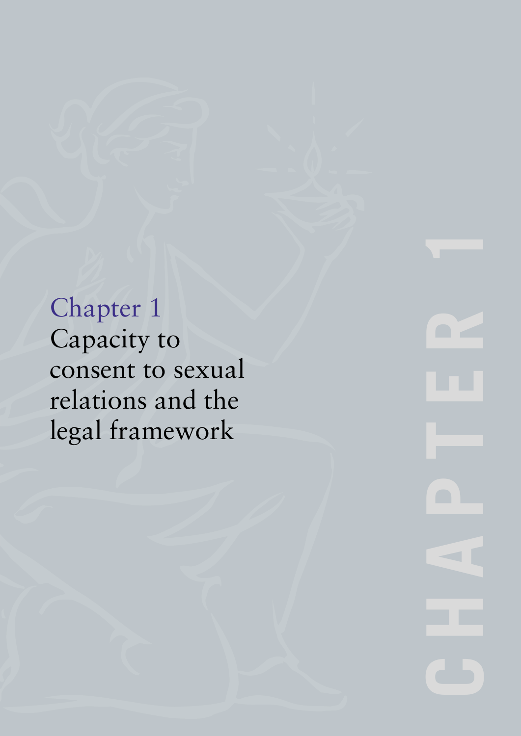# Chapter 1
# Capacity to consent to sexual relations and the legal framework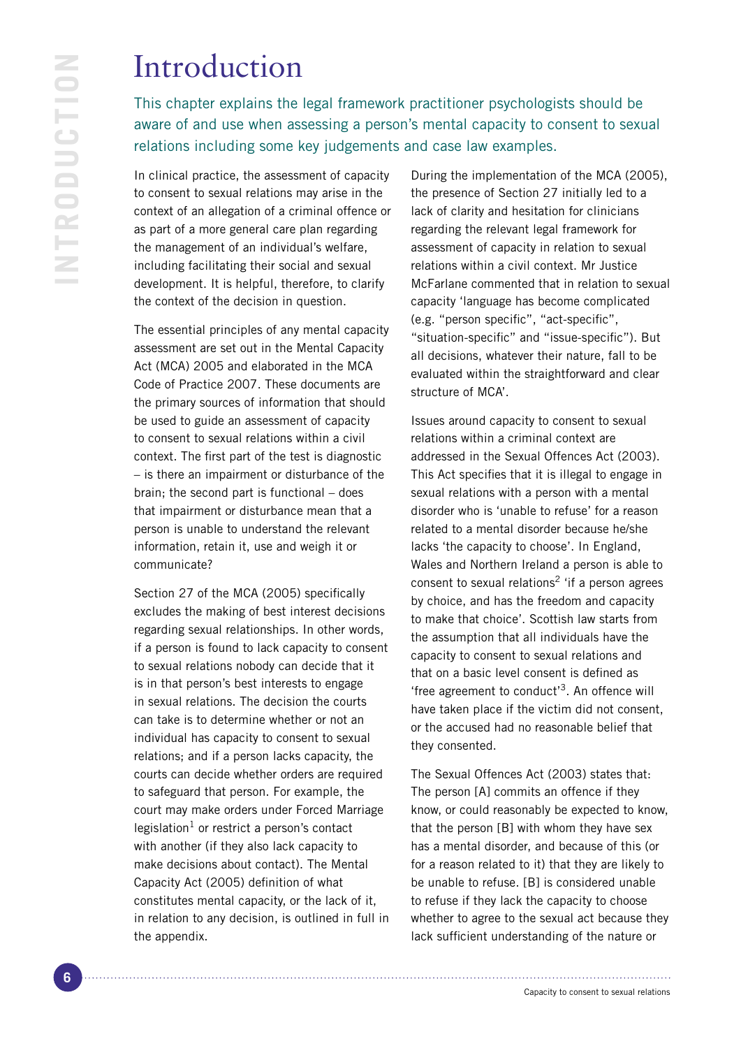# Introduction

This chapter explains the legal framework practitioner psychologists should be aware of and use when assessing a person's mental capacity to consent to sexual relations including some key judgements and case law examples.

In clinical practice, the assessment of capacity to consent to sexual relations may arise in the context of an allegation of a criminal offence or as part of a more general care plan regarding the management of an individual's welfare, including facilitating their social and sexual development. It is helpful, therefore, to clarify the context of the decision in question.

The essential principles of any mental capacity assessment are set out in the Mental Capacity Act (MCA) 2005 and elaborated in the MCA Code of Practice 2007. These documents are the primary sources of information that should be used to guide an assessment of capacity to consent to sexual relations within a civil context. The first part of the test is diagnostic – is there an impairment or disturbance of the brain; the second part is functional – does that impairment or disturbance mean that a person is unable to understand the relevant information, retain it, use and weigh it or communicate?

Section 27 of the MCA (2005) specifically excludes the making of best interest decisions regarding sexual relationships. In other words, if a person is found to lack capacity to consent to sexual relations nobody can decide that it is in that person's best interests to engage in sexual relations. The decision the courts can take is to determine whether or not an individual has capacity to consent to sexual relations; and if a person lacks capacity, the courts can decide whether orders are required to safeguard that person. For example, the court may make orders under Forced Marriage legislation[1] or restrict a person's contact with another (if they also lack capacity to make decisions about contact). The Mental Capacity Act (2005) definition of what constitutes mental capacity, or the lack of it, in relation to any decision, is outlined in full in the appendix.

During the implementation of the MCA (2005), the presence of Section 27 initially led to a lack of clarity and hesitation for clinicians regarding the relevant legal framework for assessment of capacity in relation to sexual relations within a civil context. Mr Justice McFarlane commented that in relation to sexual capacity 'language has become complicated (e.g. "person specific", "act-specific", "situation-specific" and "issue-specific"). But all decisions, whatever their nature, fall to be evaluated within the straightforward and clear structure of MCA'.

Issues around capacity to consent to sexual relations within a criminal context are addressed in the Sexual Offences Act (2003). This Act specifies that it is illegal to engage in sexual relations with a person with a mental disorder who is 'unable to refuse' for a reason related to a mental disorder because he/she lacks 'the capacity to choose'. In England, Wales and Northern Ireland a person is able to consent to sexual relations[2] 'if a person agrees by choice, and has the freedom and capacity to make that choice'. Scottish law starts from the assumption that all individuals have the capacity to consent to sexual relations and that on a basic level consent is defined as 'free agreement to conduct'[3]. An offence will have taken place if the victim did not consent, or the accused had no reasonable belief that they consented.

The Sexual Offences Act (2003) states that: The person [A] commits an offence if they know, or could reasonably be expected to know, that the person [B] with whom they have sex has a mental disorder, and because of this (or for a reason related to it) that they are likely to be unable to refuse. [B] is considered unable to refuse if they lack the capacity to choose whether to agree to the sexual act because they lack sufficient understanding of the nature or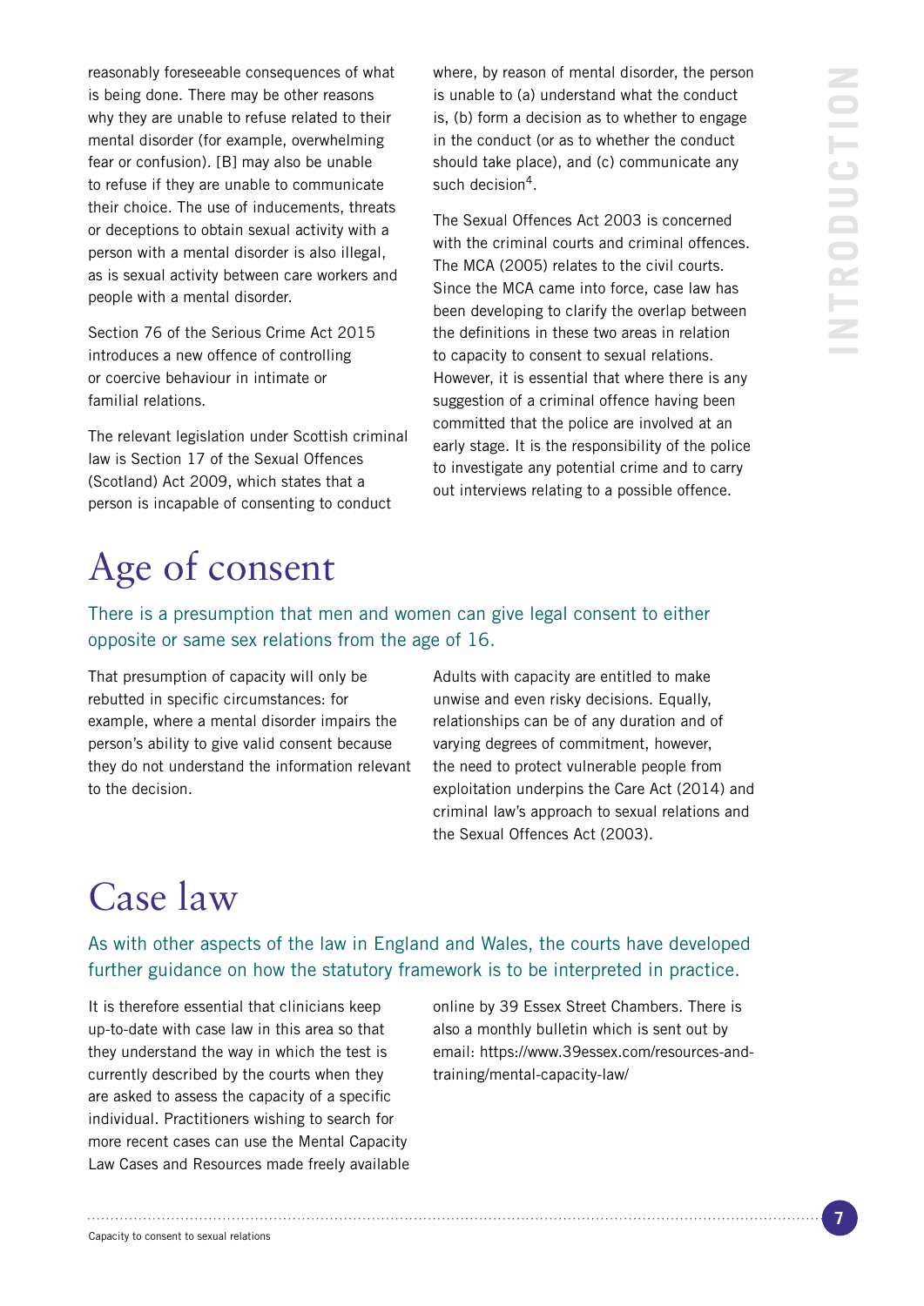reasonably foreseeable consequences of what is being done. There may be other reasons why they are unable to refuse related to their mental disorder (for example, overwhelming fear or confusion). [B] may also be unable to refuse if they are unable to communicate their choice. The use of inducements, threats or deceptions to obtain sexual activity with a person with a mental disorder is also illegal, as is sexual activity between care workers and people with a mental disorder.

Section 76 of the Serious Crime Act 2015 introduces a new offence of controlling or coercive behaviour in intimate or familial relations.

The relevant legislation under Scottish criminal law is Section 17 of the Sexual Offences (Scotland) Act 2009, which states that a person is incapable of consenting to conduct where, by reason of mental disorder, the person is unable to (a) understand what the conduct is, (b) form a decision as to whether to engage in the conduct (or as to whether the conduct should take place), and (c) communicate any such decision[4].

The Sexual Offences Act 2003 is concerned with the criminal courts and criminal offences. The MCA (2005) relates to the civil courts. Since the MCA came into force, case law has been developing to clarify the overlap between the definitions in these two areas in relation to capacity to consent to sexual relations. However, it is essential that where there is any suggestion of a criminal offence having been committed that the police are involved at an early stage. It is the responsibility of the police to investigate any potential crime and to carry out interviews relating to a possible offence.

# Age of consent

There is a presumption that men and women can give legal consent to either opposite or same sex relations from the age of 16.

That presumption of capacity will only be rebutted in specific circumstances: for example, where a mental disorder impairs the person's ability to give valid consent because they do not understand the information relevant to the decision.

Adults with capacity are entitled to make unwise and even risky decisions. Equally, relationships can be of any duration and of varying degrees of commitment, however, the need to protect vulnerable people from exploitation underpins the Care Act (2014) and criminal law's approach to sexual relations and the Sexual Offences Act (2003).

# Case law

As with other aspects of the law in England and Wales, the courts have developed further guidance on how the statutory framework is to be interpreted in practice.

It is therefore essential that clinicians keep up-to-date with case law in this area so that they understand the way in which the test is currently described by the courts when they are asked to assess the capacity of a specific individual. Practitioners wishing to search for more recent cases can use the Mental Capacity Law Cases and Resources made freely available online by 39 Essex Street Chambers. There is also a monthly bulletin which is sent out by email: https://www.39essex.com/resources-and-training/mental-capacity-law/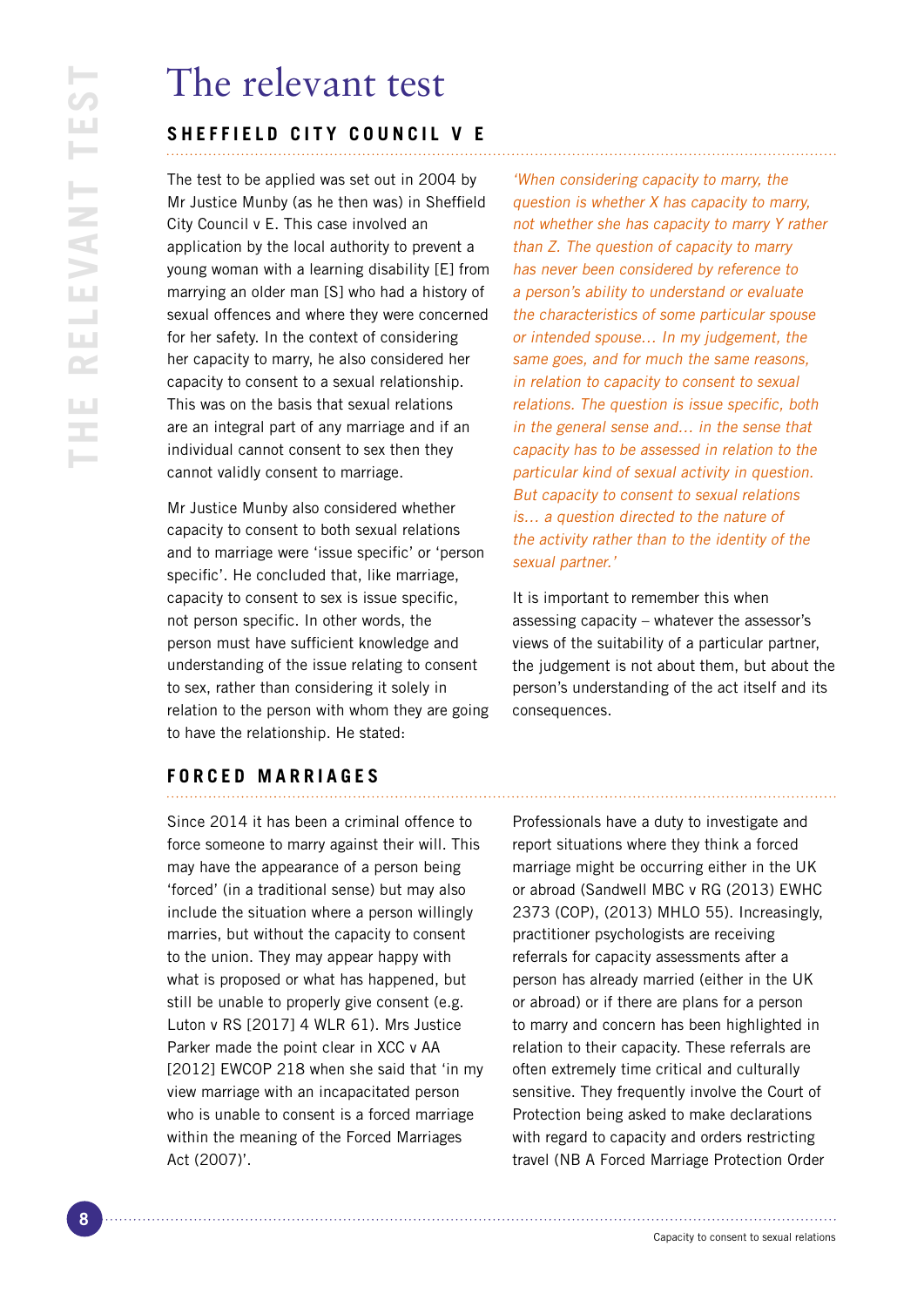# The relevant test

## SHEFFIELD CITY COUNCIL V E

The test to be applied was set out in 2004 by Mr Justice Munby (as he then was) in Sheffield City Council v E. This case involved an application by the local authority to prevent a young woman with a learning disability [E] from marrying an older man [S] who had a history of sexual offences and where they were concerned for her safety. In the context of considering her capacity to marry, he also considered her capacity to consent to a sexual relationship. This was on the basis that sexual relations are an integral part of any marriage and if an individual cannot consent to sex then they cannot validly consent to marriage.

Mr Justice Munby also considered whether capacity to consent to both sexual relations and to marriage were 'issue specific' or 'person specific'. He concluded that, like marriage, capacity to consent to sex is issue specific, not person specific. In other words, the person must have sufficient knowledge and understanding of the issue relating to consent to sex, rather than considering it solely in relation to the person with whom they are going to have the relationship. He stated:

*'When considering capacity to marry, the question is whether X has capacity to marry, not whether she has capacity to marry Y rather than Z. The question of capacity to marry has never been considered by reference to a person's ability to understand or evaluate the characteristics of some particular spouse or intended spouse… In my judgement, the same goes, and for much the same reasons, in relation to capacity to consent to sexual relations. The question is issue specific, both in the general sense and… in the sense that capacity has to be assessed in relation to the particular kind of sexual activity in question. But capacity to consent to sexual relations is… a question directed to the nature of the activity rather than to the identity of the sexual partner.'*

It is important to remember this when assessing capacity – whatever the assessor's views of the suitability of a particular partner, the judgement is not about them, but about the person's understanding of the act itself and its consequences.

## FORCED MARRIAGES

Since 2014 it has been a criminal offence to force someone to marry against their will. This may have the appearance of a person being 'forced' (in a traditional sense) but may also include the situation where a person willingly marries, but without the capacity to consent to the union. They may appear happy with what is proposed or what has happened, but still be unable to properly give consent (e.g. Luton v RS [2017] 4 WLR 61). Mrs Justice Parker made the point clear in XCC v AA [2012] EWCOP 218 when she said that 'in my view marriage with an incapacitated person who is unable to consent is a forced marriage within the meaning of the Forced Marriages Act (2007)'.

Professionals have a duty to investigate and report situations where they think a forced marriage might be occurring either in the UK or abroad (Sandwell MBC v RG (2013) EWHC 2373 (COP), (2013) MHLO 55). Increasingly, practitioner psychologists are receiving referrals for capacity assessments after a person has already married (either in the UK or abroad) or if there are plans for a person to marry and concern has been highlighted in relation to their capacity. These referrals are often extremely time critical and culturally sensitive. They frequently involve the Court of Protection being asked to make declarations with regard to capacity and orders restricting travel (NB A Forced Marriage Protection Order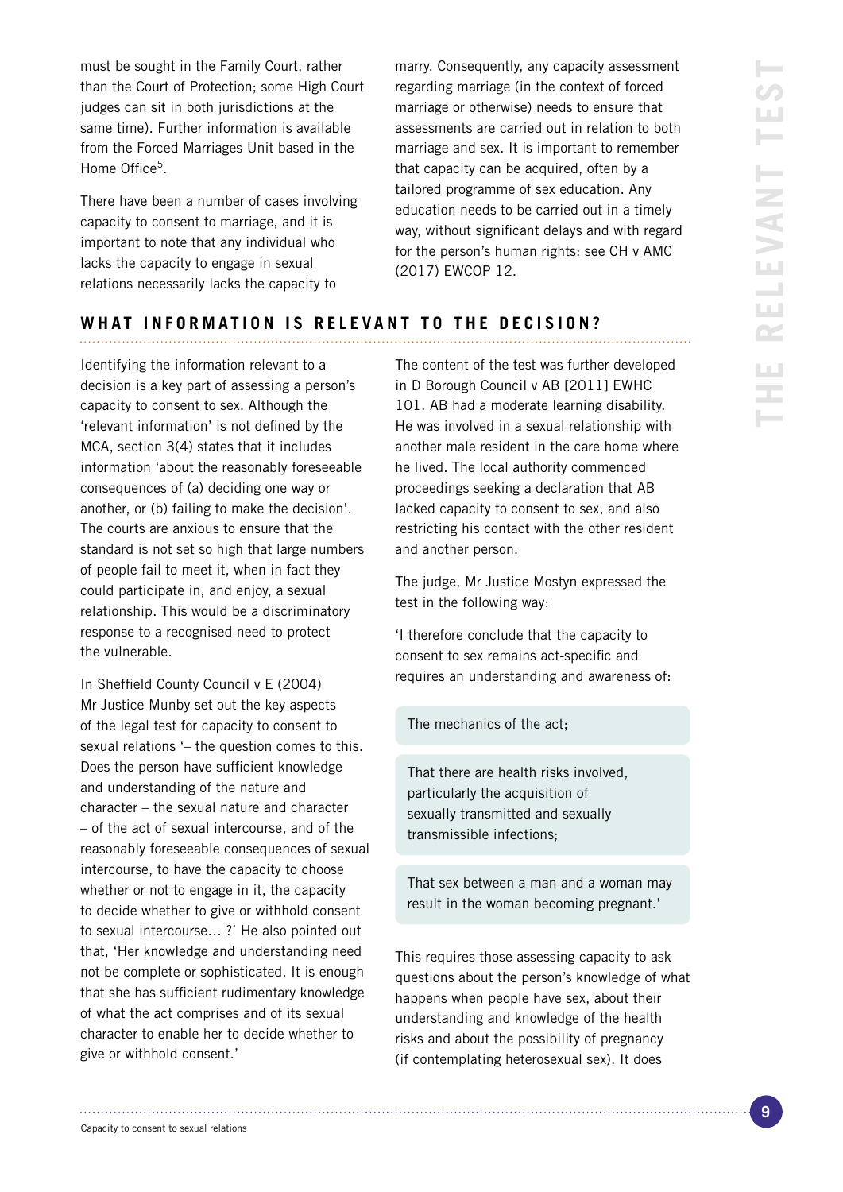must be sought in the Family Court, rather than the Court of Protection; some High Court judges can sit in both jurisdictions at the same time). Further information is available from the Forced Marriages Unit based in the Home Office[5].

There have been a number of cases involving capacity to consent to marriage, and it is important to note that any individual who lacks the capacity to engage in sexual relations necessarily lacks the capacity to marry. Consequently, any capacity assessment regarding marriage (in the context of forced marriage or otherwise) needs to ensure that assessments are carried out in relation to both marriage and sex. It is important to remember that capacity can be acquired, often by a tailored programme of sex education. Any education needs to be carried out in a timely way, without significant delays and with regard for the person's human rights: see CH v AMC (2017) EWCOP 12.

## WHAT INFORMATION IS RELEVANT TO THE DECISION?

Identifying the information relevant to a decision is a key part of assessing a person's capacity to consent to sex. Although the 'relevant information' is not defined by the MCA, section 3(4) states that it includes information 'about the reasonably foreseeable consequences of (a) deciding one way or another, or (b) failing to make the decision'. The courts are anxious to ensure that the standard is not set so high that large numbers of people fail to meet it, when in fact they could participate in, and enjoy, a sexual relationship. This would be a discriminatory response to a recognised need to protect the vulnerable.

In Sheffield County Council v E (2004) Mr Justice Munby set out the key aspects of the legal test for capacity to consent to sexual relations '– the question comes to this. Does the person have sufficient knowledge and understanding of the nature and character – the sexual nature and character – of the act of sexual intercourse, and of the reasonably foreseeable consequences of sexual intercourse, to have the capacity to choose whether or not to engage in it, the capacity to decide whether to give or withhold consent to sexual intercourse… ?' He also pointed out that, 'Her knowledge and understanding need not be complete or sophisticated. It is enough that she has sufficient rudimentary knowledge of what the act comprises and of its sexual character to enable her to decide whether to give or withhold consent.'

The content of the test was further developed in D Borough Council v AB [2011] EWHC 101. AB had a moderate learning disability. He was involved in a sexual relationship with another male resident in the care home where he lived. The local authority commenced proceedings seeking a declaration that AB lacked capacity to consent to sex, and also restricting his contact with the other resident and another person.

The judge, Mr Justice Mostyn expressed the test in the following way:

'I therefore conclude that the capacity to consent to sex remains act-specific and requires an understanding and awareness of:

- The mechanics of the act;
- That there are health risks involved, particularly the acquisition of sexually transmitted and sexually transmissible infections;
- That sex between a man and a woman may result in the woman becoming pregnant.'

This requires those assessing capacity to ask questions about the person's knowledge of what happens when people have sex, about their understanding and knowledge of the health risks and about the possibility of pregnancy (if contemplating heterosexual sex). It does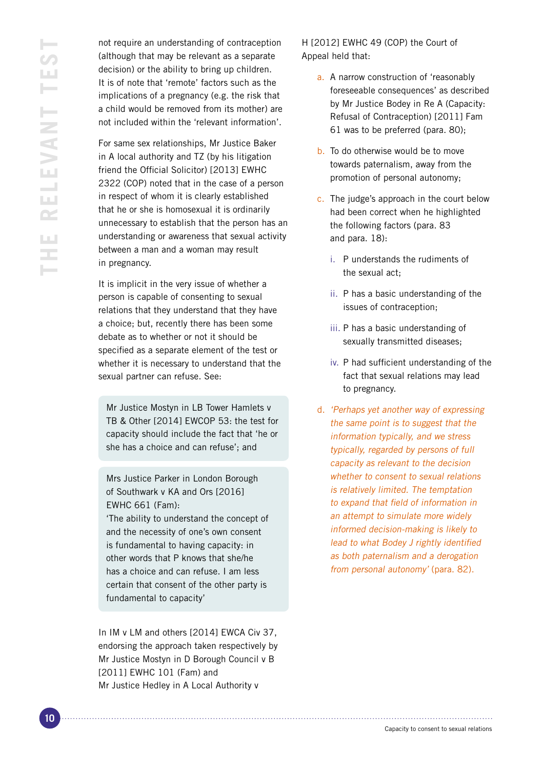not require an understanding of contraception (although that may be relevant as a separate decision) or the ability to bring up children. It is of note that 'remote' factors such as the implications of a pregnancy (e.g. the risk that a child would be removed from its mother) are not included within the 'relevant information'.

For same sex relationships, Mr Justice Baker in A local authority and TZ (by his litigation friend the Official Solicitor) [2013] EWHC 2322 (COP) noted that in the case of a person in respect of whom it is clearly established that he or she is homosexual it is ordinarily unnecessary to establish that the person has an understanding or awareness that sexual activity between a man and a woman may result in pregnancy.

It is implicit in the very issue of whether a person is capable of consenting to sexual relations that they understand that they have a choice; but, recently there has been some debate as to whether or not it should be specified as a separate element of the test or whether it is necessary to understand that the sexual partner can refuse. See:

> Mr Justice Mostyn in LB Tower Hamlets v TB & Other [2014] EWCOP 53: the test for capacity should include the fact that 'he or she has a choice and can refuse'; and

> Mrs Justice Parker in London Borough of Southwark v KA and Ors [2016] EWHC 661 (Fam):
> 'The ability to understand the concept of and the necessity of one's own consent is fundamental to having capacity: in other words that P knows that she/he has a choice and can refuse. I am less certain that consent of the other party is fundamental to capacity'

In IM v LM and others [2014] EWCA Civ 37, endorsing the approach taken respectively by Mr Justice Mostyn in D Borough Council v B [2011] EWHC 101 (Fam) and Mr Justice Hedley in A Local Authority v H [2012] EWHC 49 (COP) the Court of Appeal held that:

a. A narrow construction of 'reasonably foreseeable consequences' as described by Mr Justice Bodey in Re A (Capacity: Refusal of Contraception) [2011] Fam 61 was to be preferred (para. 80);

b. To do otherwise would be to move towards paternalism, away from the promotion of personal autonomy;

c. The judge's approach in the court below had been correct when he highlighted the following factors (para. 83 and para. 18):

   i. P understands the rudiments of the sexual act;

   ii. P has a basic understanding of the issues of contraception;

   iii. P has a basic understanding of sexually transmitted diseases;

   iv. P had sufficient understanding of the fact that sexual relations may lead to pregnancy.

d. *'Perhaps yet another way of expressing the same point is to suggest that the information typically, and we stress typically, regarded by persons of full capacity as relevant to the decision whether to consent to sexual relations is relatively limited. The temptation to expand that field of information in an attempt to simulate more widely informed decision-making is likely to lead to what Bodey J rightly identified as both paternalism and a derogation from personal autonomy'* (para. 82).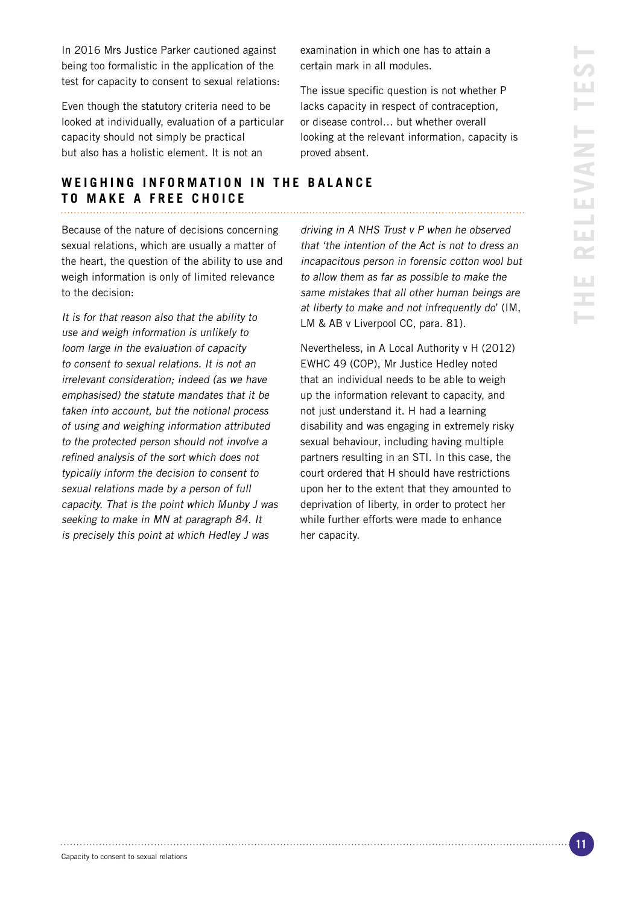In 2016 Mrs Justice Parker cautioned against being too formalistic in the application of the test for capacity to consent to sexual relations:

Even though the statutory criteria need to be looked at individually, evaluation of a particular capacity should not simply be practical but also has a holistic element. It is not an examination in which one has to attain a certain mark in all modules.

The issue specific question is not whether P lacks capacity in respect of contraception, or disease control… but whether overall looking at the relevant information, capacity is proved absent.

## WEIGHING INFORMATION IN THE BALANCE TO MAKE A FREE CHOICE

Because of the nature of decisions concerning sexual relations, which are usually a matter of the heart, the question of the ability to use and weigh information is only of limited relevance to the decision:

*It is for that reason also that the ability to use and weigh information is unlikely to loom large in the evaluation of capacity to consent to sexual relations. It is not an irrelevant consideration; indeed (as we have emphasised) the statute mandates that it be taken into account, but the notional process of using and weighing information attributed to the protected person should not involve a refined analysis of the sort which does not typically inform the decision to consent to sexual relations made by a person of full capacity. That is the point which Munby J was seeking to make in MN at paragraph 84. It is precisely this point at which Hedley J was driving in A NHS Trust v P when he observed that 'the intention of the Act is not to dress an incapacitous person in forensic cotton wool but to allow them as far as possible to make the same mistakes that all other human beings are at liberty to make and not infrequently do*' (IM, LM & AB v Liverpool CC, para. 81).

Nevertheless, in A Local Authority v H (2012) EWHC 49 (COP), Mr Justice Hedley noted that an individual needs to be able to weigh up the information relevant to capacity, and not just understand it. H had a learning disability and was engaging in extremely risky sexual behaviour, including having multiple partners resulting in an STI. In this case, the court ordered that H should have restrictions upon her to the extent that they amounted to deprivation of liberty, in order to protect her while further efforts were made to enhance her capacity.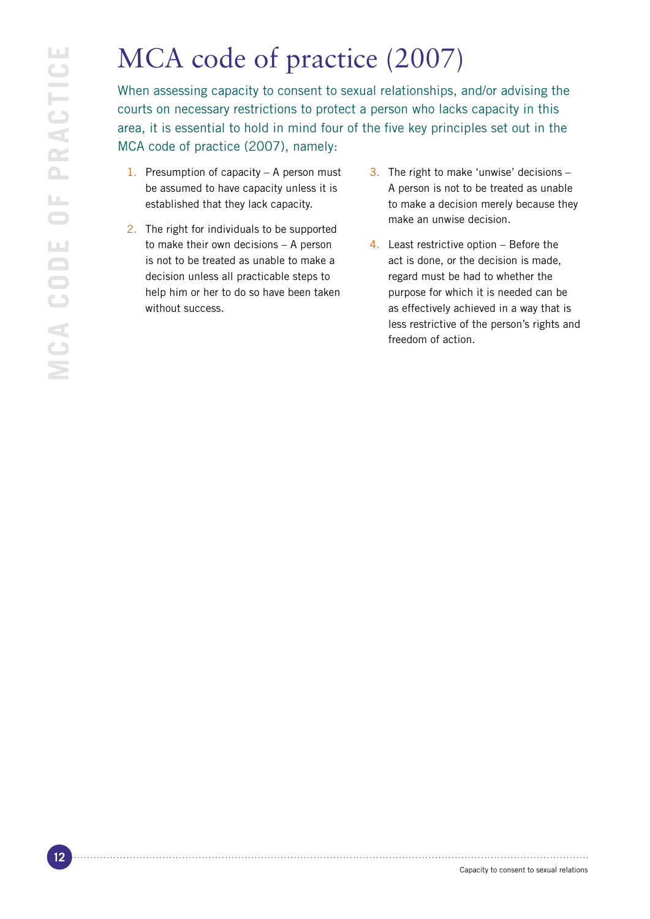# MCA code of practice (2007)

When assessing capacity to consent to sexual relationships, and/or advising the courts on necessary restrictions to protect a person who lacks capacity in this area, it is essential to hold in mind four of the five key principles set out in the MCA code of practice (2007), namely:

1. Presumption of capacity – A person must be assumed to have capacity unless it is established that they lack capacity.
2. The right for individuals to be supported to make their own decisions – A person is not to be treated as unable to make a decision unless all practicable steps to help him or her to do so have been taken without success.
3. The right to make 'unwise' decisions – A person is not to be treated as unable to make a decision merely because they make an unwise decision.
4. Least restrictive option – Before the act is done, or the decision is made, regard must be had to whether the purpose for which it is needed can be as effectively achieved in a way that is less restrictive of the person's rights and freedom of action.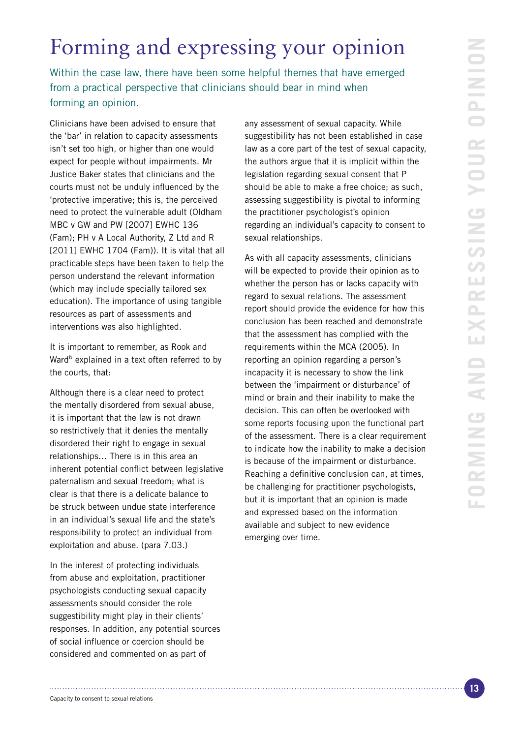# Forming and expressing your opinion

Within the case law, there have been some helpful themes that have emerged from a practical perspective that clinicians should bear in mind when forming an opinion.

Clinicians have been advised to ensure that the 'bar' in relation to capacity assessments isn't set too high, or higher than one would expect for people without impairments. Mr Justice Baker states that clinicians and the courts must not be unduly influenced by the 'protective imperative; this is, the perceived need to protect the vulnerable adult (Oldham MBC v GW and PW [2007] EWHC 136 (Fam); PH v A Local Authority, Z Ltd and R [2011] EWHC 1704 (Fam)). It is vital that all practicable steps have been taken to help the person understand the relevant information (which may include specially tailored sex education). The importance of using tangible resources as part of assessments and interventions was also highlighted.

It is important to remember, as Rook and Ward[6] explained in a text often referred to by the courts, that:

> Although there is a clear need to protect the mentally disordered from sexual abuse, it is important that the law is not drawn so restrictively that it denies the mentally disordered their right to engage in sexual relationships… There is in this area an inherent potential conflict between legislative paternalism and sexual freedom; what is clear is that there is a delicate balance to be struck between undue state interference in an individual's sexual life and the state's responsibility to protect an individual from exploitation and abuse. (para 7.03.)

In the interest of protecting individuals from abuse and exploitation, practitioner psychologists conducting sexual capacity assessments should consider the role suggestibility might play in their clients' responses. In addition, any potential sources of social influence or coercion should be considered and commented on as part of any assessment of sexual capacity. While suggestibility has not been established in case law as a core part of the test of sexual capacity, the authors argue that it is implicit within the legislation regarding sexual consent that P should be able to make a free choice; as such, assessing suggestibility is pivotal to informing the practitioner psychologist's opinion regarding an individual's capacity to consent to sexual relationships.

As with all capacity assessments, clinicians will be expected to provide their opinion as to whether the person has or lacks capacity with regard to sexual relations. The assessment report should provide the evidence for how this conclusion has been reached and demonstrate that the assessment has complied with the requirements within the MCA (2005). In reporting an opinion regarding a person's incapacity it is necessary to show the link between the 'impairment or disturbance' of mind or brain and their inability to make the decision. This can often be overlooked with some reports focusing upon the functional part of the assessment. There is a clear requirement to indicate how the inability to make a decision is because of the impairment or disturbance. Reaching a definitive conclusion can, at times, be challenging for practitioner psychologists, but it is important that an opinion is made and expressed based on the information available and subject to new evidence emerging over time.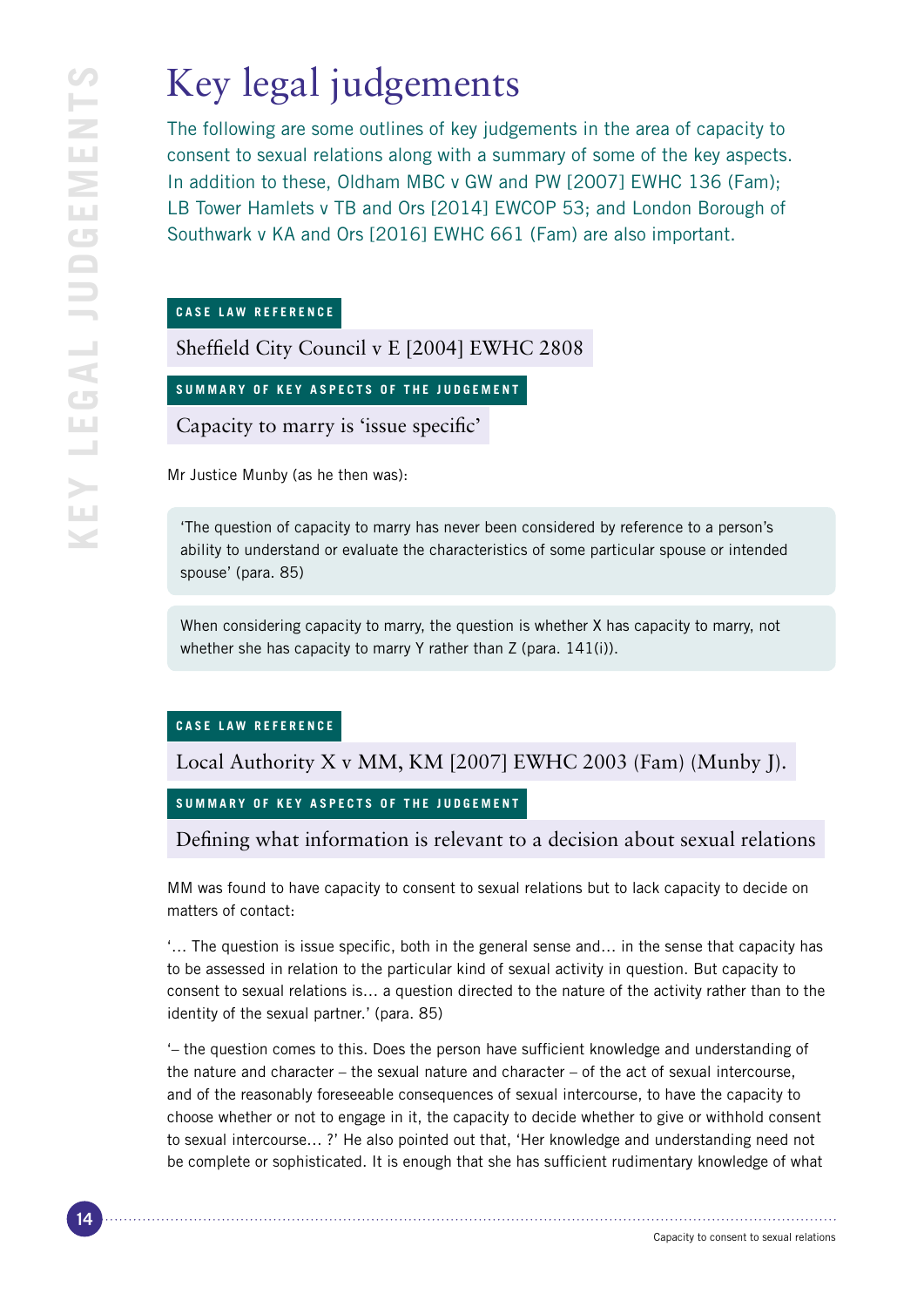# Key legal judgements

The following are some outlines of key judgements in the area of capacity to consent to sexual relations along with a summary of some of the key aspects. In addition to these, Oldham MBC v GW and PW [2007] EWHC 136 (Fam); LB Tower Hamlets v TB and Ors [2014] EWCOP 53; and London Borough of Southwark v KA and Ors [2016] EWHC 661 (Fam) are also important.

**CASE LAW REFERENCE**

Sheffield City Council v E [2004] EWHC 2808

**SUMMARY OF KEY ASPECTS OF THE JUDGEMENT**

Capacity to marry is 'issue specific'

Mr Justice Munby (as he then was):

> 'The question of capacity to marry has never been considered by reference to a person's ability to understand or evaluate the characteristics of some particular spouse or intended spouse' (para. 85)

> When considering capacity to marry, the question is whether X has capacity to marry, not whether she has capacity to marry Y rather than Z (para. 141(i)).

**CASE LAW REFERENCE**

Local Authority X v MM, KM [2007] EWHC 2003 (Fam) (Munby J).

**SUMMARY OF KEY ASPECTS OF THE JUDGEMENT**

Defining what information is relevant to a decision about sexual relations

MM was found to have capacity to consent to sexual relations but to lack capacity to decide on matters of contact:

'… The question is issue specific, both in the general sense and… in the sense that capacity has to be assessed in relation to the particular kind of sexual activity in question. But capacity to consent to sexual relations is… a question directed to the nature of the activity rather than to the identity of the sexual partner.' (para. 85)

'– the question comes to this. Does the person have sufficient knowledge and understanding of the nature and character – the sexual nature and character – of the act of sexual intercourse, and of the reasonably foreseeable consequences of sexual intercourse, to have the capacity to choose whether or not to engage in it, the capacity to decide whether to give or withhold consent to sexual intercourse… ?' He also pointed out that, 'Her knowledge and understanding need not be complete or sophisticated. It is enough that she has sufficient rudimentary knowledge of what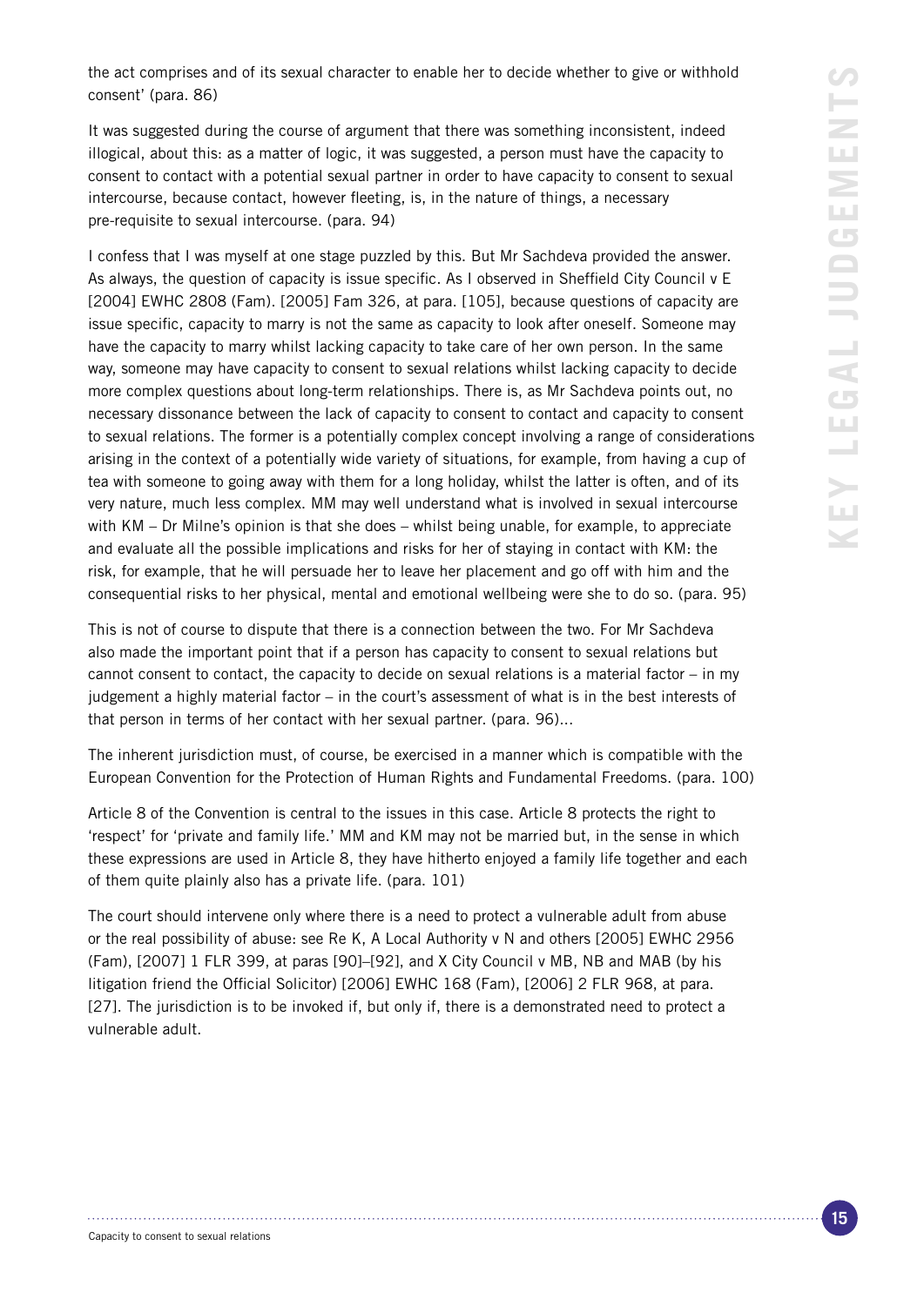the act comprises and of its sexual character to enable her to decide whether to give or withhold consent' (para. 86)

It was suggested during the course of argument that there was something inconsistent, indeed illogical, about this: as a matter of logic, it was suggested, a person must have the capacity to consent to contact with a potential sexual partner in order to have capacity to consent to sexual intercourse, because contact, however fleeting, is, in the nature of things, a necessary pre-requisite to sexual intercourse. (para. 94)

I confess that I was myself at one stage puzzled by this. But Mr Sachdeva provided the answer. As always, the question of capacity is issue specific. As I observed in Sheffield City Council v E [2004] EWHC 2808 (Fam). [2005] Fam 326, at para. [105], because questions of capacity are issue specific, capacity to marry is not the same as capacity to look after oneself. Someone may have the capacity to marry whilst lacking capacity to take care of her own person. In the same way, someone may have capacity to consent to sexual relations whilst lacking capacity to decide more complex questions about long-term relationships. There is, as Mr Sachdeva points out, no necessary dissonance between the lack of capacity to consent to contact and capacity to consent to sexual relations. The former is a potentially complex concept involving a range of considerations arising in the context of a potentially wide variety of situations, for example, from having a cup of tea with someone to going away with them for a long holiday, whilst the latter is often, and of its very nature, much less complex. MM may well understand what is involved in sexual intercourse with KM – Dr Milne's opinion is that she does – whilst being unable, for example, to appreciate and evaluate all the possible implications and risks for her of staying in contact with KM: the risk, for example, that he will persuade her to leave her placement and go off with him and the consequential risks to her physical, mental and emotional wellbeing were she to do so. (para. 95)

This is not of course to dispute that there is a connection between the two. For Mr Sachdeva also made the important point that if a person has capacity to consent to sexual relations but cannot consent to contact, the capacity to decide on sexual relations is a material factor – in my judgement a highly material factor – in the court's assessment of what is in the best interests of that person in terms of her contact with her sexual partner. (para. 96)...

The inherent jurisdiction must, of course, be exercised in a manner which is compatible with the European Convention for the Protection of Human Rights and Fundamental Freedoms. (para. 100)

Article 8 of the Convention is central to the issues in this case. Article 8 protects the right to 'respect' for 'private and family life.' MM and KM may not be married but, in the sense in which these expressions are used in Article 8, they have hitherto enjoyed a family life together and each of them quite plainly also has a private life. (para. 101)

The court should intervene only where there is a need to protect a vulnerable adult from abuse or the real possibility of abuse: see Re K, A Local Authority v N and others [2005] EWHC 2956 (Fam), [2007] 1 FLR 399, at paras [90]–[92], and X City Council v MB, NB and MAB (by his litigation friend the Official Solicitor) [2006] EWHC 168 (Fam), [2006] 2 FLR 968, at para. [27]. The jurisdiction is to be invoked if, but only if, there is a demonstrated need to protect a vulnerable adult.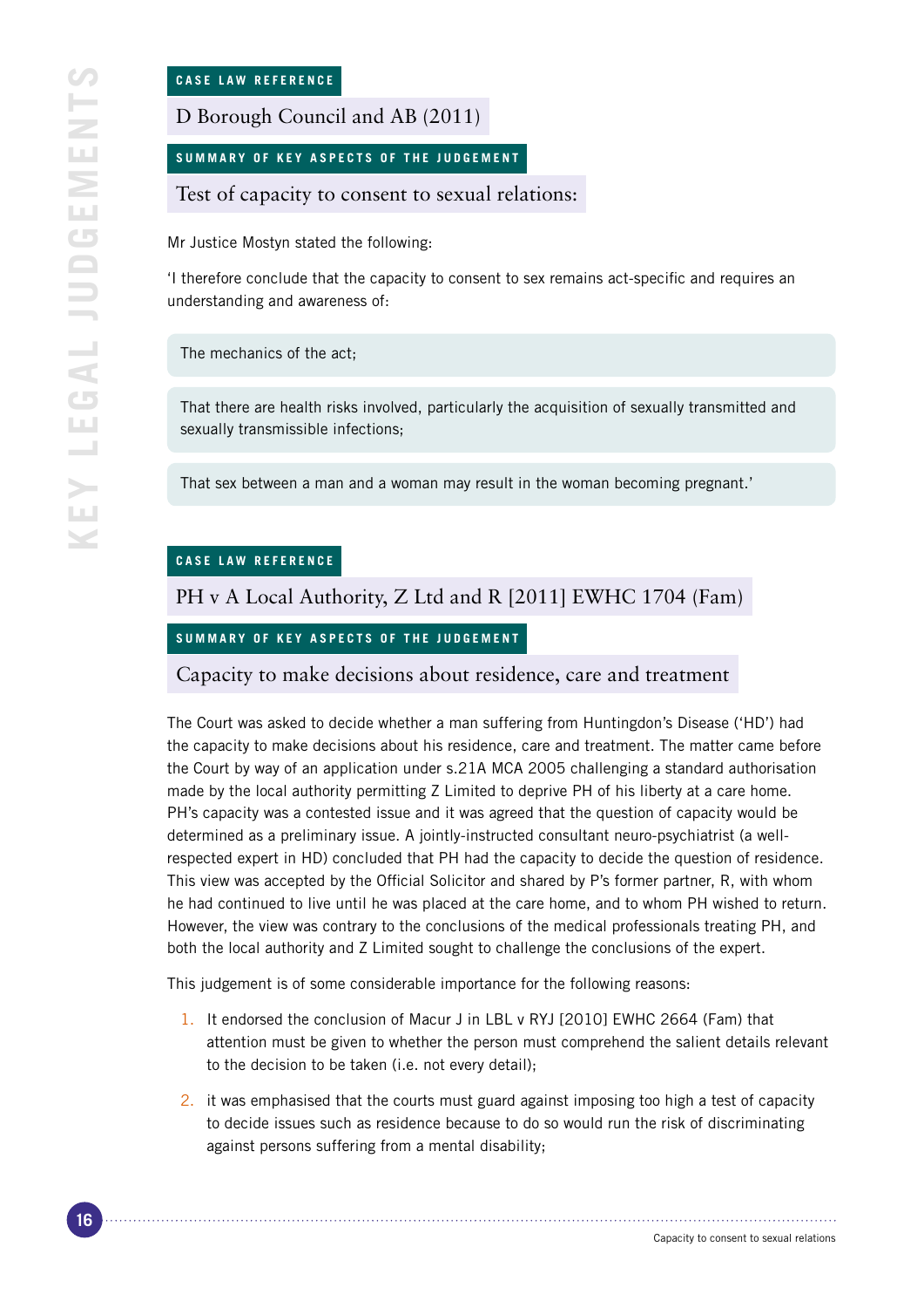**CASE LAW REFERENCE**

## D Borough Council and AB (2011)

**SUMMARY OF KEY ASPECTS OF THE JUDGEMENT**

### Test of capacity to consent to sexual relations:

Mr Justice Mostyn stated the following:

'I therefore conclude that the capacity to consent to sex remains act-specific and requires an understanding and awareness of:

- The mechanics of the act;
- That there are health risks involved, particularly the acquisition of sexually transmitted and sexually transmissible infections;
- That sex between a man and a woman may result in the woman becoming pregnant.'

**CASE LAW REFERENCE**

## PH v A Local Authority, Z Ltd and R [2011] EWHC 1704 (Fam)

**SUMMARY OF KEY ASPECTS OF THE JUDGEMENT**

### Capacity to make decisions about residence, care and treatment

The Court was asked to decide whether a man suffering from Huntingdon's Disease ('HD') had the capacity to make decisions about his residence, care and treatment. The matter came before the Court by way of an application under s.21A MCA 2005 challenging a standard authorisation made by the local authority permitting Z Limited to deprive PH of his liberty at a care home. PH's capacity was a contested issue and it was agreed that the question of capacity would be determined as a preliminary issue. A jointly-instructed consultant neuro-psychiatrist (a well-respected expert in HD) concluded that PH had the capacity to decide the question of residence. This view was accepted by the Official Solicitor and shared by P's former partner, R, with whom he had continued to live until he was placed at the care home, and to whom PH wished to return. However, the view was contrary to the conclusions of the medical professionals treating PH, and both the local authority and Z Limited sought to challenge the conclusions of the expert.

This judgement is of some considerable importance for the following reasons:

1. It endorsed the conclusion of Macur J in LBL v RYJ [2010] EWHC 2664 (Fam) that attention must be given to whether the person must comprehend the salient details relevant to the decision to be taken (i.e. not every detail);
2. it was emphasised that the courts must guard against imposing too high a test of capacity to decide issues such as residence because to do so would run the risk of discriminating against persons suffering from a mental disability;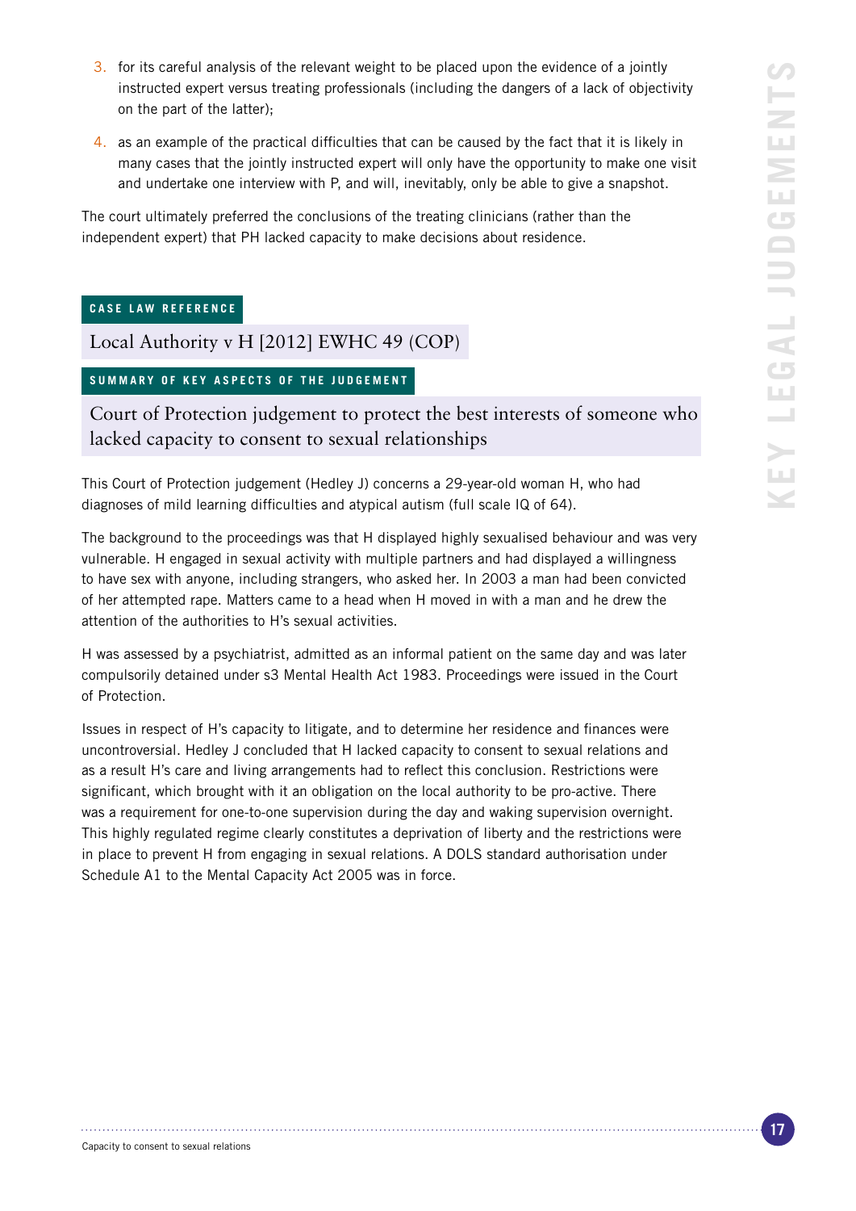3. for its careful analysis of the relevant weight to be placed upon the evidence of a jointly instructed expert versus treating professionals (including the dangers of a lack of objectivity on the part of the latter);

4. as an example of the practical difficulties that can be caused by the fact that it is likely in many cases that the jointly instructed expert will only have the opportunity to make one visit and undertake one interview with P, and will, inevitably, only be able to give a snapshot.

The court ultimately preferred the conclusions of the treating clinicians (rather than the independent expert) that PH lacked capacity to make decisions about residence.

**CASE LAW REFERENCE**

## Local Authority v H [2012] EWHC 49 (COP)

**SUMMARY OF KEY ASPECTS OF THE JUDGEMENT**

### Court of Protection judgement to protect the best interests of someone who lacked capacity to consent to sexual relationships

This Court of Protection judgement (Hedley J) concerns a 29-year-old woman H, who had diagnoses of mild learning difficulties and atypical autism (full scale IQ of 64).

The background to the proceedings was that H displayed highly sexualised behaviour and was very vulnerable. H engaged in sexual activity with multiple partners and had displayed a willingness to have sex with anyone, including strangers, who asked her. In 2003 a man had been convicted of her attempted rape. Matters came to a head when H moved in with a man and he drew the attention of the authorities to H's sexual activities.

H was assessed by a psychiatrist, admitted as an informal patient on the same day and was later compulsorily detained under s3 Mental Health Act 1983. Proceedings were issued in the Court of Protection.

Issues in respect of H's capacity to litigate, and to determine her residence and finances were uncontroversial. Hedley J concluded that H lacked capacity to consent to sexual relations and as a result H's care and living arrangements had to reflect this conclusion. Restrictions were significant, which brought with it an obligation on the local authority to be pro-active. There was a requirement for one-to-one supervision during the day and waking supervision overnight. This highly regulated regime clearly constitutes a deprivation of liberty and the restrictions were in place to prevent H from engaging in sexual relations. A DOLS standard authorisation under Schedule A1 to the Mental Capacity Act 2005 was in force.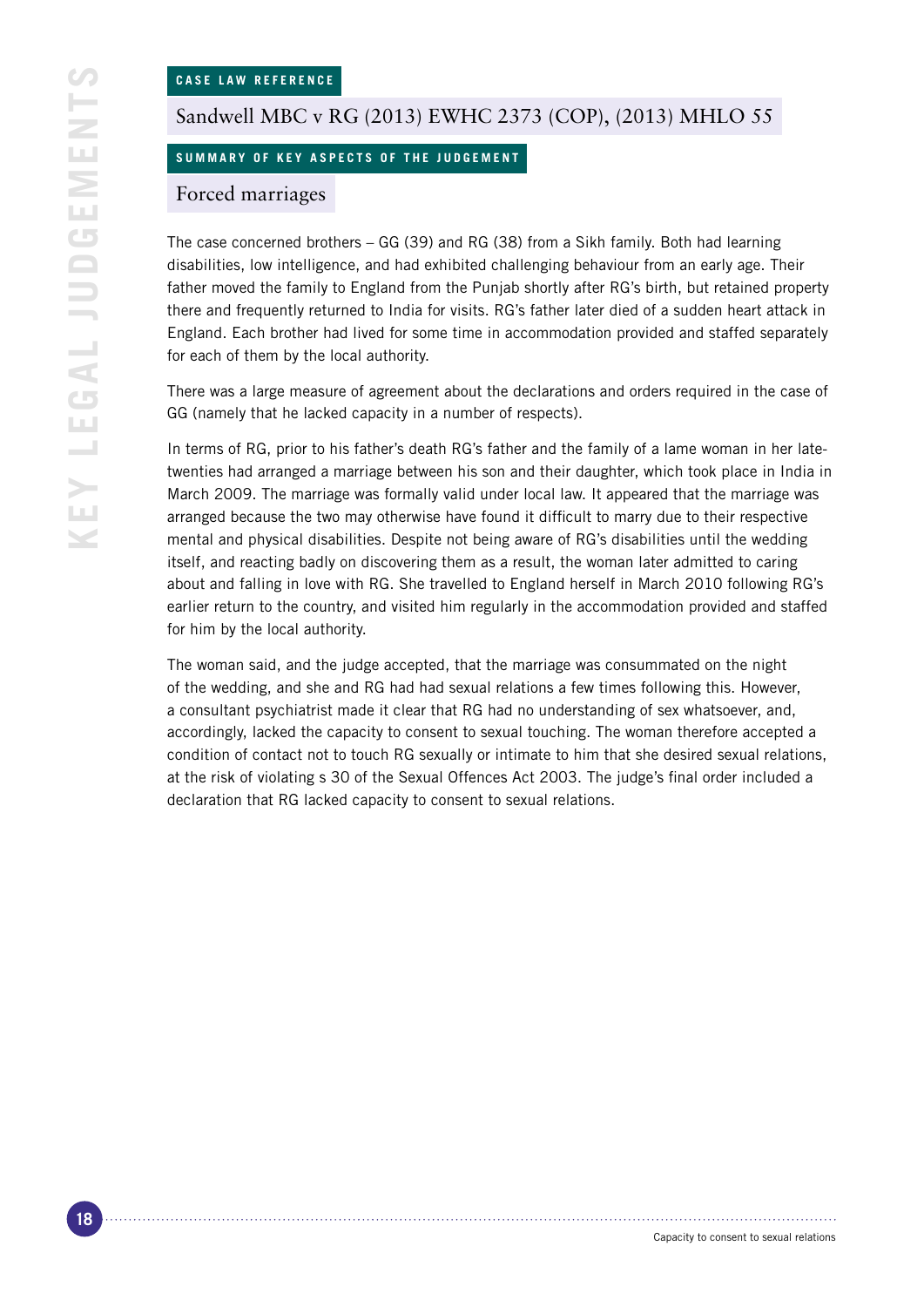CASE LAW REFERENCE

## Sandwell MBC v RG (2013) EWHC 2373 (COP), (2013) MHLO 55

SUMMARY OF KEY ASPECTS OF THE JUDGEMENT

### Forced marriages

The case concerned brothers – GG (39) and RG (38) from a Sikh family. Both had learning disabilities, low intelligence, and had exhibited challenging behaviour from an early age. Their father moved the family to England from the Punjab shortly after RG's birth, but retained property there and frequently returned to India for visits. RG's father later died of a sudden heart attack in England. Each brother had lived for some time in accommodation provided and staffed separately for each of them by the local authority.

There was a large measure of agreement about the declarations and orders required in the case of GG (namely that he lacked capacity in a number of respects).

In terms of RG, prior to his father's death RG's father and the family of a lame woman in her late-twenties had arranged a marriage between his son and their daughter, which took place in India in March 2009. The marriage was formally valid under local law. It appeared that the marriage was arranged because the two may otherwise have found it difficult to marry due to their respective mental and physical disabilities. Despite not being aware of RG's disabilities until the wedding itself, and reacting badly on discovering them as a result, the woman later admitted to caring about and falling in love with RG. She travelled to England herself in March 2010 following RG's earlier return to the country, and visited him regularly in the accommodation provided and staffed for him by the local authority.

The woman said, and the judge accepted, that the marriage was consummated on the night of the wedding, and she and RG had had sexual relations a few times following this. However, a consultant psychiatrist made it clear that RG had no understanding of sex whatsoever, and, accordingly, lacked the capacity to consent to sexual touching. The woman therefore accepted a condition of contact not to touch RG sexually or intimate to him that she desired sexual relations, at the risk of violating s 30 of the Sexual Offences Act 2003. The judge's final order included a declaration that RG lacked capacity to consent to sexual relations.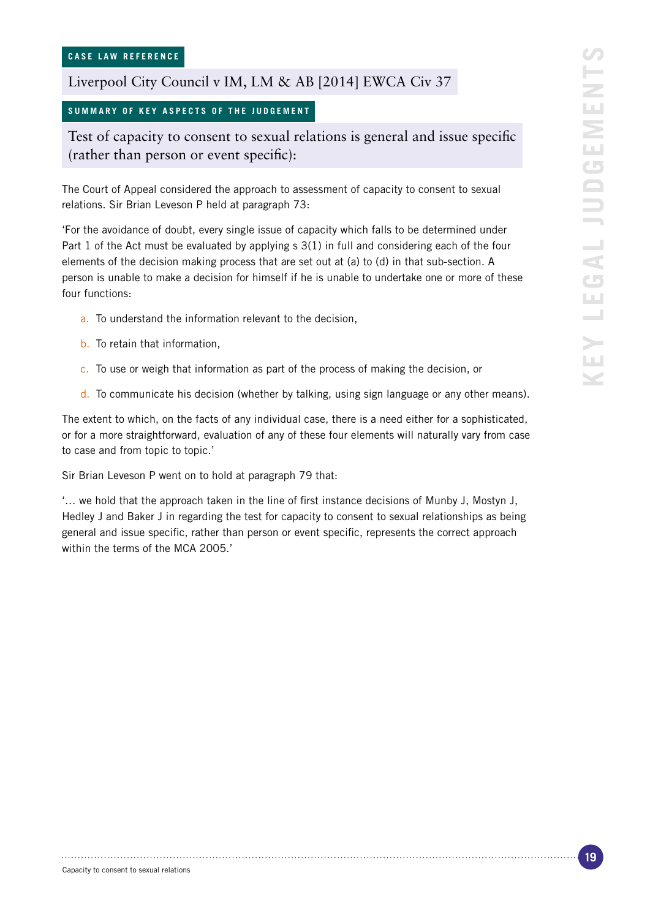CASE LAW REFERENCE

## Liverpool City Council v IM, LM & AB [2014] EWCA Civ 37

SUMMARY OF KEY ASPECTS OF THE JUDGEMENT

### Test of capacity to consent to sexual relations is general and issue specific (rather than person or event specific):

The Court of Appeal considered the approach to assessment of capacity to consent to sexual relations. Sir Brian Leveson P held at paragraph 73:

'For the avoidance of doubt, every single issue of capacity which falls to be determined under Part 1 of the Act must be evaluated by applying s 3(1) in full and considering each of the four elements of the decision making process that are set out at (a) to (d) in that sub-section. A person is unable to make a decision for himself if he is unable to undertake one or more of these four functions:

a. To understand the information relevant to the decision,
b. To retain that information,
c. To use or weigh that information as part of the process of making the decision, or
d. To communicate his decision (whether by talking, using sign language or any other means).

The extent to which, on the facts of any individual case, there is a need either for a sophisticated, or for a more straightforward, evaluation of any of these four elements will naturally vary from case to case and from topic to topic.'

Sir Brian Leveson P went on to hold at paragraph 79 that:

'… we hold that the approach taken in the line of first instance decisions of Munby J, Mostyn J, Hedley J and Baker J in regarding the test for capacity to consent to sexual relationships as being general and issue specific, rather than person or event specific, represents the correct approach within the terms of the MCA 2005.'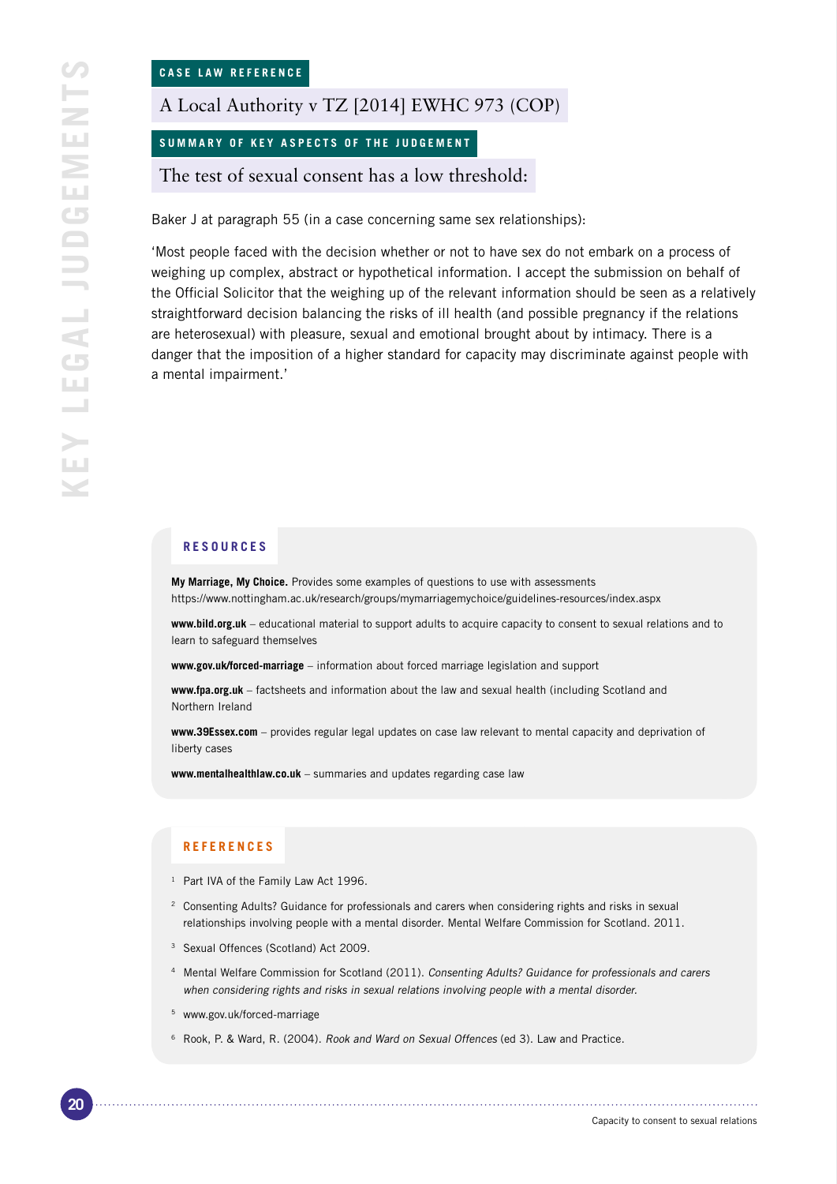## CASE LAW REFERENCE

### A Local Authority v TZ [2014] EWHC 973 (COP)

## SUMMARY OF KEY ASPECTS OF THE JUDGEMENT

### The test of sexual consent has a low threshold:

Baker J at paragraph 55 (in a case concerning same sex relationships):

'Most people faced with the decision whether or not to have sex do not embark on a process of weighing up complex, abstract or hypothetical information. I accept the submission on behalf of the Official Solicitor that the weighing up of the relevant information should be seen as a relatively straightforward decision balancing the risks of ill health (and possible pregnancy if the relations are heterosexual) with pleasure, sexual and emotional brought about by intimacy. There is a danger that the imposition of a higher standard for capacity may discriminate against people with a mental impairment.'

## RESOURCES

**My Marriage, My Choice.** Provides some examples of questions to use with assessments https://www.nottingham.ac.uk/research/groups/mymarriagemychoice/guidelines-resources/index.aspx

**www.bild.org.uk** – educational material to support adults to acquire capacity to consent to sexual relations and to learn to safeguard themselves

**www.gov.uk/forced-marriage** – information about forced marriage legislation and support

**www.fpa.org.uk** – factsheets and information about the law and sexual health (including Scotland and Northern Ireland

**www.39Essex.com** – provides regular legal updates on case law relevant to mental capacity and deprivation of liberty cases

**www.mentalhealthlaw.co.uk** – summaries and updates regarding case law

## REFERENCES

1. Part IVA of the Family Law Act 1996.
2. Consenting Adults? Guidance for professionals and carers when considering rights and risks in sexual relationships involving people with a mental disorder. Mental Welfare Commission for Scotland. 2011.
3. Sexual Offences (Scotland) Act 2009.
4. Mental Welfare Commission for Scotland (2011). *Consenting Adults? Guidance for professionals and carers when considering rights and risks in sexual relations involving people with a mental disorder.*
5. www.gov.uk/forced-marriage
6. Rook, P. & Ward, R. (2004). *Rook and Ward on Sexual Offences* (ed 3). Law and Practice.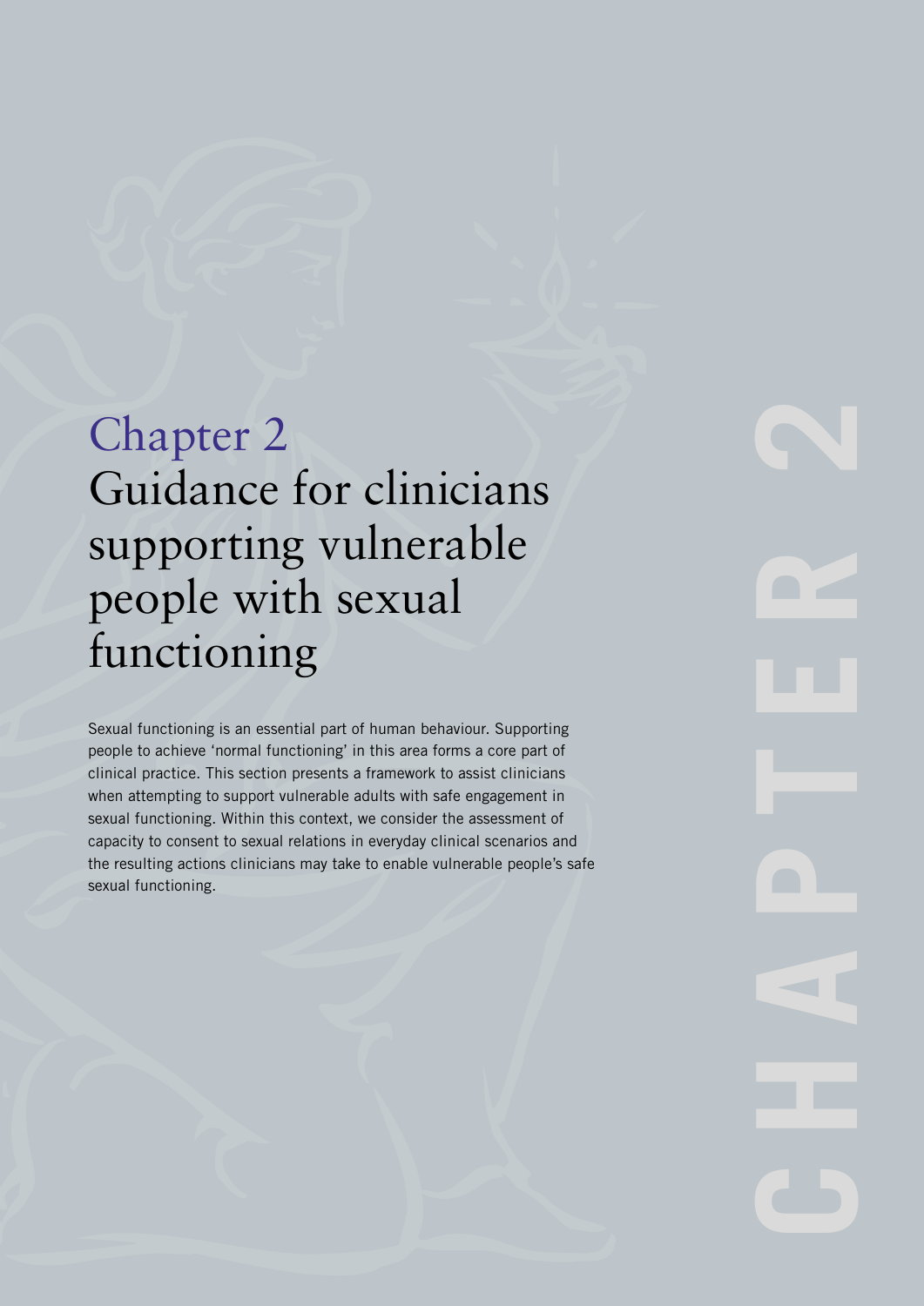# Chapter 2
# Guidance for clinicians supporting vulnerable people with sexual functioning

Sexual functioning is an essential part of human behaviour. Supporting people to achieve 'normal functioning' in this area forms a core part of clinical practice. This section presents a framework to assist clinicians when attempting to support vulnerable adults with safe engagement in sexual functioning. Within this context, we consider the assessment of capacity to consent to sexual relations in everyday clinical scenarios and the resulting actions clinicians may take to enable vulnerable people's safe sexual functioning.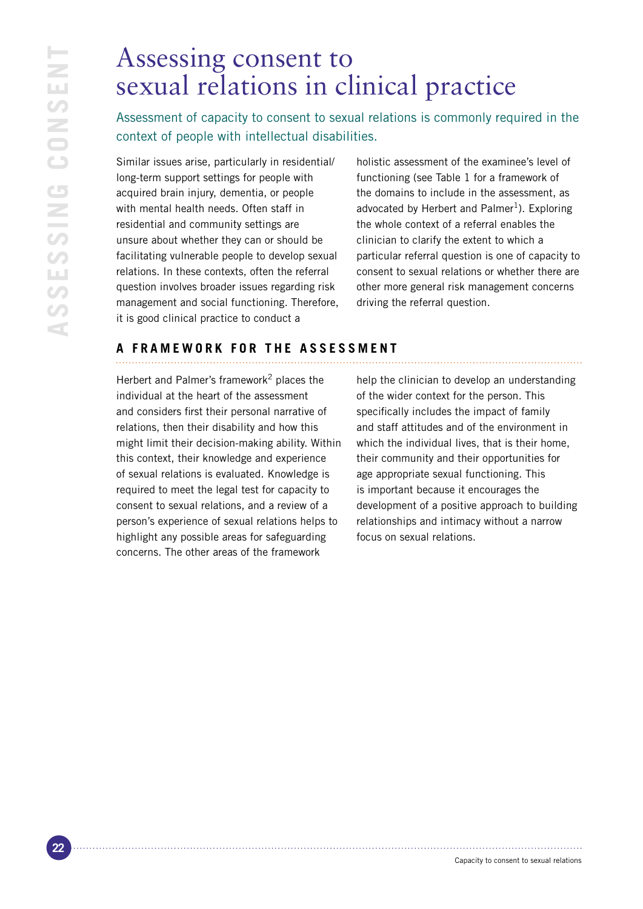# Assessing consent to sexual relations in clinical practice

Assessment of capacity to consent to sexual relations is commonly required in the context of people with intellectual disabilities.

Similar issues arise, particularly in residential/long-term support settings for people with acquired brain injury, dementia, or people with mental health needs. Often staff in residential and community settings are unsure about whether they can or should be facilitating vulnerable people to develop sexual relations. In these contexts, often the referral question involves broader issues regarding risk management and social functioning. Therefore, it is good clinical practice to conduct a holistic assessment of the examinee's level of functioning (see Table 1 for a framework of the domains to include in the assessment, as advocated by Herbert and Palmer[1]). Exploring the whole context of a referral enables the clinician to clarify the extent to which a particular referral question is one of capacity to consent to sexual relations or whether there are other more general risk management concerns driving the referral question.

## A FRAMEWORK FOR THE ASSESSMENT

Herbert and Palmer's framework[2] places the individual at the heart of the assessment and considers first their personal narrative of relations, then their disability and how this might limit their decision-making ability. Within this context, their knowledge and experience of sexual relations is evaluated. Knowledge is required to meet the legal test for capacity to consent to sexual relations, and a review of a person's experience of sexual relations helps to highlight any possible areas for safeguarding concerns. The other areas of the framework help the clinician to develop an understanding of the wider context for the person. This specifically includes the impact of family and staff attitudes and of the environment in which the individual lives, that is their home, their community and their opportunities for age appropriate sexual functioning. This is important because it encourages the development of a positive approach to building relationships and intimacy without a narrow focus on sexual relations.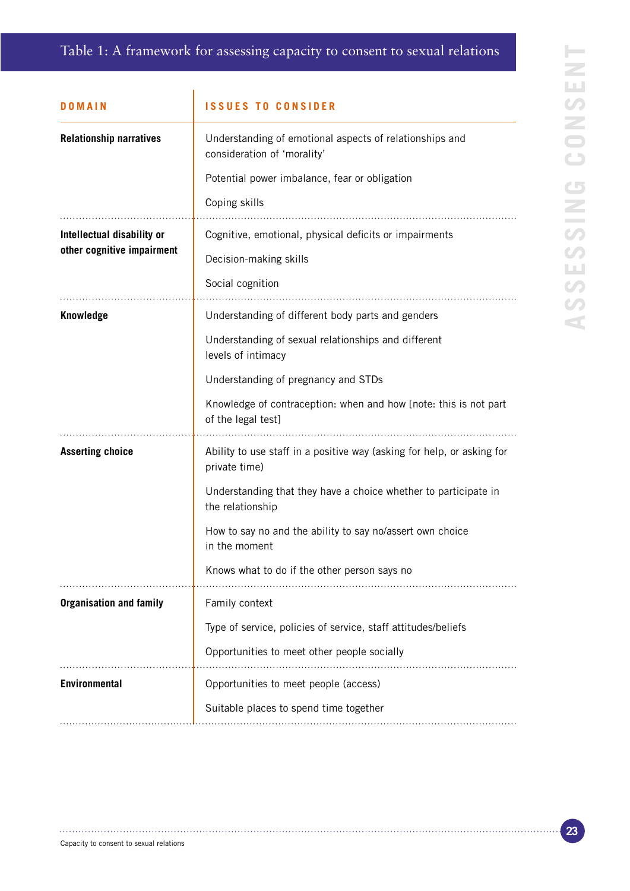## Table 1: A framework for assessing capacity to consent to sexual relations

| DOMAIN | ISSUES TO CONSIDER |
|---|---|
| **Relationship narratives** | Understanding of emotional aspects of relationships and consideration of 'morality'<br><br>Potential power imbalance, fear or obligation<br><br>Coping skills |
| **Intellectual disability or other cognitive impairment** | Cognitive, emotional, physical deficits or impairments<br><br>Decision-making skills<br><br>Social cognition |
| **Knowledge** | Understanding of different body parts and genders<br><br>Understanding of sexual relationships and different levels of intimacy<br><br>Understanding of pregnancy and STDs<br><br>Knowledge of contraception: when and how [note: this is not part of the legal test] |
| **Asserting choice** | Ability to use staff in a positive way (asking for help, or asking for private time)<br><br>Understanding that they have a choice whether to participate in the relationship<br><br>How to say no and the ability to say no/assert own choice in the moment<br><br>Knows what to do if the other person says no |
| **Organisation and family** | Family context<br><br>Type of service, policies of service, staff attitudes/beliefs<br><br>Opportunities to meet other people socially |
| **Environmental** | Opportunities to meet people (access)<br><br>Suitable places to spend time together |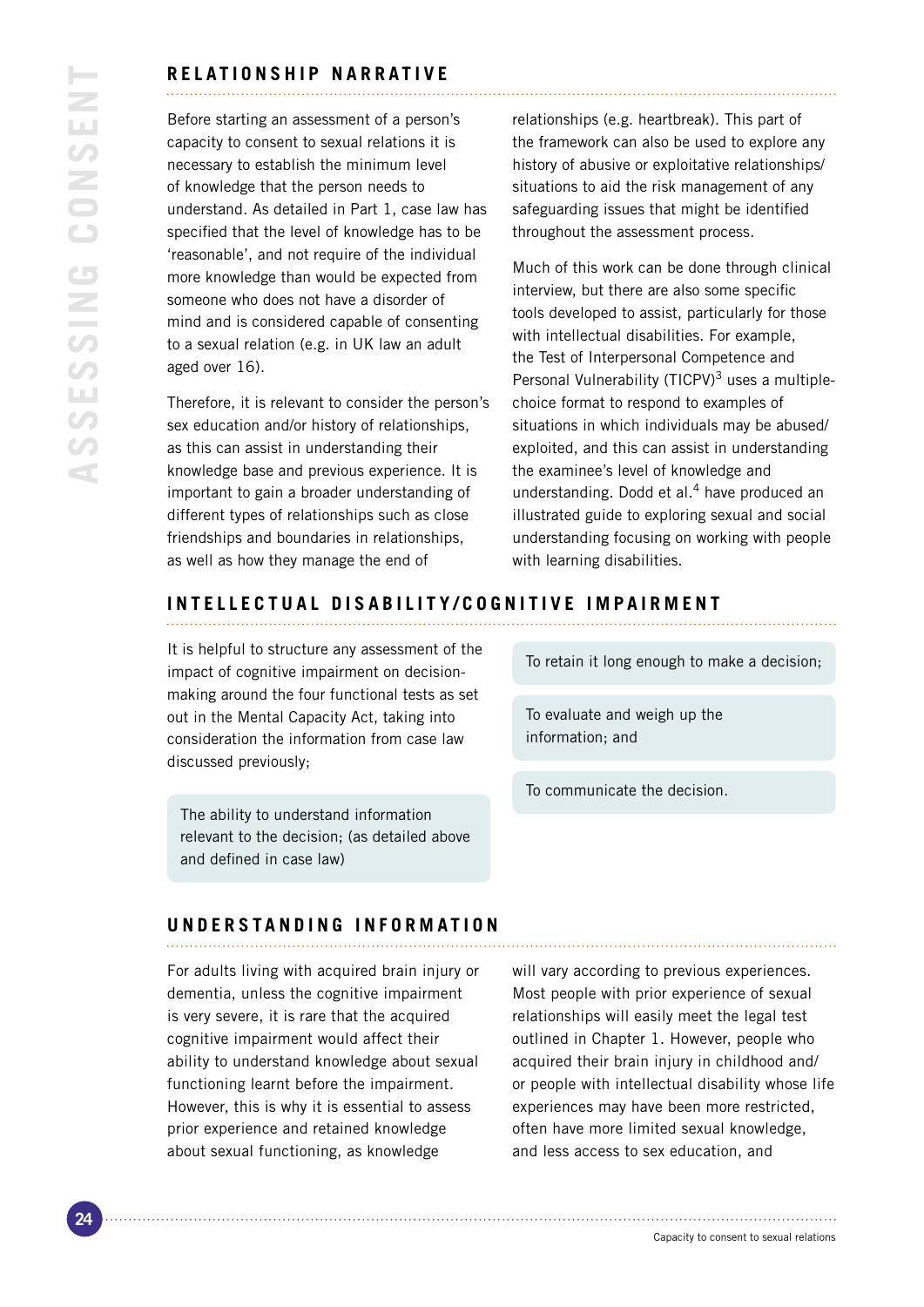## RELATIONSHIP NARRATIVE

Before starting an assessment of a person's capacity to consent to sexual relations it is necessary to establish the minimum level of knowledge that the person needs to understand. As detailed in Part 1, case law has specified that the level of knowledge has to be 'reasonable', and not require of the individual more knowledge than would be expected from someone who does not have a disorder of mind and is considered capable of consenting to a sexual relation (e.g. in UK law an adult aged over 16).

Therefore, it is relevant to consider the person's sex education and/or history of relationships, as this can assist in understanding their knowledge base and previous experience. It is important to gain a broader understanding of different types of relationships such as close friendships and boundaries in relationships, as well as how they manage the end of relationships (e.g. heartbreak). This part of the framework can also be used to explore any history of abusive or exploitative relationships/situations to aid the risk management of any safeguarding issues that might be identified throughout the assessment process.

Much of this work can be done through clinical interview, but there are also some specific tools developed to assist, particularly for those with intellectual disabilities. For example, the Test of Interpersonal Competence and Personal Vulnerability (TICPV)[3] uses a multiple-choice format to respond to examples of situations in which individuals may be abused/exploited, and this can assist in understanding the examinee's level of knowledge and understanding. Dodd et al.[4] have produced an illustrated guide to exploring sexual and social understanding focusing on working with people with learning disabilities.

## INTELLECTUAL DISABILITY/COGNITIVE IMPAIRMENT

It is helpful to structure any assessment of the impact of cognitive impairment on decision-making around the four functional tests as set out in the Mental Capacity Act, taking into consideration the information from case law discussed previously;

- The ability to understand information relevant to the decision; (as detailed above and defined in case law)
- To retain it long enough to make a decision;
- To evaluate and weigh up the information; and
- To communicate the decision.

## UNDERSTANDING INFORMATION

For adults living with acquired brain injury or dementia, unless the cognitive impairment is very severe, it is rare that the acquired cognitive impairment would affect their ability to understand knowledge about sexual functioning learnt before the impairment. However, this is why it is essential to assess prior experience and retained knowledge about sexual functioning, as knowledge will vary according to previous experiences. Most people with prior experience of sexual relationships will easily meet the legal test outlined in Chapter 1. However, people who acquired their brain injury in childhood and/or people with intellectual disability whose life experiences may have been more restricted, often have more limited sexual knowledge, and less access to sex education, and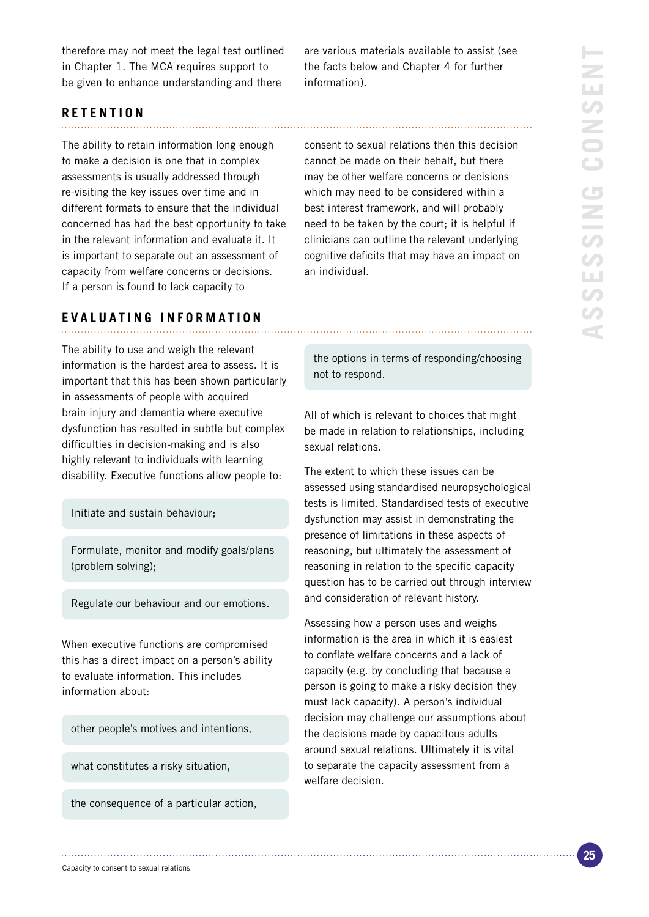therefore may not meet the legal test outlined in Chapter 1. The MCA requires support to be given to enhance understanding and there are various materials available to assist (see the facts below and Chapter 4 for further information).

## RETENTION

The ability to retain information long enough to make a decision is one that in complex assessments is usually addressed through re-visiting the key issues over time and in different formats to ensure that the individual concerned has had the best opportunity to take in the relevant information and evaluate it. It is important to separate out an assessment of capacity from welfare concerns or decisions. If a person is found to lack capacity to consent to sexual relations then this decision cannot be made on their behalf, but there may be other welfare concerns or decisions which may need to be considered within a best interest framework, and will probably need to be taken by the court; it is helpful if clinicians can outline the relevant underlying cognitive deficits that may have an impact on an individual.

## EVALUATING INFORMATION

The ability to use and weigh the relevant information is the hardest area to assess. It is important that this has been shown particularly in assessments of people with acquired brain injury and dementia where executive dysfunction has resulted in subtle but complex difficulties in decision-making and is also highly relevant to individuals with learning disability. Executive functions allow people to:

- Initiate and sustain behaviour;
- Formulate, monitor and modify goals/plans (problem solving);
- Regulate our behaviour and our emotions.

When executive functions are compromised this has a direct impact on a person's ability to evaluate information. This includes information about:

- other people's motives and intentions,
- what constitutes a risky situation,
- the consequence of a particular action,
- the options in terms of responding/choosing not to respond.

All of which is relevant to choices that might be made in relation to relationships, including sexual relations.

The extent to which these issues can be assessed using standardised neuropsychological tests is limited. Standardised tests of executive dysfunction may assist in demonstrating the presence of limitations in these aspects of reasoning, but ultimately the assessment of reasoning in relation to the specific capacity question has to be carried out through interview and consideration of relevant history.

Assessing how a person uses and weighs information is the area in which it is easiest to conflate welfare concerns and a lack of capacity (e.g. by concluding that because a person is going to make a risky decision they must lack capacity). A person's individual decision may challenge our assumptions about the decisions made by capacitous adults around sexual relations. Ultimately it is vital to separate the capacity assessment from a welfare decision.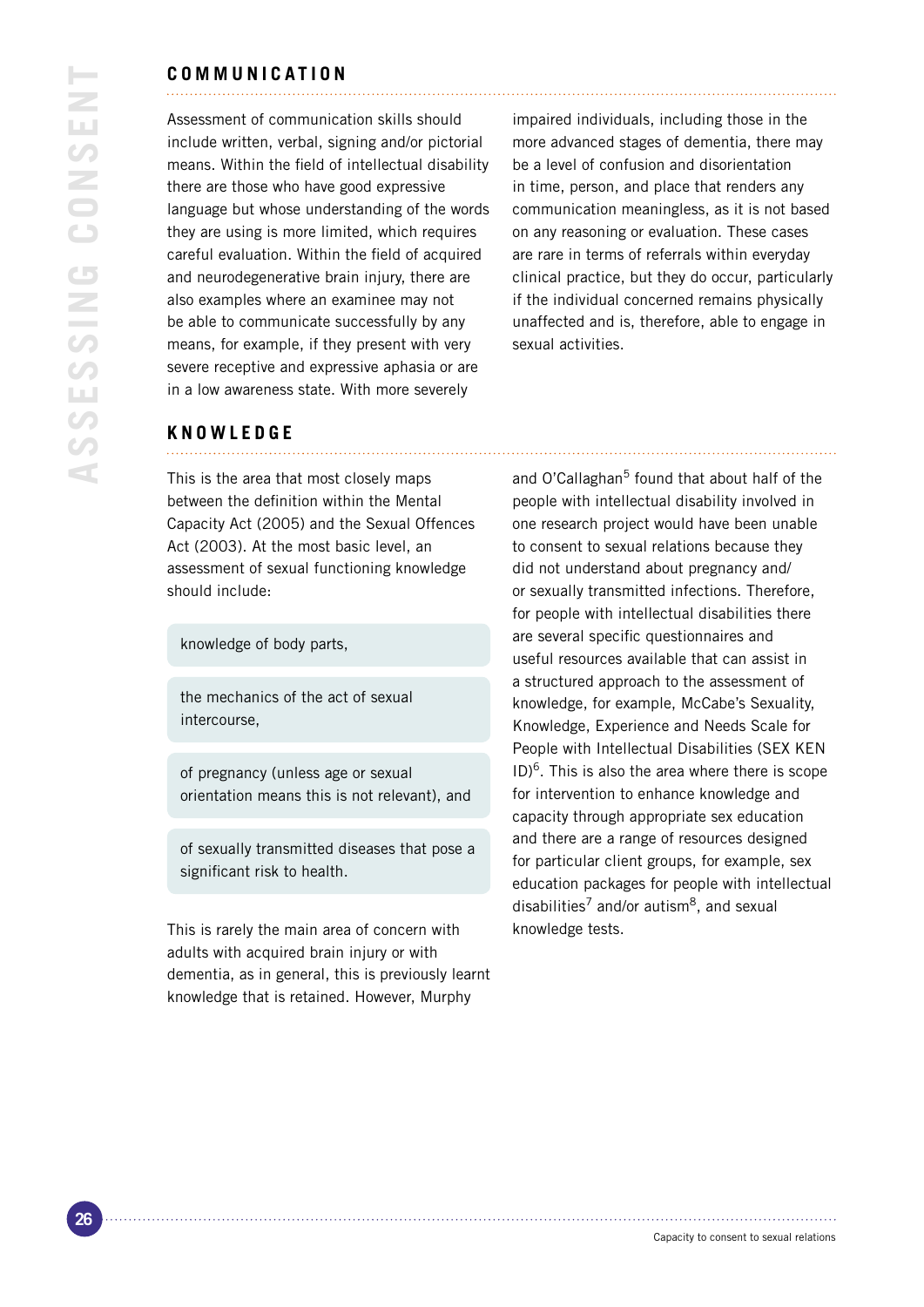## COMMUNICATION

Assessment of communication skills should include written, verbal, signing and/or pictorial means. Within the field of intellectual disability there are those who have good expressive language but whose understanding of the words they are using is more limited, which requires careful evaluation. Within the field of acquired and neurodegenerative brain injury, there are also examples where an examinee may not be able to communicate successfully by any means, for example, if they present with very severe receptive and expressive aphasia or are in a low awareness state. With more severely impaired individuals, including those in the more advanced stages of dementia, there may be a level of confusion and disorientation in time, person, and place that renders any communication meaningless, as it is not based on any reasoning or evaluation. These cases are rare in terms of referrals within everyday clinical practice, but they do occur, particularly if the individual concerned remains physically unaffected and is, therefore, able to engage in sexual activities.

## KNOWLEDGE

This is the area that most closely maps between the definition within the Mental Capacity Act (2005) and the Sexual Offences Act (2003). At the most basic level, an assessment of sexual functioning knowledge should include:

- knowledge of body parts,
- the mechanics of the act of sexual intercourse,
- of pregnancy (unless age or sexual orientation means this is not relevant), and
- of sexually transmitted diseases that pose a significant risk to health.

This is rarely the main area of concern with adults with acquired brain injury or with dementia, as in general, this is previously learnt knowledge that is retained. However, Murphy and O'Callaghan[5] found that about half of the people with intellectual disability involved in one research project would have been unable to consent to sexual relations because they did not understand about pregnancy and/or sexually transmitted infections. Therefore, for people with intellectual disabilities there are several specific questionnaires and useful resources available that can assist in a structured approach to the assessment of knowledge, for example, McCabe's Sexuality, Knowledge, Experience and Needs Scale for People with Intellectual Disabilities (SEX KEN ID)[6]. This is also the area where there is scope for intervention to enhance knowledge and capacity through appropriate sex education and there are a range of resources designed for particular client groups, for example, sex education packages for people with intellectual disabilities[7] and/or autism[8], and sexual knowledge tests.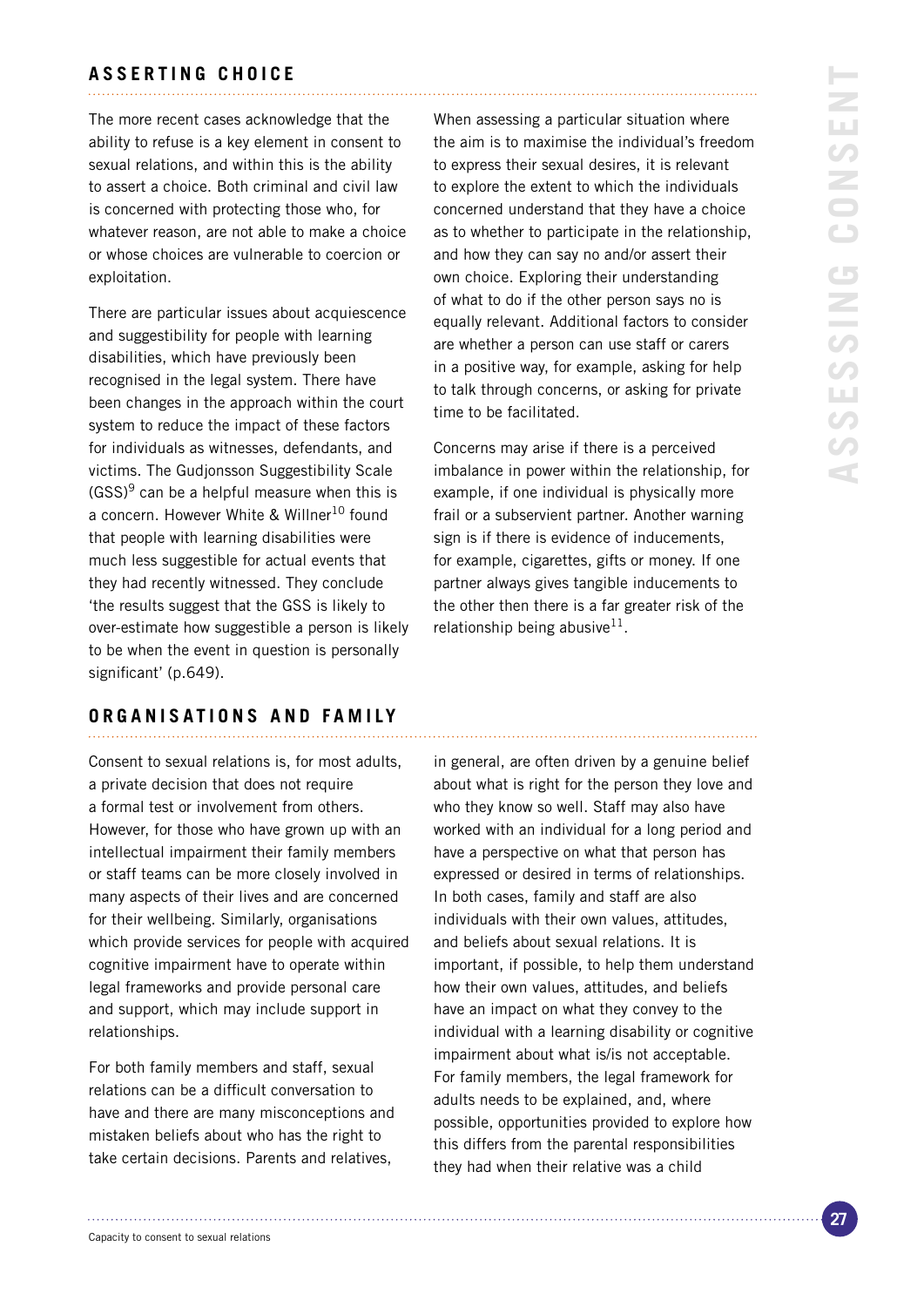## ASSERTING CHOICE

The more recent cases acknowledge that the ability to refuse is a key element in consent to sexual relations, and within this is the ability to assert a choice. Both criminal and civil law is concerned with protecting those who, for whatever reason, are not able to make a choice or whose choices are vulnerable to coercion or exploitation.

There are particular issues about acquiescence and suggestibility for people with learning disabilities, which have previously been recognised in the legal system. There have been changes in the approach within the court system to reduce the impact of these factors for individuals as witnesses, defendants, and victims. The Gudjonsson Suggestibility Scale (GSS)[9] can be a helpful measure when this is a concern. However White & Willner[10] found that people with learning disabilities were much less suggestible for actual events that they had recently witnessed. They conclude 'the results suggest that the GSS is likely to over-estimate how suggestible a person is likely to be when the event in question is personally significant' (p.649).

When assessing a particular situation where the aim is to maximise the individual's freedom to express their sexual desires, it is relevant to explore the extent to which the individuals concerned understand that they have a choice as to whether to participate in the relationship, and how they can say no and/or assert their own choice. Exploring their understanding of what to do if the other person says no is equally relevant. Additional factors to consider are whether a person can use staff or carers in a positive way, for example, asking for help to talk through concerns, or asking for private time to be facilitated.

Concerns may arise if there is a perceived imbalance in power within the relationship, for example, if one individual is physically more frail or a subservient partner. Another warning sign is if there is evidence of inducements, for example, cigarettes, gifts or money. If one partner always gives tangible inducements to the other then there is a far greater risk of the relationship being abusive[11].

## ORGANISATIONS AND FAMILY

Consent to sexual relations is, for most adults, a private decision that does not require a formal test or involvement from others. However, for those who have grown up with an intellectual impairment their family members or staff teams can be more closely involved in many aspects of their lives and are concerned for their wellbeing. Similarly, organisations which provide services for people with acquired cognitive impairment have to operate within legal frameworks and provide personal care and support, which may include support in relationships.

For both family members and staff, sexual relations can be a difficult conversation to have and there are many misconceptions and mistaken beliefs about who has the right to take certain decisions. Parents and relatives, in general, are often driven by a genuine belief about what is right for the person they love and who they know so well. Staff may also have worked with an individual for a long period and have a perspective on what that person has expressed or desired in terms of relationships. In both cases, family and staff are also individuals with their own values, attitudes, and beliefs about sexual relations. It is important, if possible, to help them understand how their own values, attitudes, and beliefs have an impact on what they convey to the individual with a learning disability or cognitive impairment about what is/is not acceptable. For family members, the legal framework for adults needs to be explained, and, where possible, opportunities provided to explore how this differs from the parental responsibilities they had when their relative was a child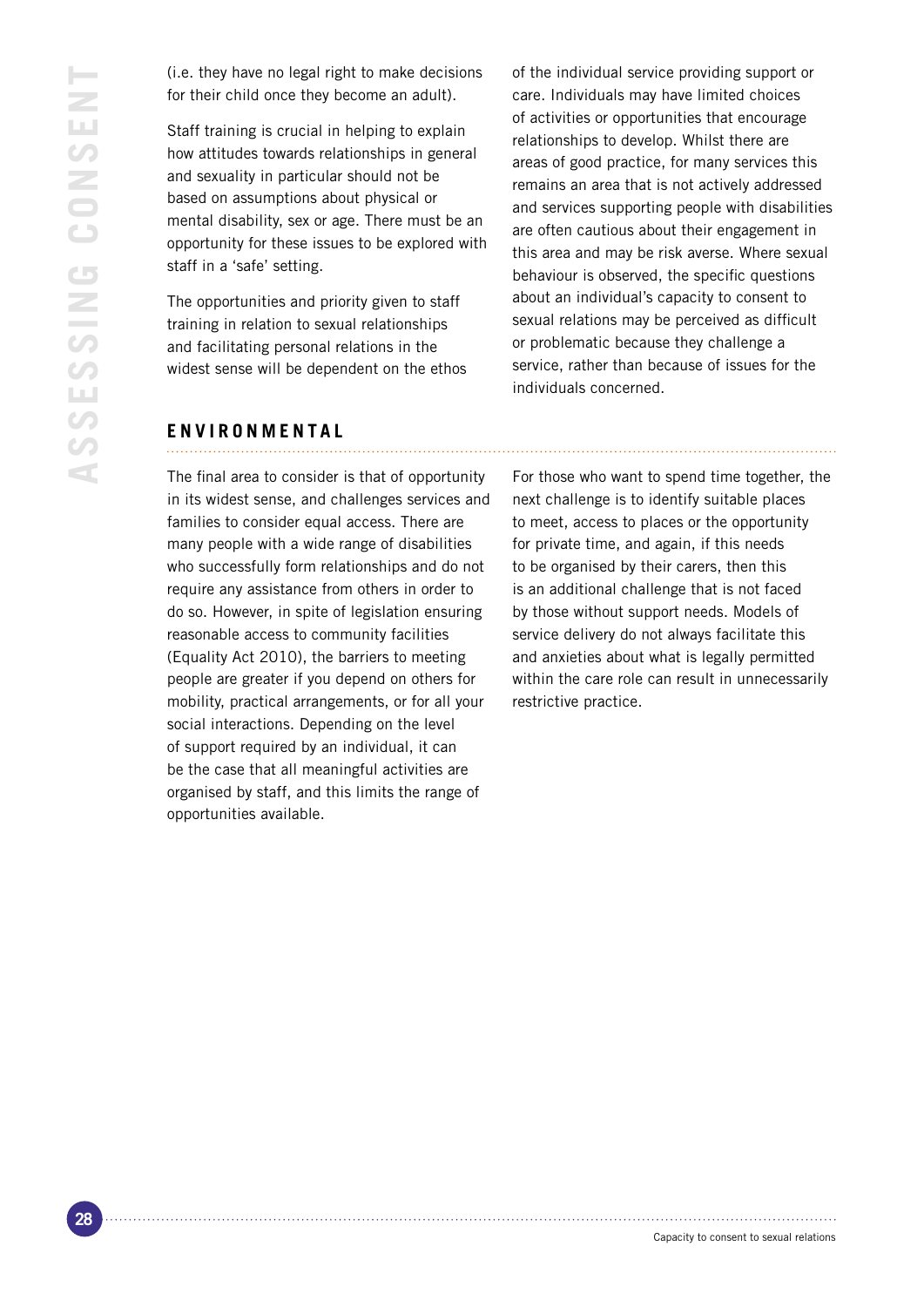(i.e. they have no legal right to make decisions for their child once they become an adult).

Staff training is crucial in helping to explain how attitudes towards relationships in general and sexuality in particular should not be based on assumptions about physical or mental disability, sex or age. There must be an opportunity for these issues to be explored with staff in a 'safe' setting.

The opportunities and priority given to staff training in relation to sexual relationships and facilitating personal relations in the widest sense will be dependent on the ethos of the individual service providing support or care. Individuals may have limited choices of activities or opportunities that encourage relationships to develop. Whilst there are areas of good practice, for many services this remains an area that is not actively addressed and services supporting people with disabilities are often cautious about their engagement in this area and may be risk averse. Where sexual behaviour is observed, the specific questions about an individual's capacity to consent to sexual relations may be perceived as difficult or problematic because they challenge a service, rather than because of issues for the individuals concerned.

## ENVIRONMENTAL

The final area to consider is that of opportunity in its widest sense, and challenges services and families to consider equal access. There are many people with a wide range of disabilities who successfully form relationships and do not require any assistance from others in order to do so. However, in spite of legislation ensuring reasonable access to community facilities (Equality Act 2010), the barriers to meeting people are greater if you depend on others for mobility, practical arrangements, or for all your social interactions. Depending on the level of support required by an individual, it can be the case that all meaningful activities are organised by staff, and this limits the range of opportunities available.

For those who want to spend time together, the next challenge is to identify suitable places to meet, access to places or the opportunity for private time, and again, if this needs to be organised by their carers, then this is an additional challenge that is not faced by those without support needs. Models of service delivery do not always facilitate this and anxieties about what is legally permitted within the care role can result in unnecessarily restrictive practice.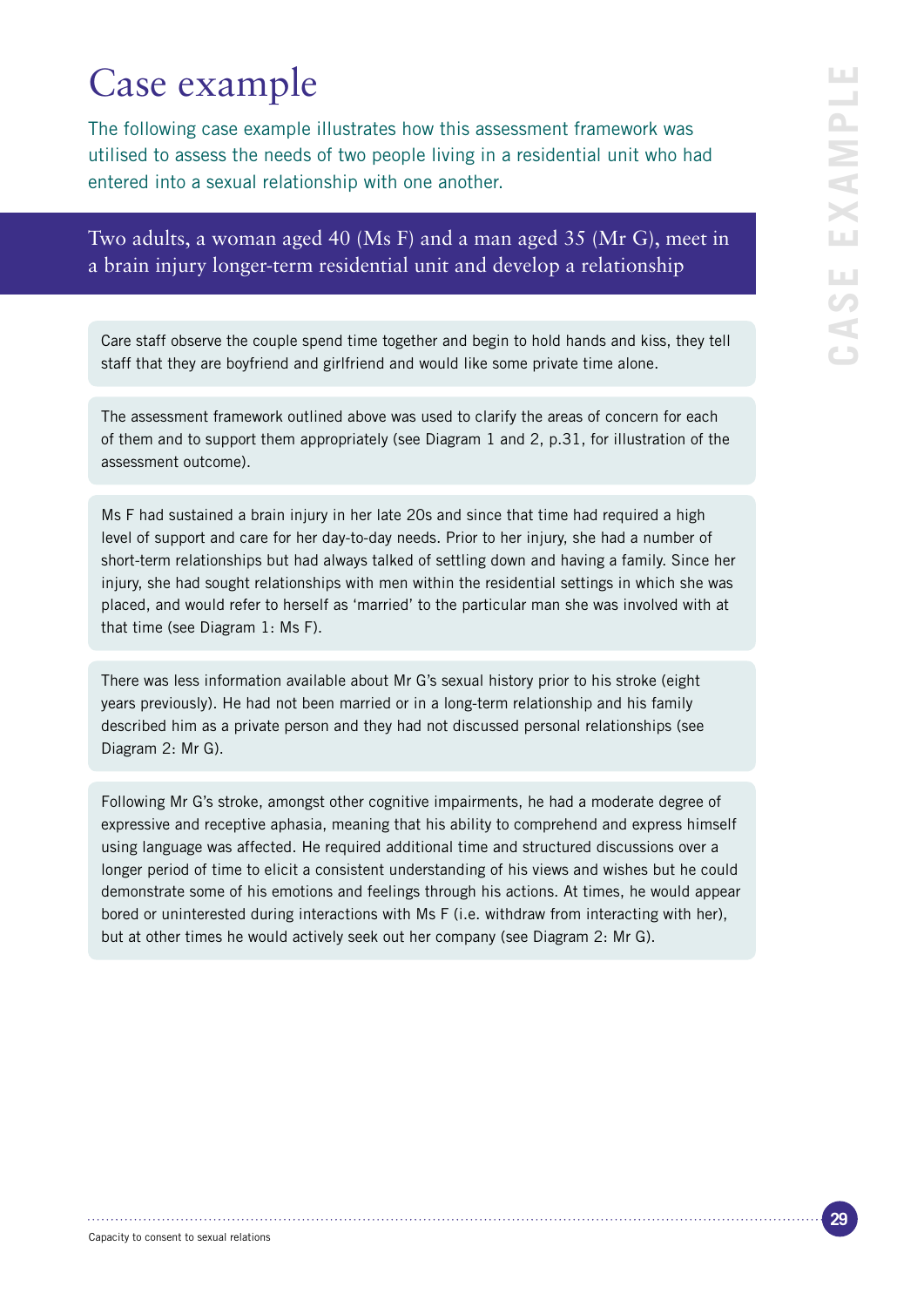# Case example

The following case example illustrates how this assessment framework was utilised to assess the needs of two people living in a residential unit who had entered into a sexual relationship with one another.

## Two adults, a woman aged 40 (Ms F) and a man aged 35 (Mr G), meet in a brain injury longer-term residential unit and develop a relationship

Care staff observe the couple spend time together and begin to hold hands and kiss, they tell staff that they are boyfriend and girlfriend and would like some private time alone.

The assessment framework outlined above was used to clarify the areas of concern for each of them and to support them appropriately (see Diagram 1 and 2, p.31, for illustration of the assessment outcome).

Ms F had sustained a brain injury in her late 20s and since that time had required a high level of support and care for her day-to-day needs. Prior to her injury, she had a number of short-term relationships but had always talked of settling down and having a family. Since her injury, she had sought relationships with men within the residential settings in which she was placed, and would refer to herself as 'married' to the particular man she was involved with at that time (see Diagram 1: Ms F).

There was less information available about Mr G's sexual history prior to his stroke (eight years previously). He had not been married or in a long-term relationship and his family described him as a private person and they had not discussed personal relationships (see Diagram 2: Mr G).

Following Mr G's stroke, amongst other cognitive impairments, he had a moderate degree of expressive and receptive aphasia, meaning that his ability to comprehend and express himself using language was affected. He required additional time and structured discussions over a longer period of time to elicit a consistent understanding of his views and wishes but he could demonstrate some of his emotions and feelings through his actions. At times, he would appear bored or uninterested during interactions with Ms F (i.e. withdraw from interacting with her), but at other times he would actively seek out her company (see Diagram 2: Mr G).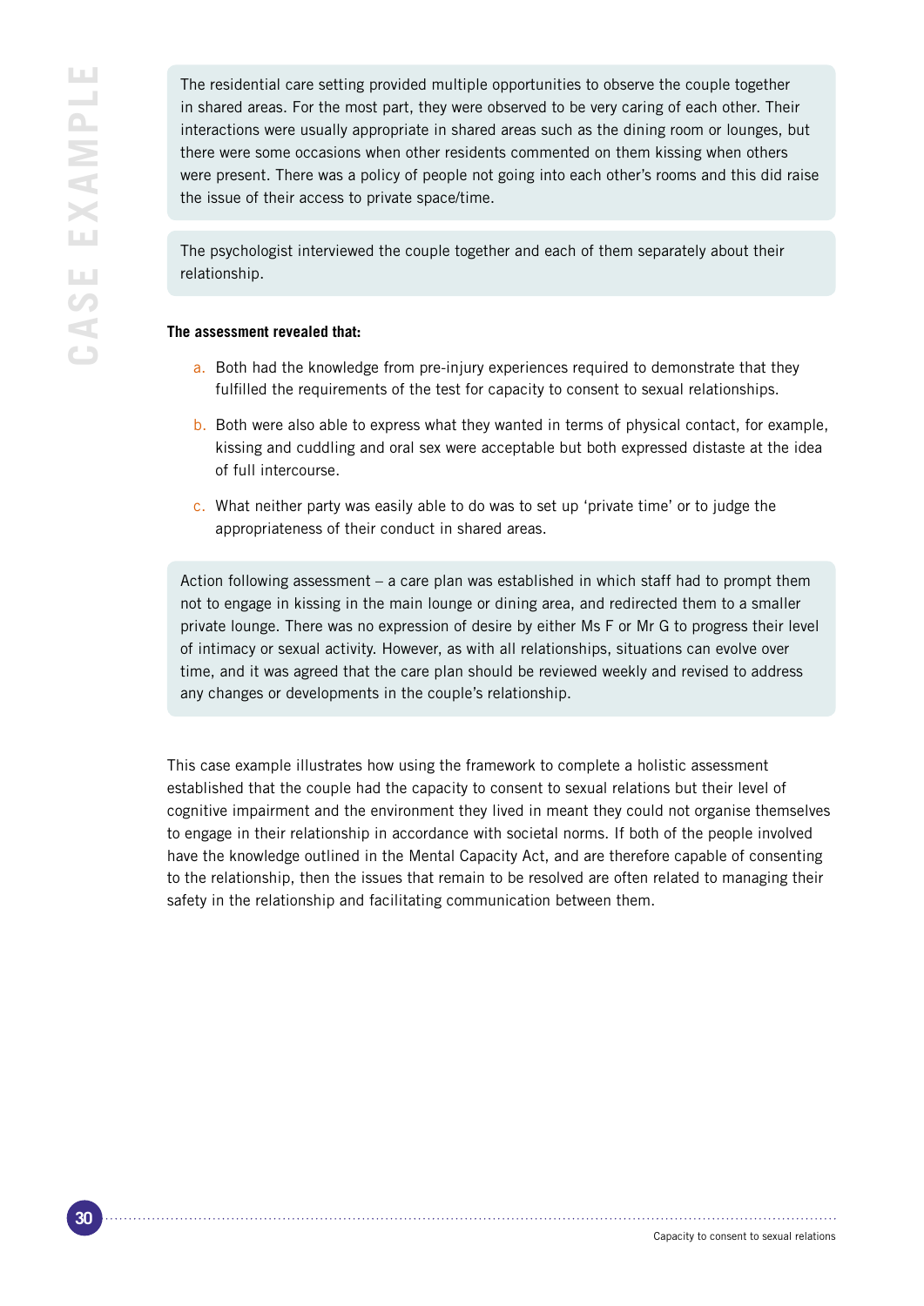The residential care setting provided multiple opportunities to observe the couple together in shared areas. For the most part, they were observed to be very caring of each other. Their interactions were usually appropriate in shared areas such as the dining room or lounges, but there were some occasions when other residents commented on them kissing when others were present. There was a policy of people not going into each other's rooms and this did raise the issue of their access to private space/time.

The psychologist interviewed the couple together and each of them separately about their relationship.

**The assessment revealed that:**

a. Both had the knowledge from pre-injury experiences required to demonstrate that they fulfilled the requirements of the test for capacity to consent to sexual relationships.

b. Both were also able to express what they wanted in terms of physical contact, for example, kissing and cuddling and oral sex were acceptable but both expressed distaste at the idea of full intercourse.

c. What neither party was easily able to do was to set up 'private time' or to judge the appropriateness of their conduct in shared areas.

Action following assessment – a care plan was established in which staff had to prompt them not to engage in kissing in the main lounge or dining area, and redirected them to a smaller private lounge. There was no expression of desire by either Ms F or Mr G to progress their level of intimacy or sexual activity. However, as with all relationships, situations can evolve over time, and it was agreed that the care plan should be reviewed weekly and revised to address any changes or developments in the couple's relationship.

This case example illustrates how using the framework to complete a holistic assessment established that the couple had the capacity to consent to sexual relations but their level of cognitive impairment and the environment they lived in meant they could not organise themselves to engage in their relationship in accordance with societal norms. If both of the people involved have the knowledge outlined in the Mental Capacity Act, and are therefore capable of consenting to the relationship, then the issues that remain to be resolved are often related to managing their safety in the relationship and facilitating communication between them.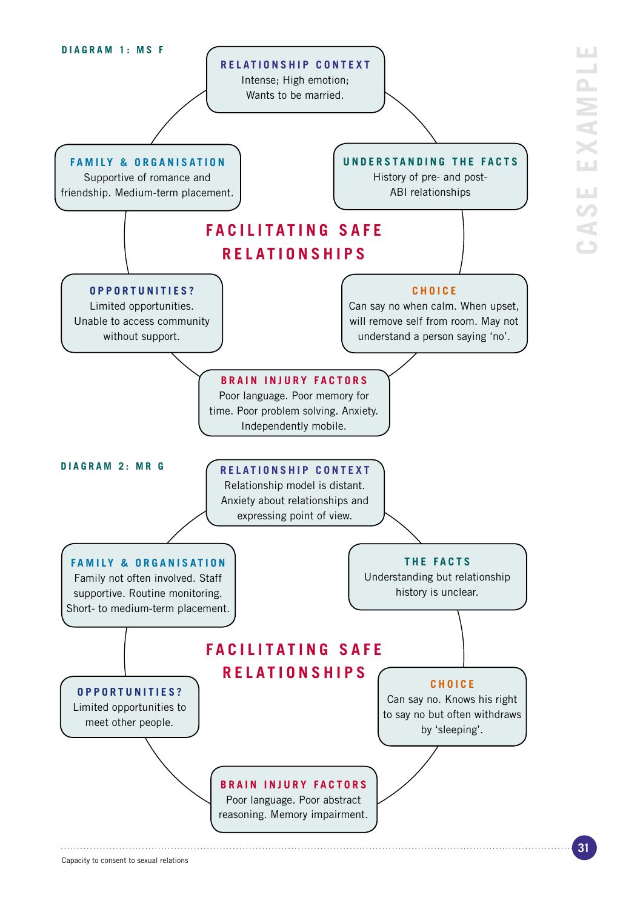CASE EXAMPLE

## DIAGRAM 1: MS F

### FACILITATING SAFE RELATIONSHIPS

**RELATIONSHIP CONTEXT**
Intense; High emotion;
Wants to be married.

**UNDERSTANDING THE FACTS**
History of pre- and post-ABI relationships

**CHOICE**
Can say no when calm. When upset, will remove self from room. May not understand a person saying 'no'.

**BRAIN INJURY FACTORS**
Poor language. Poor memory for time. Poor problem solving. Anxiety. Independently mobile.

**OPPORTUNITIES?**
Limited opportunities. Unable to access community without support.

**FAMILY & ORGANISATION**
Supportive of romance and friendship. Medium-term placement.

## DIAGRAM 2: MR G

### FACILITATING SAFE RELATIONSHIPS

**RELATIONSHIP CONTEXT**
Relationship model is distant. Anxiety about relationships and expressing point of view.

**THE FACTS**
Understanding but relationship history is unclear.

**CHOICE**
Can say no. Knows his right to say no but often withdraws by 'sleeping'.

**BRAIN INJURY FACTORS**
Poor language. Poor abstract reasoning. Memory impairment.

**OPPORTUNITIES?**
Limited opportunities to meet other people.

**FAMILY & ORGANISATION**
Family not often involved. Staff supportive. Routine monitoring. Short- to medium-term placement.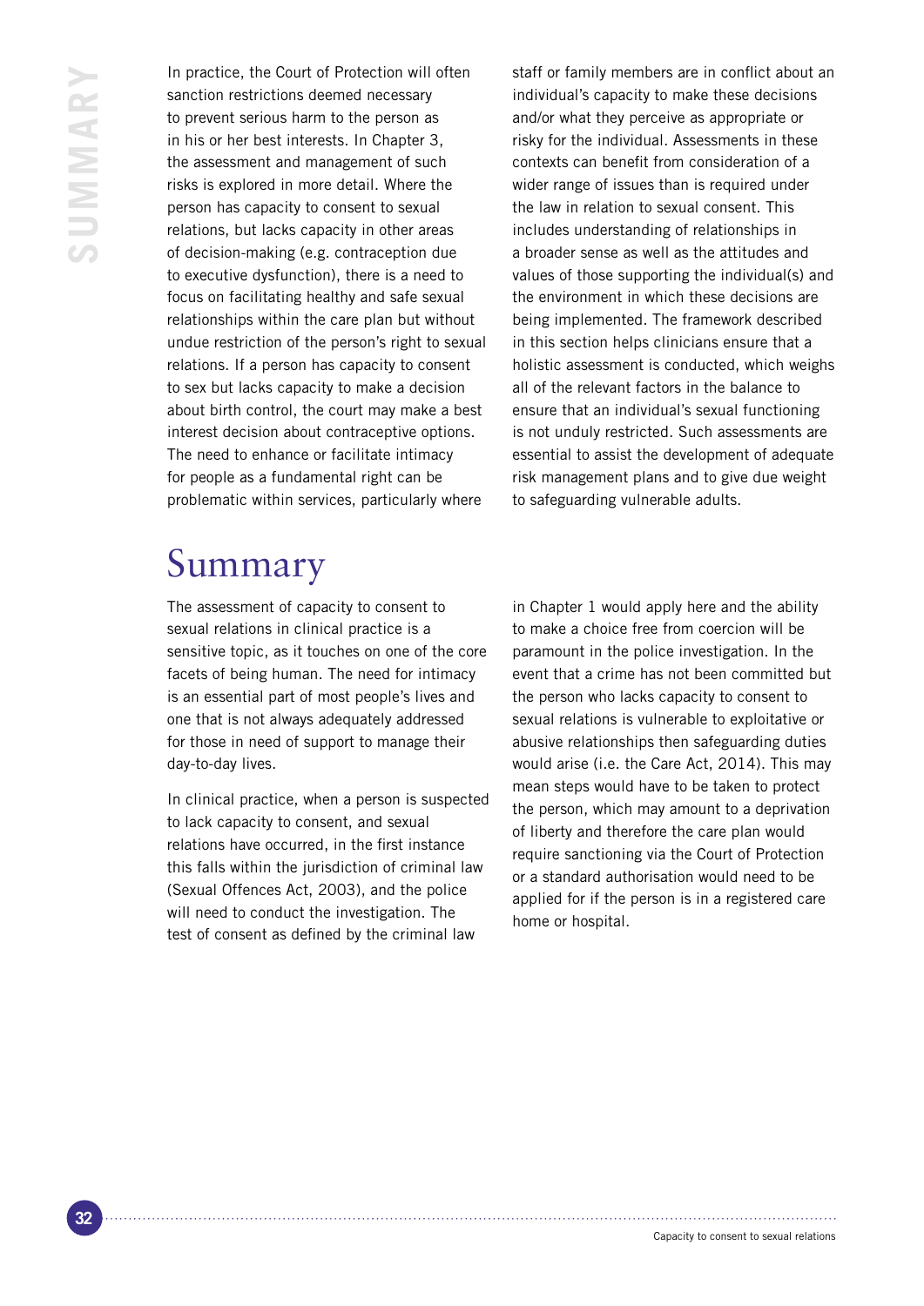In practice, the Court of Protection will often sanction restrictions deemed necessary to prevent serious harm to the person as in his or her best interests. In Chapter 3, the assessment and management of such risks is explored in more detail. Where the person has capacity to consent to sexual relations, but lacks capacity in other areas of decision-making (e.g. contraception due to executive dysfunction), there is a need to focus on facilitating healthy and safe sexual relationships within the care plan but without undue restriction of the person's right to sexual relations. If a person has capacity to consent to sex but lacks capacity to make a decision about birth control, the court may make a best interest decision about contraceptive options. The need to enhance or facilitate intimacy for people as a fundamental right can be problematic within services, particularly where staff or family members are in conflict about an individual's capacity to make these decisions and/or what they perceive as appropriate or risky for the individual. Assessments in these contexts can benefit from consideration of a wider range of issues than is required under the law in relation to sexual consent. This includes understanding of relationships in a broader sense as well as the attitudes and values of those supporting the individual(s) and the environment in which these decisions are being implemented. The framework described in this section helps clinicians ensure that a holistic assessment is conducted, which weighs all of the relevant factors in the balance to ensure that an individual's sexual functioning is not unduly restricted. Such assessments are essential to assist the development of adequate risk management plans and to give due weight to safeguarding vulnerable adults.

# Summary

The assessment of capacity to consent to sexual relations in clinical practice is a sensitive topic, as it touches on one of the core facets of being human. The need for intimacy is an essential part of most people's lives and one that is not always adequately addressed for those in need of support to manage their day-to-day lives.

In clinical practice, when a person is suspected to lack capacity to consent, and sexual relations have occurred, in the first instance this falls within the jurisdiction of criminal law (Sexual Offences Act, 2003), and the police will need to conduct the investigation. The test of consent as defined by the criminal law in Chapter 1 would apply here and the ability to make a choice free from coercion will be paramount in the police investigation. In the event that a crime has not been committed but the person who lacks capacity to consent to sexual relations is vulnerable to exploitative or abusive relationships then safeguarding duties would arise (i.e. the Care Act, 2014). This may mean steps would have to be taken to protect the person, which may amount to a deprivation of liberty and therefore the care plan would require sanctioning via the Court of Protection or a standard authorisation would need to be applied for if the person is in a registered care home or hospital.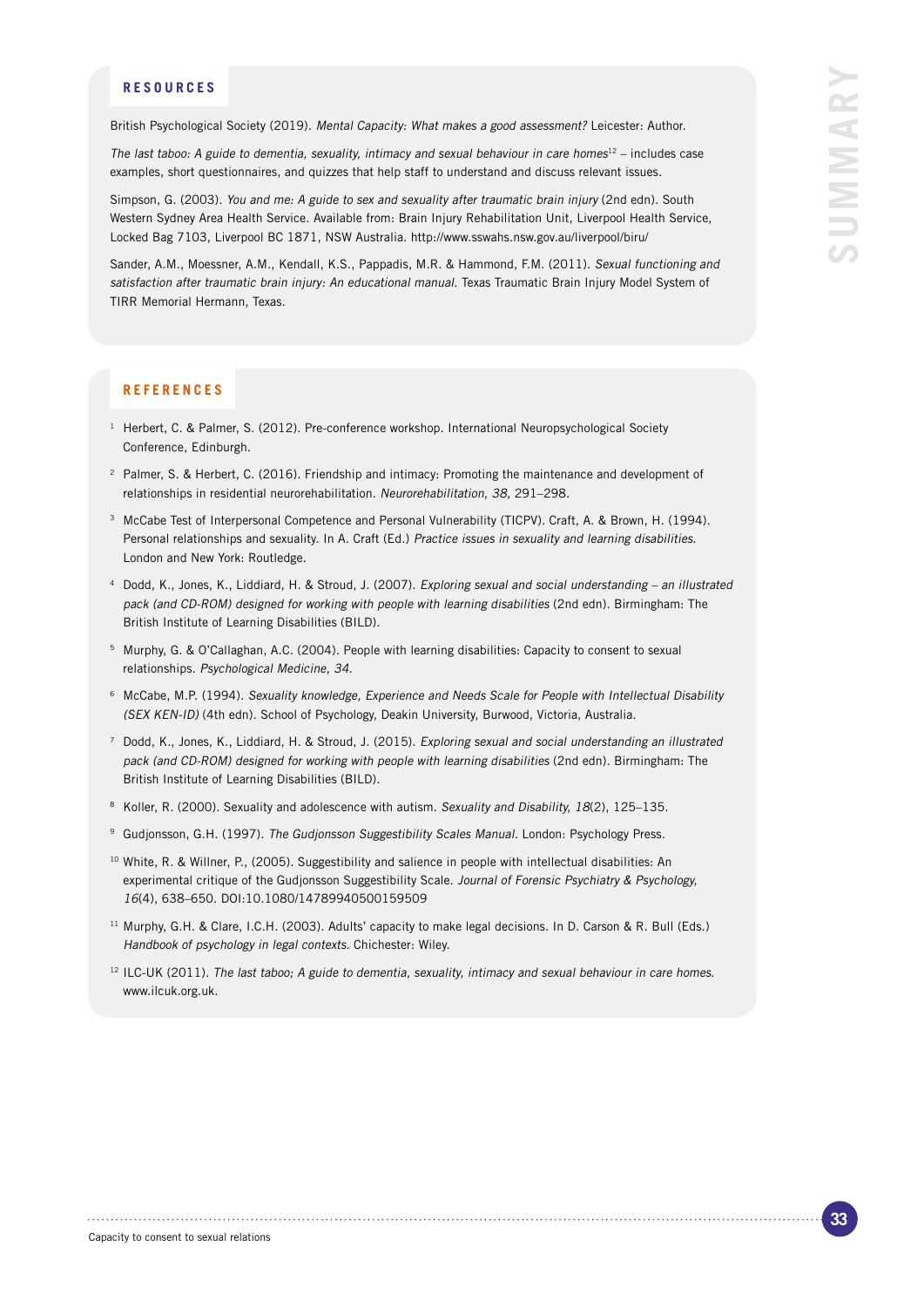## RESOURCES

British Psychological Society (2019). *Mental Capacity: What makes a good assessment?* Leicester: Author.

*The last taboo: A guide to dementia, sexuality, intimacy and sexual behaviour in care homes*[12] – includes case examples, short questionnaires, and quizzes that help staff to understand and discuss relevant issues.

Simpson, G. (2003). *You and me: A guide to sex and sexuality after traumatic brain injury* (2nd edn). South Western Sydney Area Health Service. Available from: Brain Injury Rehabilitation Unit, Liverpool Health Service, Locked Bag 7103, Liverpool BC 1871, NSW Australia. http://www.sswahs.nsw.gov.au/liverpool/biru/

Sander, A.M., Moessner, A.M., Kendall, K.S., Pappadis, M.R. & Hammond, F.M. (2011). *Sexual functioning and satisfaction after traumatic brain injury: An educational manual*. Texas Traumatic Brain Injury Model System of TIRR Memorial Hermann, Texas.

## REFERENCES

[1] Herbert, C. & Palmer, S. (2012). Pre-conference workshop. International Neuropsychological Society Conference, Edinburgh.

[2] Palmer, S. & Herbert, C. (2016). Friendship and intimacy: Promoting the maintenance and development of relationships in residential neurorehabilitation. *Neurorehabilitation, 38*, 291–298.

[3] McCabe Test of Interpersonal Competence and Personal Vulnerability (TICPV). Craft, A. & Brown, H. (1994). Personal relationships and sexuality. In A. Craft (Ed.) *Practice issues in sexuality and learning disabilities.* London and New York: Routledge.

[4] Dodd, K., Jones, K., Liddiard, H. & Stroud, J. (2007). *Exploring sexual and social understanding – an illustrated pack (and CD-ROM) designed for working with people with learning disabilities* (2nd edn). Birmingham: The British Institute of Learning Disabilities (BILD).

[5] Murphy, G. & O'Callaghan, A.C. (2004). People with learning disabilities: Capacity to consent to sexual relationships. *Psychological Medicine, 34*.

[6] McCabe, M.P. (1994). *Sexuality knowledge, Experience and Needs Scale for People with Intellectual Disability (SEX KEN-ID)* (4th edn). School of Psychology, Deakin University, Burwood, Victoria, Australia.

[7] Dodd, K., Jones, K., Liddiard, H. & Stroud, J. (2015). *Exploring sexual and social understanding an illustrated pack (and CD-ROM) designed for working with people with learning disabilities* (2nd edn). Birmingham: The British Institute of Learning Disabilities (BILD).

[8] Koller, R. (2000). Sexuality and adolescence with autism. *Sexuality and Disability, 18*(2), 125–135.

[9] Gudjonsson, G.H. (1997). *The Gudjonsson Suggestibility Scales Manual*. London: Psychology Press.

[10] White, R. & Willner, P., (2005). Suggestibility and salience in people with intellectual disabilities: An experimental critique of the Gudjonsson Suggestibility Scale. *Journal of Forensic Psychiatry & Psychology, 16*(4), 638–650. DOI:10.1080/14789940500159509

[11] Murphy, G.H. & Clare, I.C.H. (2003). Adults' capacity to make legal decisions. In D. Carson & R. Bull (Eds.) *Handbook of psychology in legal contexts*. Chichester: Wiley.

[12] ILC-UK (2011). *The last taboo; A guide to dementia, sexuality, intimacy and sexual behaviour in care homes*. www.ilcuk.org.uk.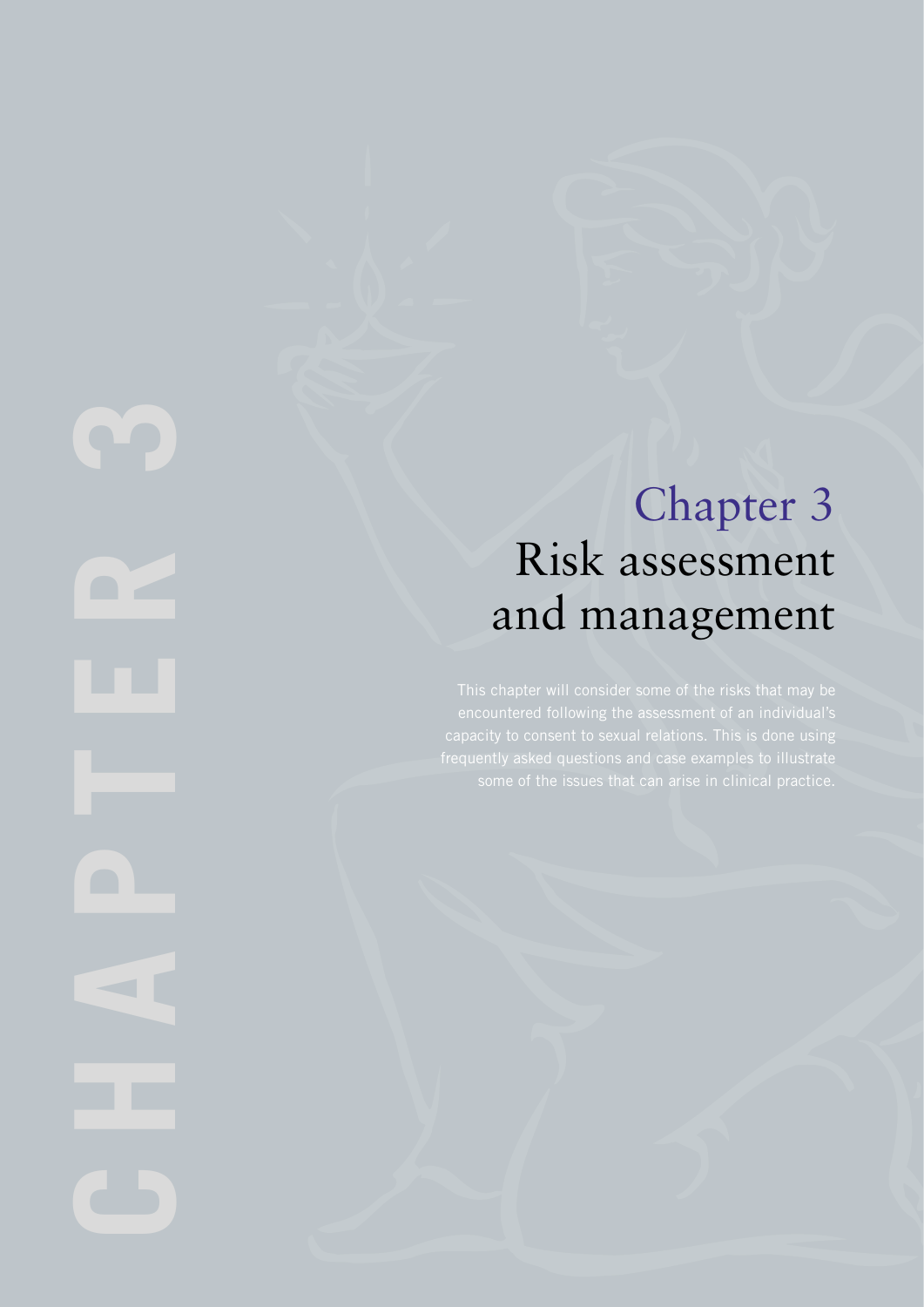# Chapter 3
# Risk assessment and management

This chapter will consider some of the risks that may be encountered following the assessment of an individual's capacity to consent to sexual relations. This is done using frequently asked questions and case examples to illustrate some of the issues that can arise in clinical practice.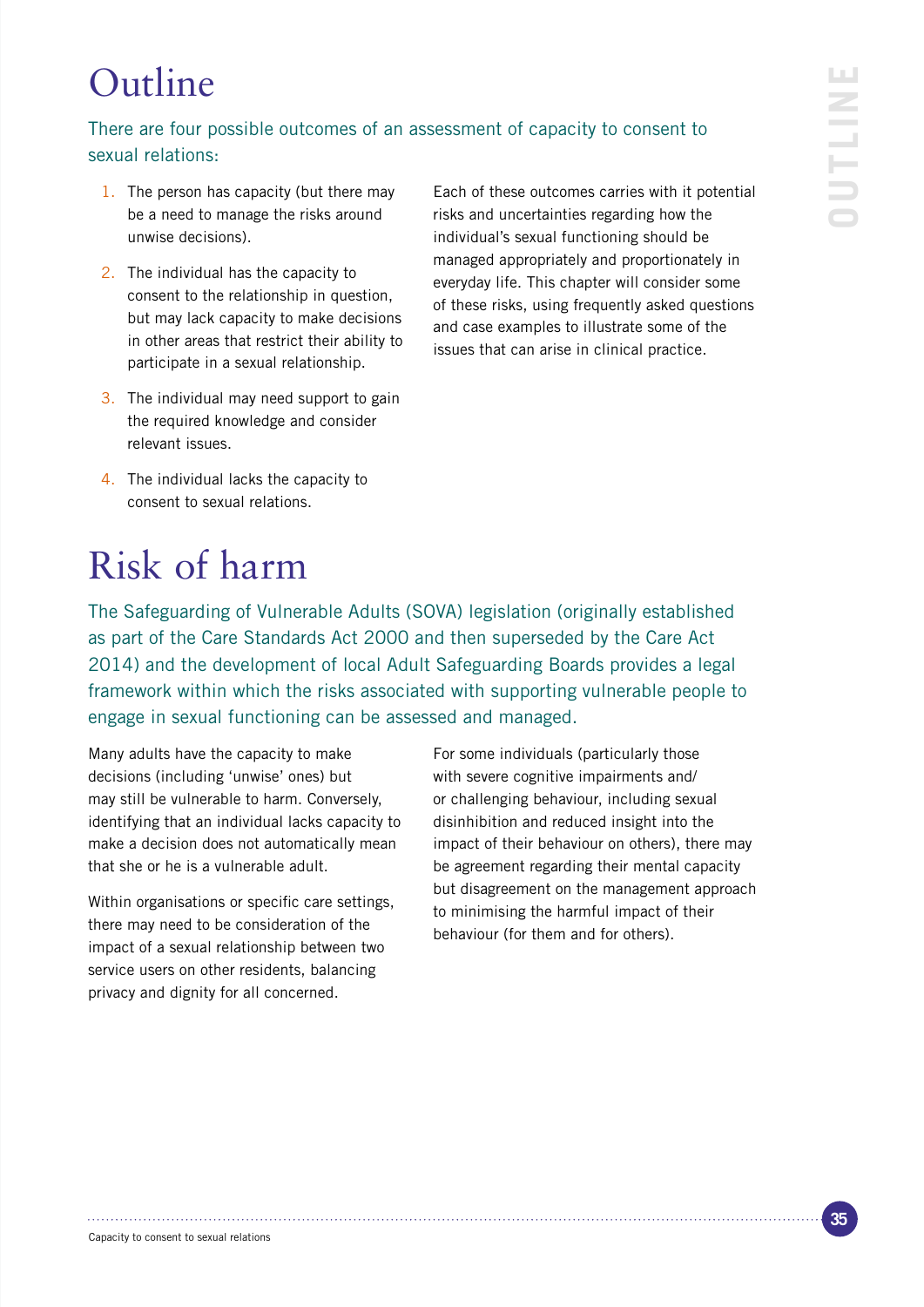# Outline

There are four possible outcomes of an assessment of capacity to consent to sexual relations:

1. The person has capacity (but there may be a need to manage the risks around unwise decisions).
2. The individual has the capacity to consent to the relationship in question, but may lack capacity to make decisions in other areas that restrict their ability to participate in a sexual relationship.
3. The individual may need support to gain the required knowledge and consider relevant issues.
4. The individual lacks the capacity to consent to sexual relations.

Each of these outcomes carries with it potential risks and uncertainties regarding how the individual's sexual functioning should be managed appropriately and proportionately in everyday life. This chapter will consider some of these risks, using frequently asked questions and case examples to illustrate some of the issues that can arise in clinical practice.

# Risk of harm

The Safeguarding of Vulnerable Adults (SOVA) legislation (originally established as part of the Care Standards Act 2000 and then superseded by the Care Act 2014) and the development of local Adult Safeguarding Boards provides a legal framework within which the risks associated with supporting vulnerable people to engage in sexual functioning can be assessed and managed.

Many adults have the capacity to make decisions (including 'unwise' ones) but may still be vulnerable to harm. Conversely, identifying that an individual lacks capacity to make a decision does not automatically mean that she or he is a vulnerable adult.

Within organisations or specific care settings, there may need to be consideration of the impact of a sexual relationship between two service users on other residents, balancing privacy and dignity for all concerned.

For some individuals (particularly those with severe cognitive impairments and/or challenging behaviour, including sexual disinhibition and reduced insight into the impact of their behaviour on others), there may be agreement regarding their mental capacity but disagreement on the management approach to minimising the harmful impact of their behaviour (for them and for others).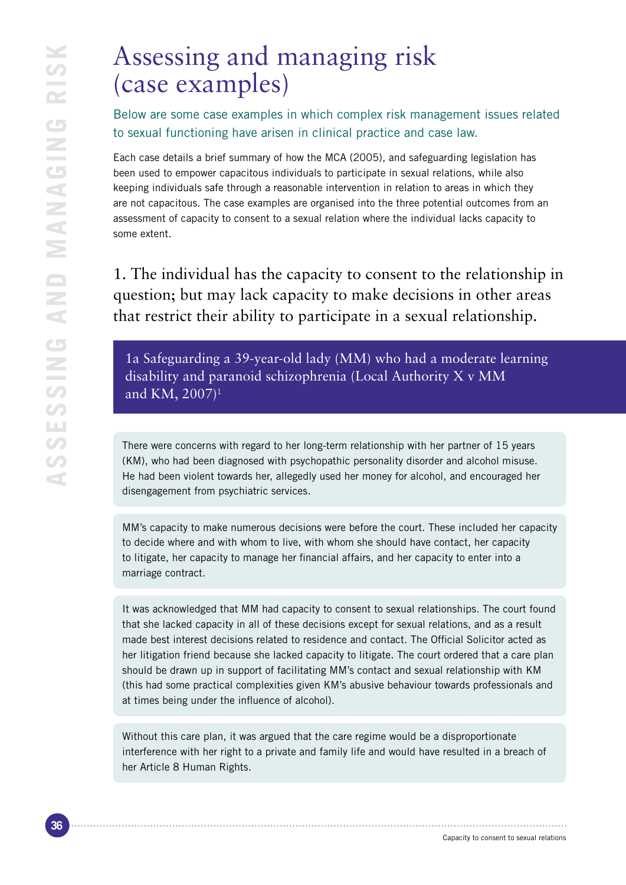# Assessing and managing risk (case examples)

Below are some case examples in which complex risk management issues related to sexual functioning have arisen in clinical practice and case law.

Each case details a brief summary of how the MCA (2005), and safeguarding legislation has been used to empower capacitous individuals to participate in sexual relations, while also keeping individuals safe through a reasonable intervention in relation to areas in which they are not capacitous. The case examples are organised into the three potential outcomes from an assessment of capacity to consent to a sexual relation where the individual lacks capacity to some extent.

## 1. The individual has the capacity to consent to the relationship in question; but may lack capacity to make decisions in other areas that restrict their ability to participate in a sexual relationship.

### 1a Safeguarding a 39-year-old lady (MM) who had a moderate learning disability and paranoid schizophrenia (Local Authority X v MM and KM, 2007)[1]

There were concerns with regard to her long-term relationship with her partner of 15 years (KM), who had been diagnosed with psychopathic personality disorder and alcohol misuse. He had been violent towards her, allegedly used her money for alcohol, and encouraged her disengagement from psychiatric services.

MM's capacity to make numerous decisions were before the court. These included her capacity to decide where and with whom to live, with whom she should have contact, her capacity to litigate, her capacity to manage her financial affairs, and her capacity to enter into a marriage contract.

It was acknowledged that MM had capacity to consent to sexual relationships. The court found that she lacked capacity in all of these decisions except for sexual relations, and as a result made best interest decisions related to residence and contact. The Official Solicitor acted as her litigation friend because she lacked capacity to litigate. The court ordered that a care plan should be drawn up in support of facilitating MM's contact and sexual relationship with KM (this had some practical complexities given KM's abusive behaviour towards professionals and at times being under the influence of alcohol).

Without this care plan, it was argued that the care regime would be a disproportionate interference with her right to a private and family life and would have resulted in a breach of her Article 8 Human Rights.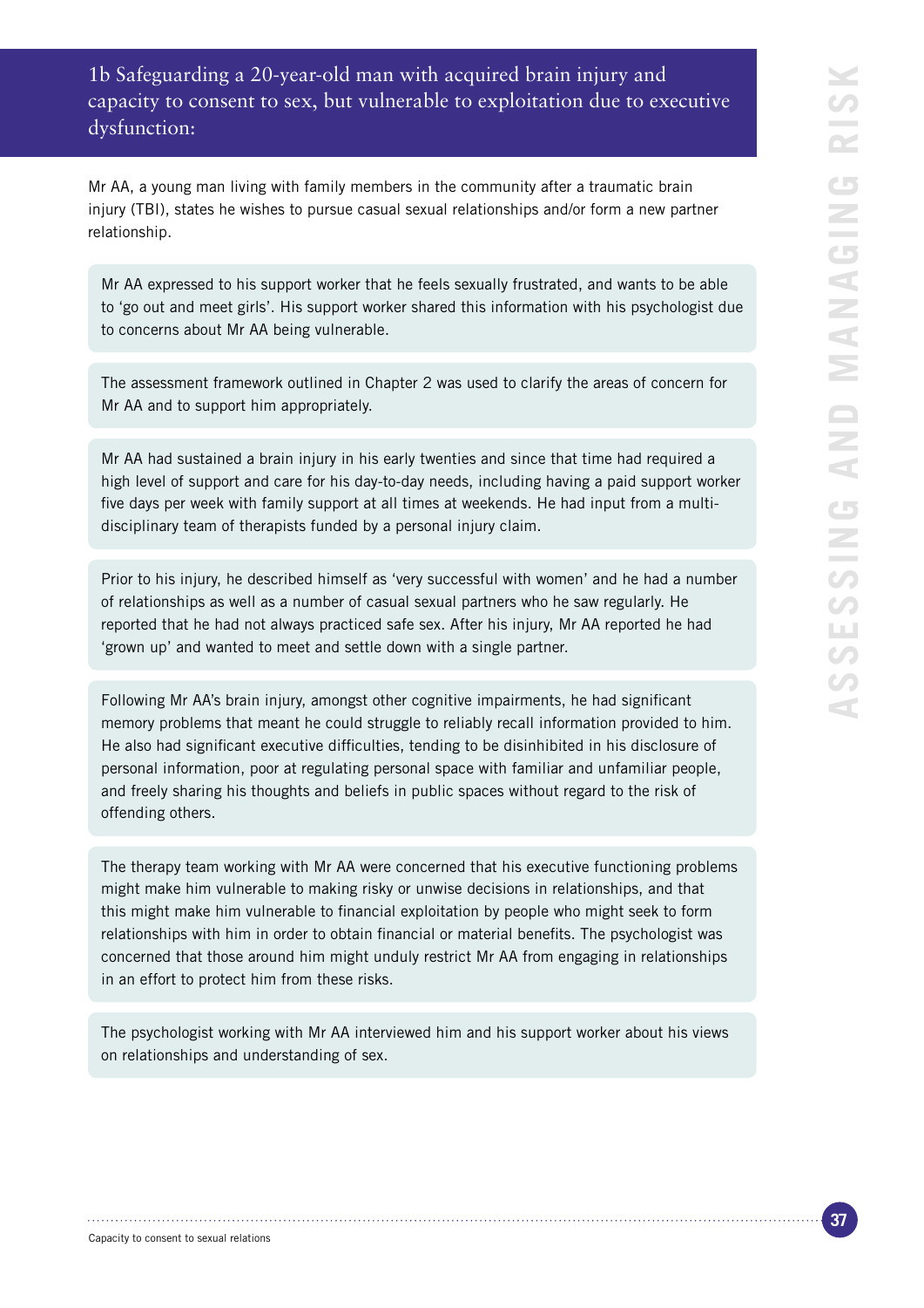## 1b Safeguarding a 20-year-old man with acquired brain injury and capacity to consent to sex, but vulnerable to exploitation due to executive dysfunction:

Mr AA, a young man living with family members in the community after a traumatic brain injury (TBI), states he wishes to pursue casual sexual relationships and/or form a new partner relationship.

Mr AA expressed to his support worker that he feels sexually frustrated, and wants to be able to 'go out and meet girls'. His support worker shared this information with his psychologist due to concerns about Mr AA being vulnerable.

The assessment framework outlined in Chapter 2 was used to clarify the areas of concern for Mr AA and to support him appropriately.

Mr AA had sustained a brain injury in his early twenties and since that time had required a high level of support and care for his day-to-day needs, including having a paid support worker five days per week with family support at all times at weekends. He had input from a multi-disciplinary team of therapists funded by a personal injury claim.

Prior to his injury, he described himself as 'very successful with women' and he had a number of relationships as well as a number of casual sexual partners who he saw regularly. He reported that he had not always practiced safe sex. After his injury, Mr AA reported he had 'grown up' and wanted to meet and settle down with a single partner.

Following Mr AA's brain injury, amongst other cognitive impairments, he had significant memory problems that meant he could struggle to reliably recall information provided to him. He also had significant executive difficulties, tending to be disinhibited in his disclosure of personal information, poor at regulating personal space with familiar and unfamiliar people, and freely sharing his thoughts and beliefs in public spaces without regard to the risk of offending others.

The therapy team working with Mr AA were concerned that his executive functioning problems might make him vulnerable to making risky or unwise decisions in relationships, and that this might make him vulnerable to financial exploitation by people who might seek to form relationships with him in order to obtain financial or material benefits. The psychologist was concerned that those around him might unduly restrict Mr AA from engaging in relationships in an effort to protect him from these risks.

The psychologist working with Mr AA interviewed him and his support worker about his views on relationships and understanding of sex.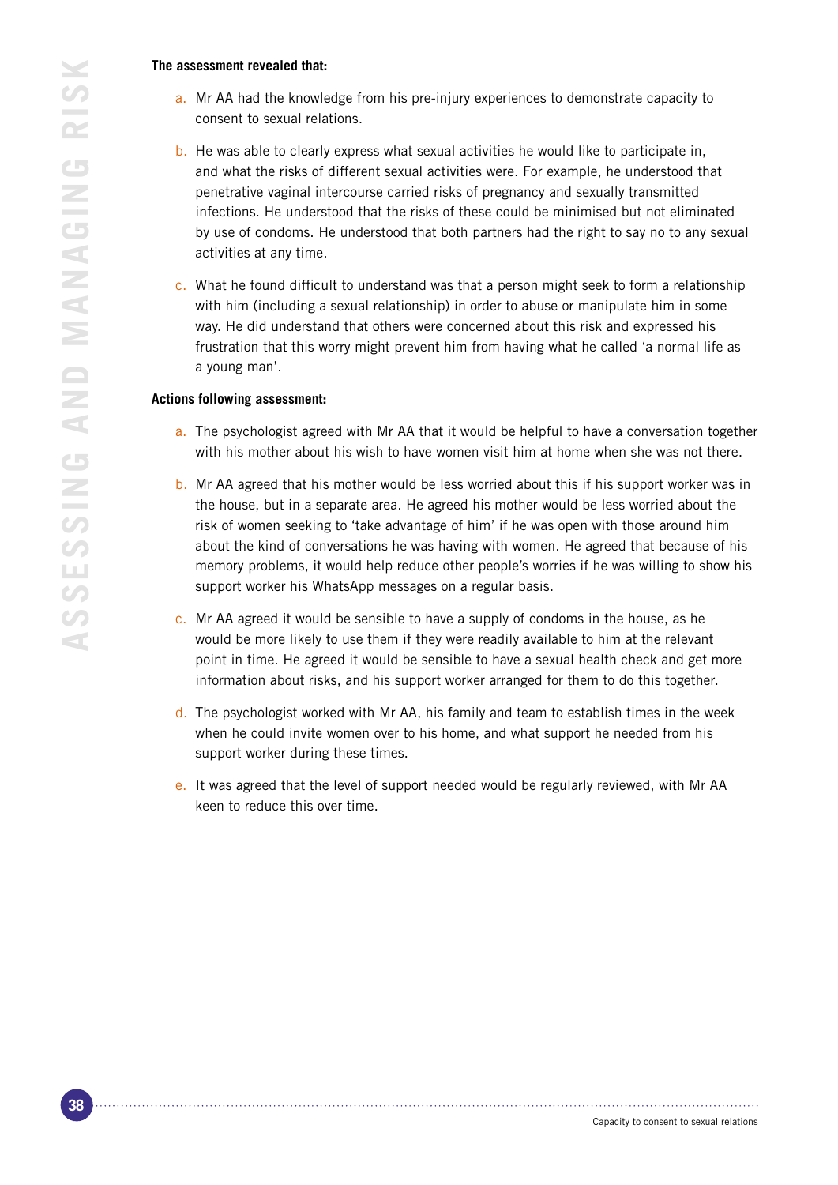**The assessment revealed that:**

a. Mr AA had the knowledge from his pre-injury experiences to demonstrate capacity to consent to sexual relations.

b. He was able to clearly express what sexual activities he would like to participate in, and what the risks of different sexual activities were. For example, he understood that penetrative vaginal intercourse carried risks of pregnancy and sexually transmitted infections. He understood that the risks of these could be minimised but not eliminated by use of condoms. He understood that both partners had the right to say no to any sexual activities at any time.

c. What he found difficult to understand was that a person might seek to form a relationship with him (including a sexual relationship) in order to abuse or manipulate him in some way. He did understand that others were concerned about this risk and expressed his frustration that this worry might prevent him from having what he called 'a normal life as a young man'.

**Actions following assessment:**

a. The psychologist agreed with Mr AA that it would be helpful to have a conversation together with his mother about his wish to have women visit him at home when she was not there.

b. Mr AA agreed that his mother would be less worried about this if his support worker was in the house, but in a separate area. He agreed his mother would be less worried about the risk of women seeking to 'take advantage of him' if he was open with those around him about the kind of conversations he was having with women. He agreed that because of his memory problems, it would help reduce other people's worries if he was willing to show his support worker his WhatsApp messages on a regular basis.

c. Mr AA agreed it would be sensible to have a supply of condoms in the house, as he would be more likely to use them if they were readily available to him at the relevant point in time. He agreed it would be sensible to have a sexual health check and get more information about risks, and his support worker arranged for them to do this together.

d. The psychologist worked with Mr AA, his family and team to establish times in the week when he could invite women over to his home, and what support he needed from his support worker during these times.

e. It was agreed that the level of support needed would be regularly reviewed, with Mr AA keen to reduce this over time.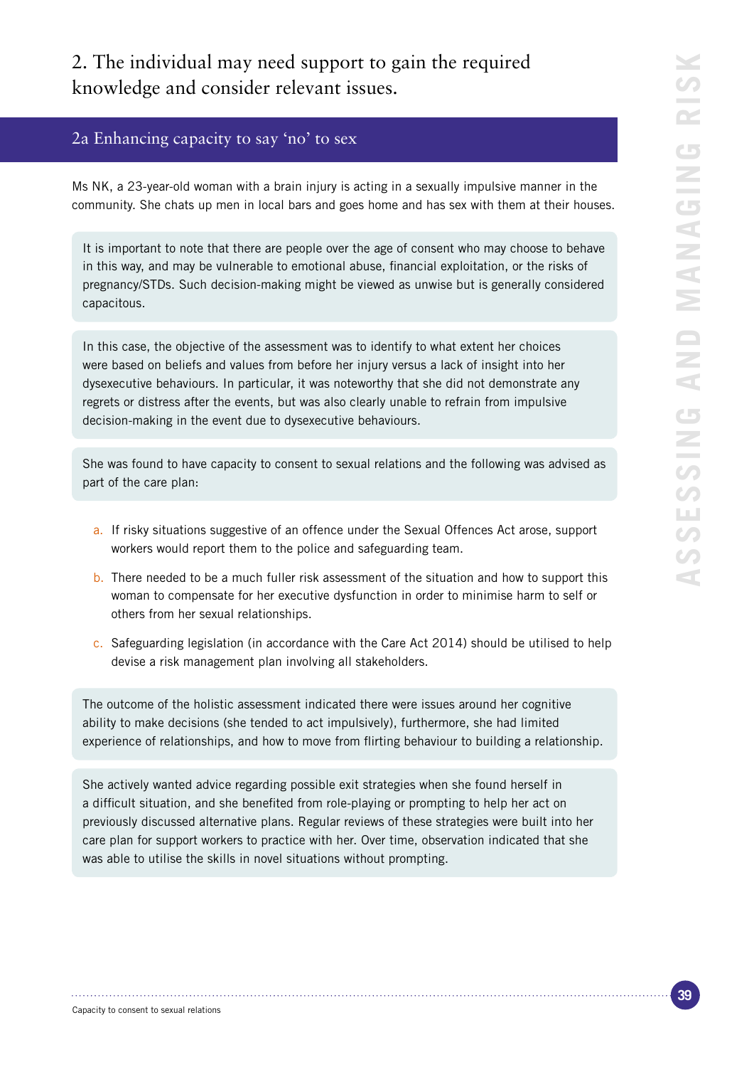## 2. The individual may need support to gain the required knowledge and consider relevant issues.

### 2a Enhancing capacity to say 'no' to sex

Ms NK, a 23-year-old woman with a brain injury is acting in a sexually impulsive manner in the community. She chats up men in local bars and goes home and has sex with them at their houses.

It is important to note that there are people over the age of consent who may choose to behave in this way, and may be vulnerable to emotional abuse, financial exploitation, or the risks of pregnancy/STDs. Such decision-making might be viewed as unwise but is generally considered capacitous.

In this case, the objective of the assessment was to identify to what extent her choices were based on beliefs and values from before her injury versus a lack of insight into her dysexecutive behaviours. In particular, it was noteworthy that she did not demonstrate any regrets or distress after the events, but was also clearly unable to refrain from impulsive decision-making in the event due to dysexecutive behaviours.

She was found to have capacity to consent to sexual relations and the following was advised as part of the care plan:

a. If risky situations suggestive of an offence under the Sexual Offences Act arose, support workers would report them to the police and safeguarding team.

b. There needed to be a much fuller risk assessment of the situation and how to support this woman to compensate for her executive dysfunction in order to minimise harm to self or others from her sexual relationships.

c. Safeguarding legislation (in accordance with the Care Act 2014) should be utilised to help devise a risk management plan involving all stakeholders.

The outcome of the holistic assessment indicated there were issues around her cognitive ability to make decisions (she tended to act impulsively), furthermore, she had limited experience of relationships, and how to move from flirting behaviour to building a relationship.

She actively wanted advice regarding possible exit strategies when she found herself in a difficult situation, and she benefited from role-playing or prompting to help her act on previously discussed alternative plans. Regular reviews of these strategies were built into her care plan for support workers to practice with her. Over time, observation indicated that she was able to utilise the skills in novel situations without prompting.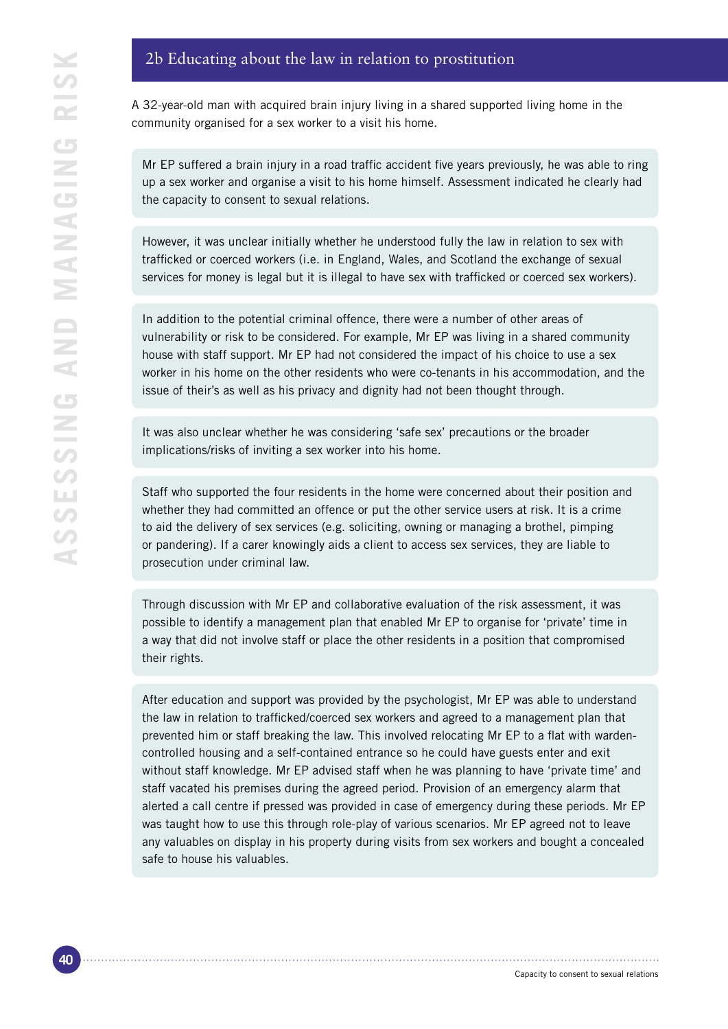## 2b Educating about the law in relation to prostitution

A 32-year-old man with acquired brain injury living in a shared supported living home in the community organised for a sex worker to a visit his home.

Mr EP suffered a brain injury in a road traffic accident five years previously, he was able to ring up a sex worker and organise a visit to his home himself. Assessment indicated he clearly had the capacity to consent to sexual relations.

However, it was unclear initially whether he understood fully the law in relation to sex with trafficked or coerced workers (i.e. in England, Wales, and Scotland the exchange of sexual services for money is legal but it is illegal to have sex with trafficked or coerced sex workers).

In addition to the potential criminal offence, there were a number of other areas of vulnerability or risk to be considered. For example, Mr EP was living in a shared community house with staff support. Mr EP had not considered the impact of his choice to use a sex worker in his home on the other residents who were co-tenants in his accommodation, and the issue of their's as well as his privacy and dignity had not been thought through.

It was also unclear whether he was considering 'safe sex' precautions or the broader implications/risks of inviting a sex worker into his home.

Staff who supported the four residents in the home were concerned about their position and whether they had committed an offence or put the other service users at risk. It is a crime to aid the delivery of sex services (e.g. soliciting, owning or managing a brothel, pimping or pandering). If a carer knowingly aids a client to access sex services, they are liable to prosecution under criminal law.

Through discussion with Mr EP and collaborative evaluation of the risk assessment, it was possible to identify a management plan that enabled Mr EP to organise for 'private' time in a way that did not involve staff or place the other residents in a position that compromised their rights.

After education and support was provided by the psychologist, Mr EP was able to understand the law in relation to trafficked/coerced sex workers and agreed to a management plan that prevented him or staff breaking the law. This involved relocating Mr EP to a flat with warden-controlled housing and a self-contained entrance so he could have guests enter and exit without staff knowledge. Mr EP advised staff when he was planning to have 'private time' and staff vacated his premises during the agreed period. Provision of an emergency alarm that alerted a call centre if pressed was provided in case of emergency during these periods. Mr EP was taught how to use this through role-play of various scenarios. Mr EP agreed not to leave any valuables on display in his property during visits from sex workers and bought a concealed safe to house his valuables.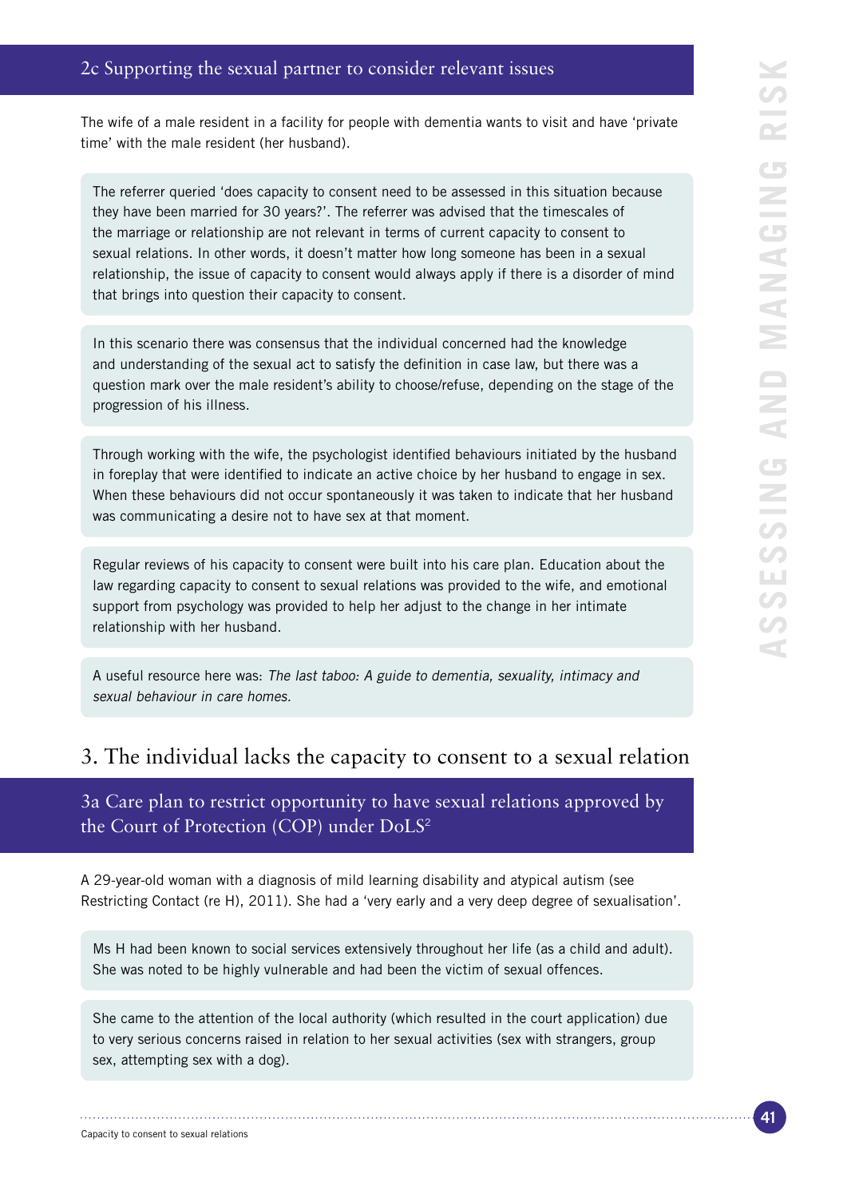## 2c Supporting the sexual partner to consider relevant issues

The wife of a male resident in a facility for people with dementia wants to visit and have 'private time' with the male resident (her husband).

The referrer queried 'does capacity to consent need to be assessed in this situation because they have been married for 30 years?'. The referrer was advised that the timescales of the marriage or relationship are not relevant in terms of current capacity to consent to sexual relations. In other words, it doesn't matter how long someone has been in a sexual relationship, the issue of capacity to consent would always apply if there is a disorder of mind that brings into question their capacity to consent.

In this scenario there was consensus that the individual concerned had the knowledge and understanding of the sexual act to satisfy the definition in case law, but there was a question mark over the male resident's ability to choose/refuse, depending on the stage of the progression of his illness.

Through working with the wife, the psychologist identified behaviours initiated by the husband in foreplay that were identified to indicate an active choice by her husband to engage in sex. When these behaviours did not occur spontaneously it was taken to indicate that her husband was communicating a desire not to have sex at that moment.

Regular reviews of his capacity to consent were built into his care plan. Education about the law regarding capacity to consent to sexual relations was provided to the wife, and emotional support from psychology was provided to help her adjust to the change in her intimate relationship with her husband.

A useful resource here was: *The last taboo: A guide to dementia, sexuality, intimacy and sexual behaviour in care homes.*

# 3. The individual lacks the capacity to consent to a sexual relation

## 3a Care plan to restrict opportunity to have sexual relations approved by the Court of Protection (COP) under DoLS[2]

A 29-year-old woman with a diagnosis of mild learning disability and atypical autism (see Restricting Contact (re H), 2011). She had a 'very early and a very deep degree of sexualisation'.

Ms H had been known to social services extensively throughout her life (as a child and adult). She was noted to be highly vulnerable and had been the victim of sexual offences.

She came to the attention of the local authority (which resulted in the court application) due to very serious concerns raised in relation to her sexual activities (sex with strangers, group sex, attempting sex with a dog).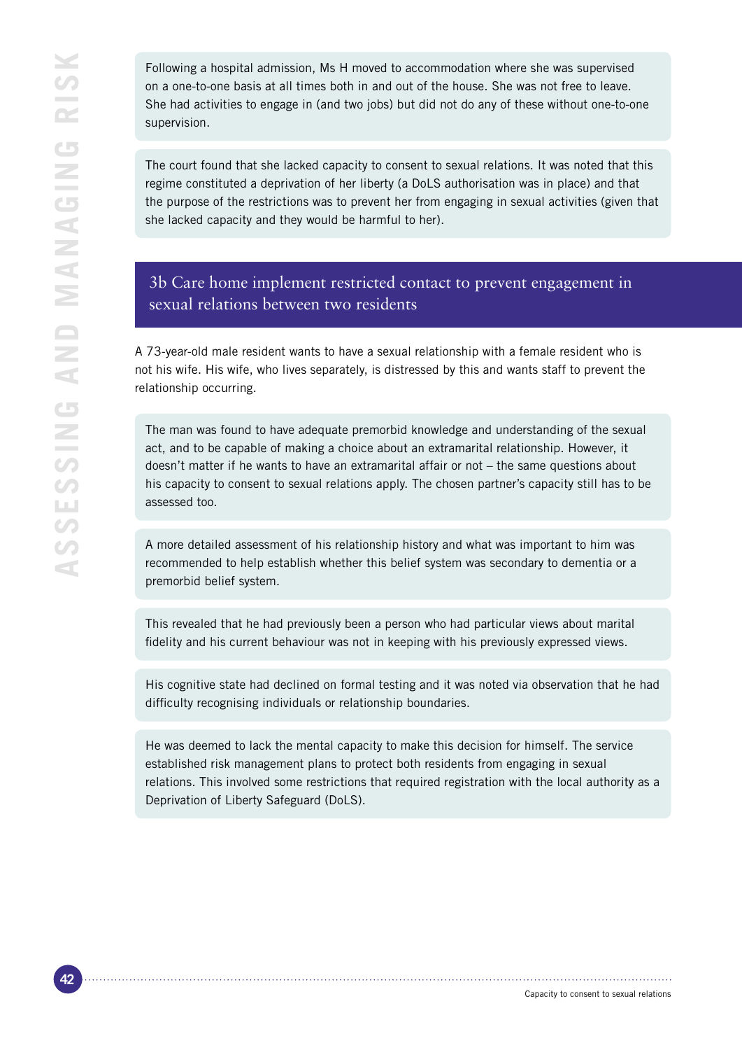Following a hospital admission, Ms H moved to accommodation where she was supervised on a one-to-one basis at all times both in and out of the house. She was not free to leave. She had activities to engage in (and two jobs) but did not do any of these without one-to-one supervision.

The court found that she lacked capacity to consent to sexual relations. It was noted that this regime constituted a deprivation of her liberty (a DoLS authorisation was in place) and that the purpose of the restrictions was to prevent her from engaging in sexual activities (given that she lacked capacity and they would be harmful to her).

## 3b Care home implement restricted contact to prevent engagement in sexual relations between two residents

A 73-year-old male resident wants to have a sexual relationship with a female resident who is not his wife. His wife, who lives separately, is distressed by this and wants staff to prevent the relationship occurring.

The man was found to have adequate premorbid knowledge and understanding of the sexual act, and to be capable of making a choice about an extramarital relationship. However, it doesn't matter if he wants to have an extramarital affair or not – the same questions about his capacity to consent to sexual relations apply. The chosen partner's capacity still has to be assessed too.

A more detailed assessment of his relationship history and what was important to him was recommended to help establish whether this belief system was secondary to dementia or a premorbid belief system.

This revealed that he had previously been a person who had particular views about marital fidelity and his current behaviour was not in keeping with his previously expressed views.

His cognitive state had declined on formal testing and it was noted via observation that he had difficulty recognising individuals or relationship boundaries.

He was deemed to lack the mental capacity to make this decision for himself. The service established risk management plans to protect both residents from engaging in sexual relations. This involved some restrictions that required registration with the local authority as a Deprivation of Liberty Safeguard (DoLS).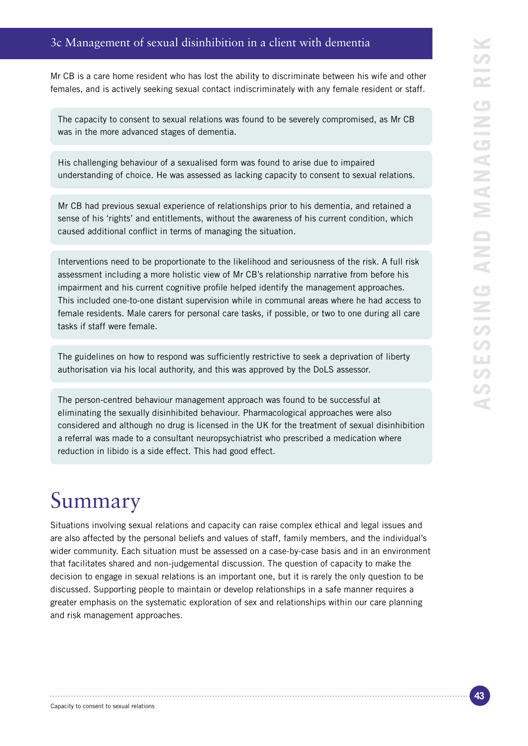### 3c Management of sexual disinhibition in a client with dementia

Mr CB is a care home resident who has lost the ability to discriminate between his wife and other females, and is actively seeking sexual contact indiscriminately with any female resident or staff.

The capacity to consent to sexual relations was found to be severely compromised, as Mr CB was in the more advanced stages of dementia.

His challenging behaviour of a sexualised form was found to arise due to impaired understanding of choice. He was assessed as lacking capacity to consent to sexual relations.

Mr CB had previous sexual experience of relationships prior to his dementia, and retained a sense of his 'rights' and entitlements, without the awareness of his current condition, which caused additional conflict in terms of managing the situation.

Interventions need to be proportionate to the likelihood and seriousness of the risk. A full risk assessment including a more holistic view of Mr CB's relationship narrative from before his impairment and his current cognitive profile helped identify the management approaches. This included one-to-one distant supervision while in communal areas where he had access to female residents. Male carers for personal care tasks, if possible, or two to one during all care tasks if staff were female.

The guidelines on how to respond was sufficiently restrictive to seek a deprivation of liberty authorisation via his local authority, and this was approved by the DoLS assessor.

The person-centred behaviour management approach was found to be successful at eliminating the sexually disinhibited behaviour. Pharmacological approaches were also considered and although no drug is licensed in the UK for the treatment of sexual disinhibition a referral was made to a consultant neuropsychiatrist who prescribed a medication where reduction in libido is a side effect. This had good effect.

# Summary

Situations involving sexual relations and capacity can raise complex ethical and legal issues and are also affected by the personal beliefs and values of staff, family members, and the individual's wider community. Each situation must be assessed on a case-by-case basis and in an environment that facilitates shared and non-judgemental discussion. The question of capacity to make the decision to engage in sexual relations is an important one, but it is rarely the only question to be discussed. Supporting people to maintain or develop relationships in a safe manner requires a greater emphasis on the systematic exploration of sex and relationships within our care planning and risk management approaches.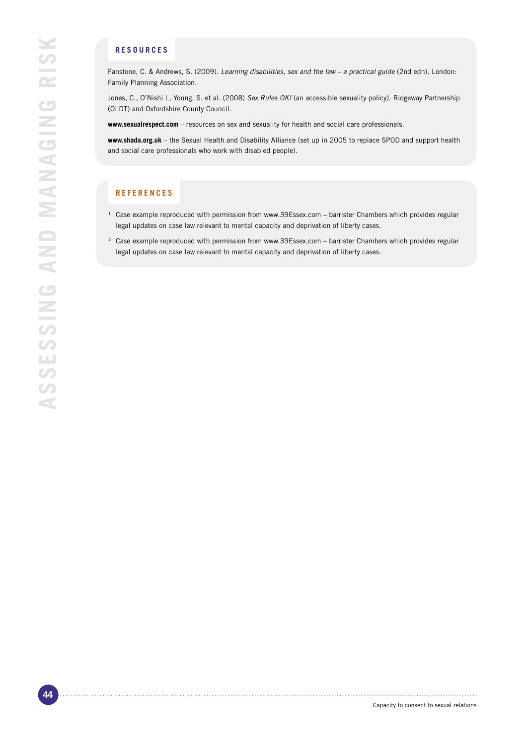## RESOURCES

Fanstone, C. & Andrews, S. (2009). *Learning disabilities, sex and the law – a practical guide* (2nd edn). London: Family Planning Association.

Jones, C., O'Nishi L, Young, S. et al. (2008) *Sex Rules OK!* (an accessible sexuality policy). Ridgeway Partnership (OLDT) and Oxfordshire County Council.

**www.sexualrespect.com** – resources on sex and sexuality for health and social care professionals.

**www.shada.org.uk** – the Sexual Health and Disability Alliance (set up in 2005 to replace SPOD and support health and social care professionals who work with disabled people).

## REFERENCES

1. Case example reproduced with permission from www.39Essex.com – barrister Chambers which provides regular legal updates on case law relevant to mental capacity and deprivation of liberty cases.
2. Case example reproduced with permission from www.39Essex.com – barrister Chambers which provides regular legal updates on case law relevant to mental capacity and deprivation of liberty cases.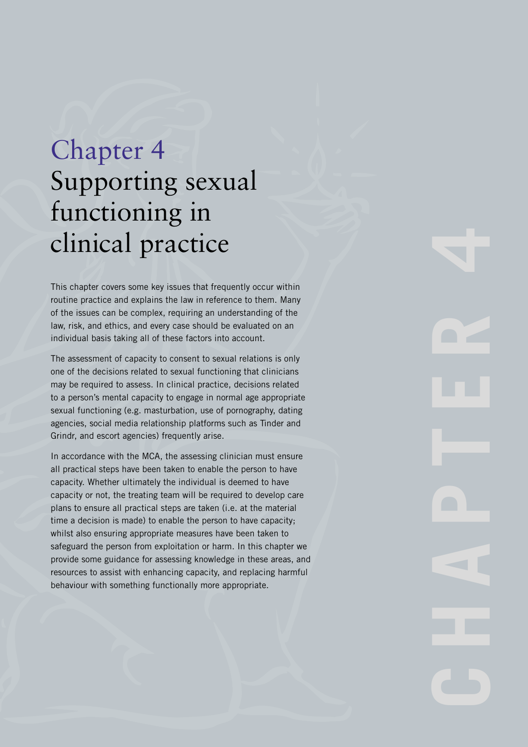# Chapter 4
# Supporting sexual functioning in clinical practice

This chapter covers some key issues that frequently occur within routine practice and explains the law in reference to them. Many of the issues can be complex, requiring an understanding of the law, risk, and ethics, and every case should be evaluated on an individual basis taking all of these factors into account.

The assessment of capacity to consent to sexual relations is only one of the decisions related to sexual functioning that clinicians may be required to assess. In clinical practice, decisions related to a person's mental capacity to engage in normal age appropriate sexual functioning (e.g. masturbation, use of pornography, dating agencies, social media relationship platforms such as Tinder and Grindr, and escort agencies) frequently arise.

In accordance with the MCA, the assessing clinician must ensure all practical steps have been taken to enable the person to have capacity. Whether ultimately the individual is deemed to have capacity or not, the treating team will be required to develop care plans to ensure all practical steps are taken (i.e. at the material time a decision is made) to enable the person to have capacity; whilst also ensuring appropriate measures have been taken to safeguard the person from exploitation or harm. In this chapter we provide some guidance for assessing knowledge in these areas, and resources to assist with enhancing capacity, and replacing harmful behaviour with something functionally more appropriate.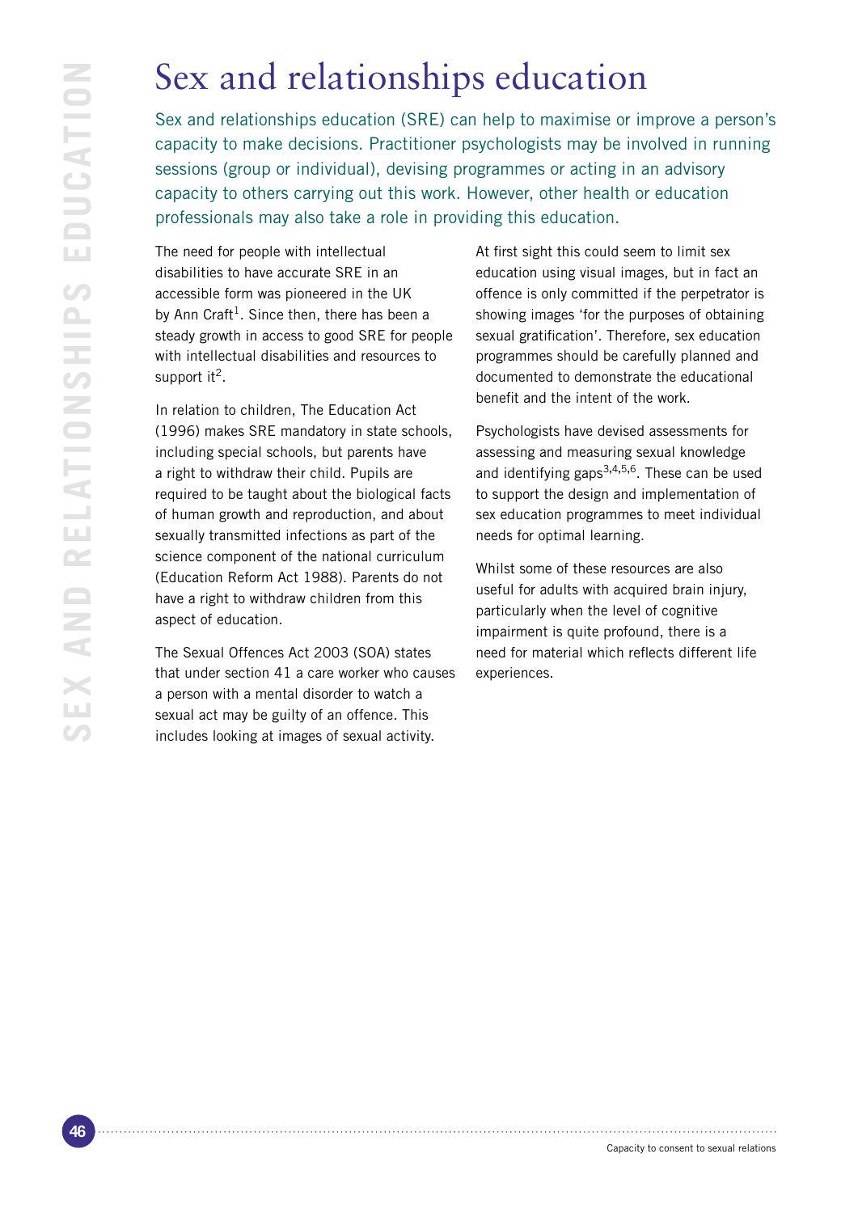# Sex and relationships education

Sex and relationships education (SRE) can help to maximise or improve a person's capacity to make decisions. Practitioner psychologists may be involved in running sessions (group or individual), devising programmes or acting in an advisory capacity to others carrying out this work. However, other health or education professionals may also take a role in providing this education.

The need for people with intellectual disabilities to have accurate SRE in an accessible form was pioneered in the UK by Ann Craft[1]. Since then, there has been a steady growth in access to good SRE for people with intellectual disabilities and resources to support it[2].

In relation to children, The Education Act (1996) makes SRE mandatory in state schools, including special schools, but parents have a right to withdraw their child. Pupils are required to be taught about the biological facts of human growth and reproduction, and about sexually transmitted infections as part of the science component of the national curriculum (Education Reform Act 1988). Parents do not have a right to withdraw children from this aspect of education.

The Sexual Offences Act 2003 (SOA) states that under section 41 a care worker who causes a person with a mental disorder to watch a sexual act may be guilty of an offence. This includes looking at images of sexual activity. At first sight this could seem to limit sex education using visual images, but in fact an offence is only committed if the perpetrator is showing images 'for the purposes of obtaining sexual gratification'. Therefore, sex education programmes should be carefully planned and documented to demonstrate the educational benefit and the intent of the work.

Psychologists have devised assessments for assessing and measuring sexual knowledge and identifying gaps[3,4,5,6]. These can be used to support the design and implementation of sex education programmes to meet individual needs for optimal learning.

Whilst some of these resources are also useful for adults with acquired brain injury, particularly when the level of cognitive impairment is quite profound, there is a need for material which reflects different life experiences.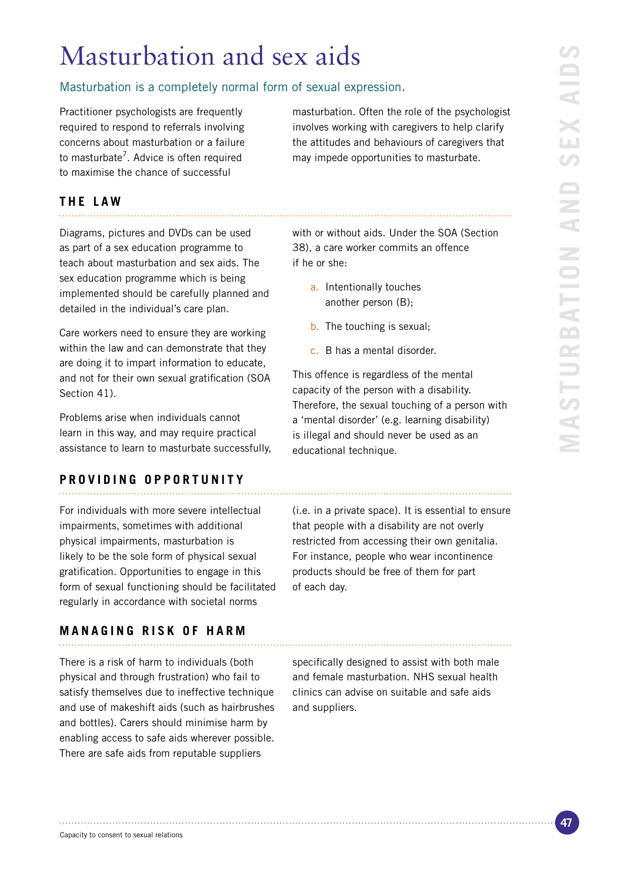# Masturbation and sex aids

## Masturbation is a completely normal form of sexual expression.

Practitioner psychologists are frequently required to respond to referrals involving concerns about masturbation or a failure to masturbate[7]. Advice is often required to maximise the chance of successful masturbation. Often the role of the psychologist involves working with caregivers to help clarify the attitudes and behaviours of caregivers that may impede opportunities to masturbate.

### THE LAW

Diagrams, pictures and DVDs can be used as part of a sex education programme to teach about masturbation and sex aids. The sex education programme which is being implemented should be carefully planned and detailed in the individual's care plan.

Care workers need to ensure they are working within the law and can demonstrate that they are doing it to impart information to educate, and not for their own sexual gratification (SOA Section 41).

Problems arise when individuals cannot learn in this way, and may require practical assistance to learn to masturbate successfully, with or without aids. Under the SOA (Section 38), a care worker commits an offence if he or she:

a. Intentionally touches another person (B);

b. The touching is sexual;

c. B has a mental disorder.

This offence is regardless of the mental capacity of the person with a disability. Therefore, the sexual touching of a person with a 'mental disorder' (e.g. learning disability) is illegal and should never be used as an educational technique.

### PROVIDING OPPORTUNITY

For individuals with more severe intellectual impairments, sometimes with additional physical impairments, masturbation is likely to be the sole form of physical sexual gratification. Opportunities to engage in this form of sexual functioning should be facilitated regularly in accordance with societal norms (i.e. in a private space). It is essential to ensure that people with a disability are not overly restricted from accessing their own genitalia. For instance, people who wear incontinence products should be free of them for part of each day.

### MANAGING RISK OF HARM

There is a risk of harm to individuals (both physical and through frustration) who fail to satisfy themselves due to ineffective technique and use of makeshift aids (such as hairbrushes and bottles). Carers should minimise harm by enabling access to safe aids wherever possible. There are safe aids from reputable suppliers specifically designed to assist with both male and female masturbation. NHS sexual health clinics can advise on suitable and safe aids and suppliers.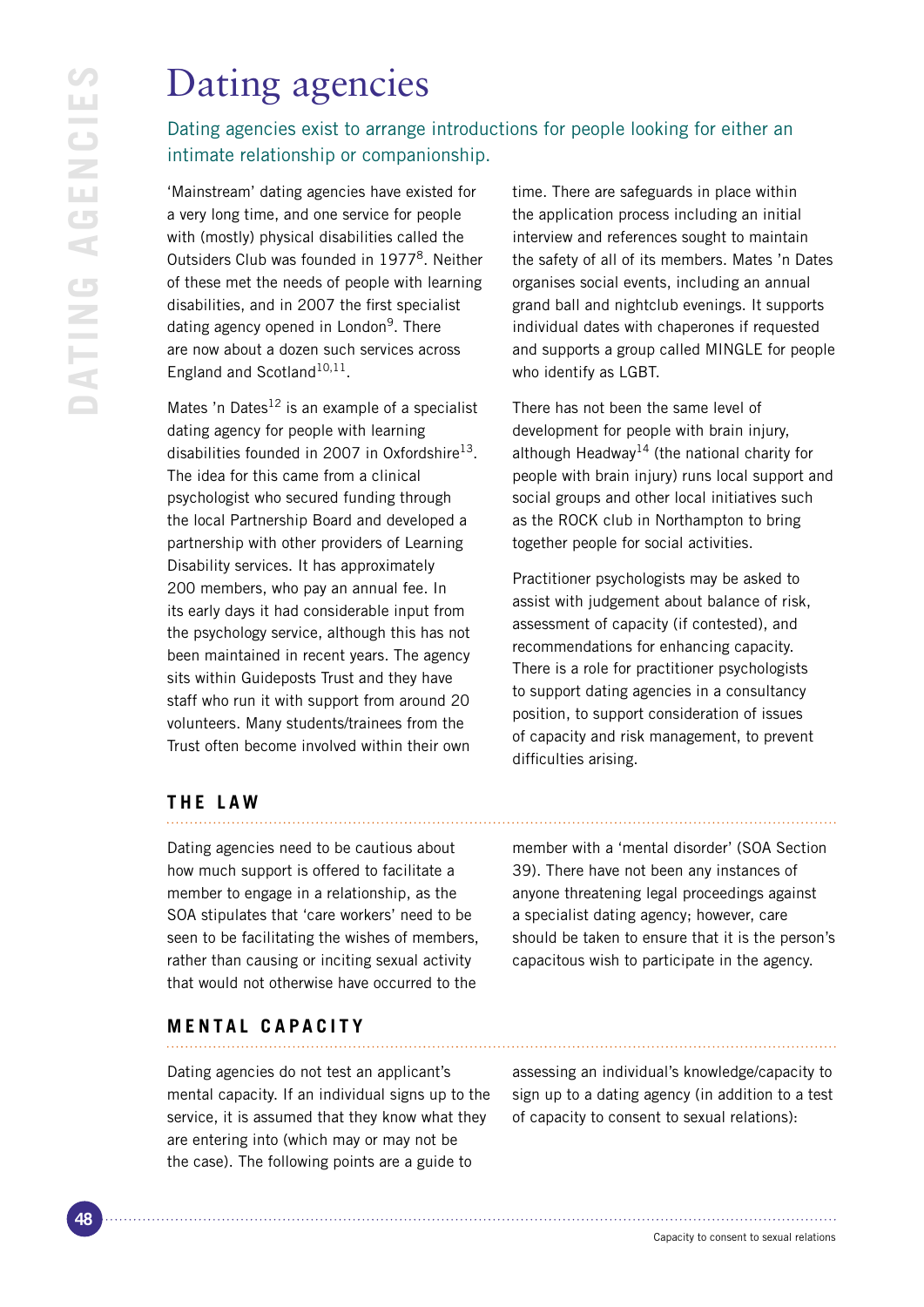# Dating agencies

Dating agencies exist to arrange introductions for people looking for either an intimate relationship or companionship.

'Mainstream' dating agencies have existed for a very long time, and one service for people with (mostly) physical disabilities called the Outsiders Club was founded in 1977[8]. Neither of these met the needs of people with learning disabilities, and in 2007 the first specialist dating agency opened in London[9]. There are now about a dozen such services across England and Scotland[10,11].

Mates 'n Dates[12] is an example of a specialist dating agency for people with learning disabilities founded in 2007 in Oxfordshire[13]. The idea for this came from a clinical psychologist who secured funding through the local Partnership Board and developed a partnership with other providers of Learning Disability services. It has approximately 200 members, who pay an annual fee. In its early days it had considerable input from the psychology service, although this has not been maintained in recent years. The agency sits within Guideposts Trust and they have staff who run it with support from around 20 volunteers. Many students/trainees from the Trust often become involved within their own time. There are safeguards in place within the application process including an initial interview and references sought to maintain the safety of all of its members. Mates 'n Dates organises social events, including an annual grand ball and nightclub evenings. It supports individual dates with chaperones if requested and supports a group called MINGLE for people who identify as LGBT.

There has not been the same level of development for people with brain injury, although Headway[14] (the national charity for people with brain injury) runs local support and social groups and other local initiatives such as the ROCK club in Northampton to bring together people for social activities.

Practitioner psychologists may be asked to assist with judgement about balance of risk, assessment of capacity (if contested), and recommendations for enhancing capacity. There is a role for practitioner psychologists to support dating agencies in a consultancy position, to support consideration of issues of capacity and risk management, to prevent difficulties arising.

## THE LAW

Dating agencies need to be cautious about how much support is offered to facilitate a member to engage in a relationship, as the SOA stipulates that 'care workers' need to be seen to be facilitating the wishes of members, rather than causing or inciting sexual activity that would not otherwise have occurred to the member with a 'mental disorder' (SOA Section 39). There have not been any instances of anyone threatening legal proceedings against a specialist dating agency; however, care should be taken to ensure that it is the person's capacitous wish to participate in the agency.

## MENTAL CAPACITY

Dating agencies do not test an applicant's mental capacity. If an individual signs up to the service, it is assumed that they know what they are entering into (which may or may not be the case). The following points are a guide to assessing an individual's knowledge/capacity to sign up to a dating agency (in addition to a test of capacity to consent to sexual relations):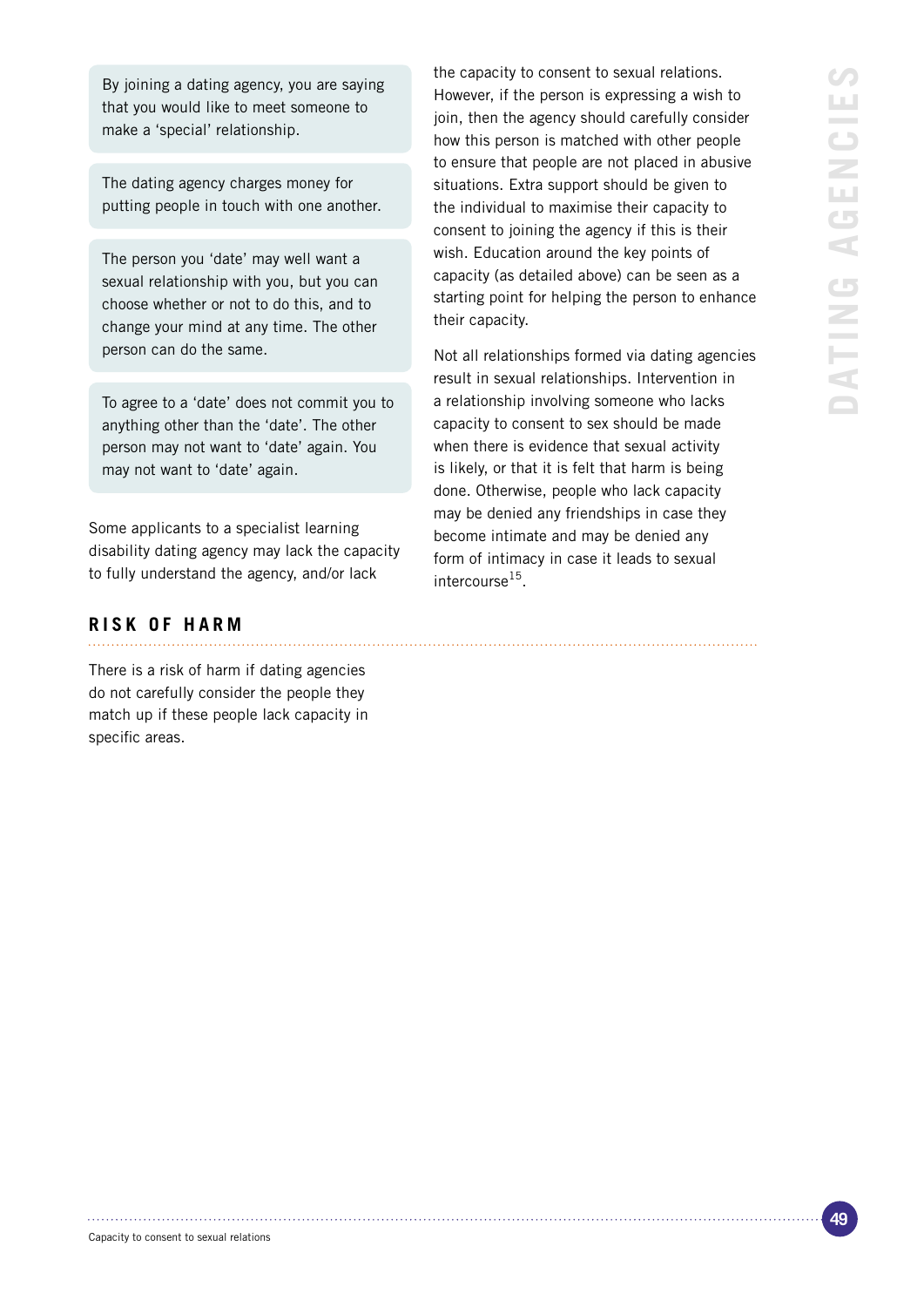By joining a dating agency, you are saying that you would like to meet someone to make a 'special' relationship.

The dating agency charges money for putting people in touch with one another.

The person you 'date' may well want a sexual relationship with you, but you can choose whether or not to do this, and to change your mind at any time. The other person can do the same.

To agree to a 'date' does not commit you to anything other than the 'date'. The other person may not want to 'date' again. You may not want to 'date' again.

Some applicants to a specialist learning disability dating agency may lack the capacity to fully understand the agency, and/or lack the capacity to consent to sexual relations. However, if the person is expressing a wish to join, then the agency should carefully consider how this person is matched with other people to ensure that people are not placed in abusive situations. Extra support should be given to the individual to maximise their capacity to consent to joining the agency if this is their wish. Education around the key points of capacity (as detailed above) can be seen as a starting point for helping the person to enhance their capacity.

Not all relationships formed via dating agencies result in sexual relationships. Intervention in a relationship involving someone who lacks capacity to consent to sex should be made when there is evidence that sexual activity is likely, or that it is felt that harm is being done. Otherwise, people who lack capacity may be denied any friendships in case they become intimate and may be denied any form of intimacy in case it leads to sexual intercourse[15].

## RISK OF HARM

There is a risk of harm if dating agencies do not carefully consider the people they match up if these people lack capacity in specific areas.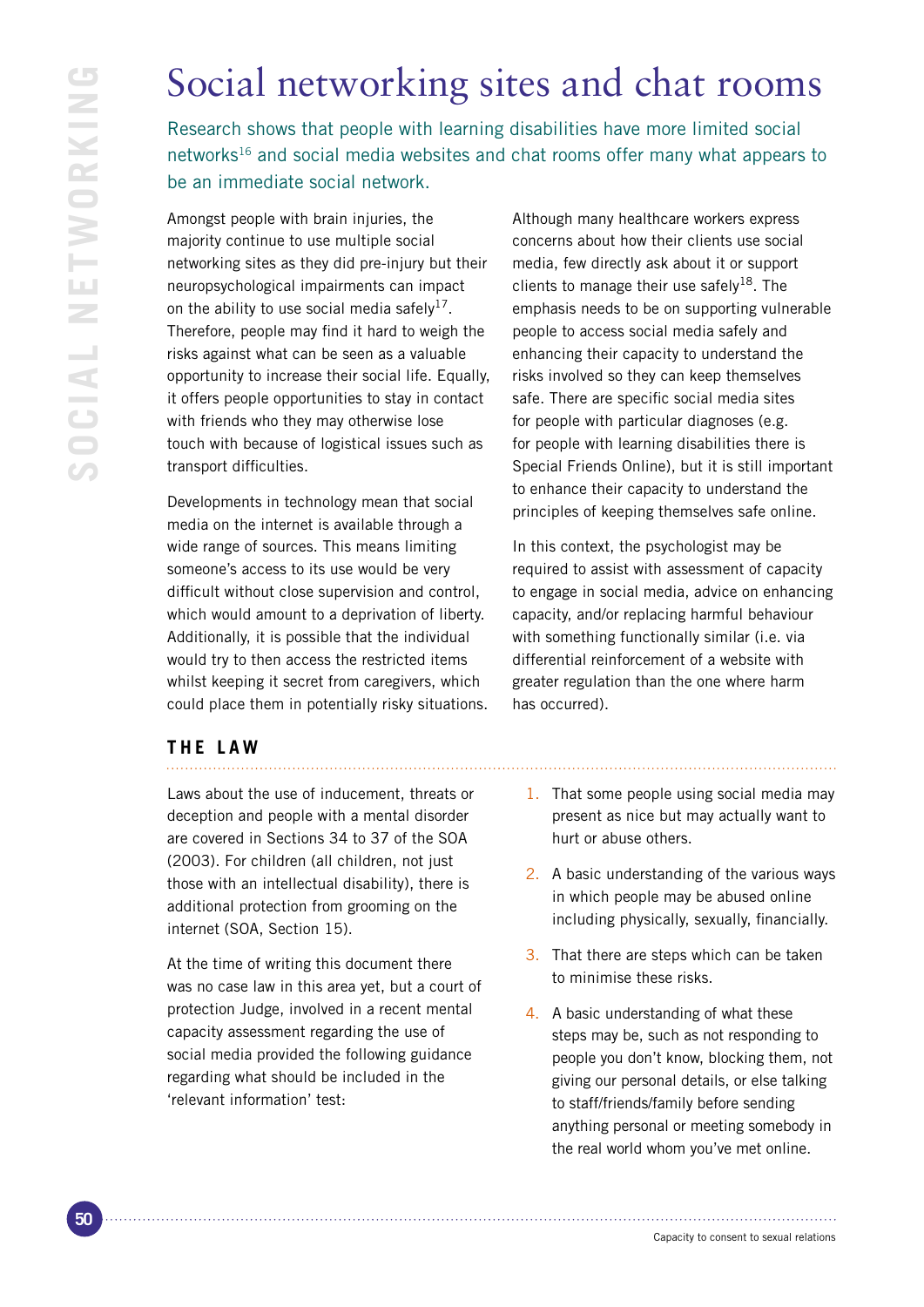# Social networking sites and chat rooms

Research shows that people with learning disabilities have more limited social networks[16] and social media websites and chat rooms offer many what appears to be an immediate social network.

Amongst people with brain injuries, the majority continue to use multiple social networking sites as they did pre-injury but their neuropsychological impairments can impact on the ability to use social media safely[17]. Therefore, people may find it hard to weigh the risks against what can be seen as a valuable opportunity to increase their social life. Equally, it offers people opportunities to stay in contact with friends who they may otherwise lose touch with because of logistical issues such as transport difficulties.

Developments in technology mean that social media on the internet is available through a wide range of sources. This means limiting someone's access to its use would be very difficult without close supervision and control, which would amount to a deprivation of liberty. Additionally, it is possible that the individual would try to then access the restricted items whilst keeping it secret from caregivers, which could place them in potentially risky situations.

Although many healthcare workers express concerns about how their clients use social media, few directly ask about it or support clients to manage their use safely[18]. The emphasis needs to be on supporting vulnerable people to access social media safely and enhancing their capacity to understand the risks involved so they can keep themselves safe. There are specific social media sites for people with particular diagnoses (e.g. for people with learning disabilities there is Special Friends Online), but it is still important to enhance their capacity to understand the principles of keeping themselves safe online.

In this context, the psychologist may be required to assist with assessment of capacity to engage in social media, advice on enhancing capacity, and/or replacing harmful behaviour with something functionally similar (i.e. via differential reinforcement of a website with greater regulation than the one where harm has occurred).

## THE LAW

Laws about the use of inducement, threats or deception and people with a mental disorder are covered in Sections 34 to 37 of the SOA (2003). For children (all children, not just those with an intellectual disability), there is additional protection from grooming on the internet (SOA, Section 15).

At the time of writing this document there was no case law in this area yet, but a court of protection Judge, involved in a recent mental capacity assessment regarding the use of social media provided the following guidance regarding what should be included in the 'relevant information' test:

1. That some people using social media may present as nice but may actually want to hurt or abuse others.
2. A basic understanding of the various ways in which people may be abused online including physically, sexually, financially.
3. That there are steps which can be taken to minimise these risks.
4. A basic understanding of what these steps may be, such as not responding to people you don't know, blocking them, not giving our personal details, or else talking to staff/friends/family before sending anything personal or meeting somebody in the real world whom you've met online.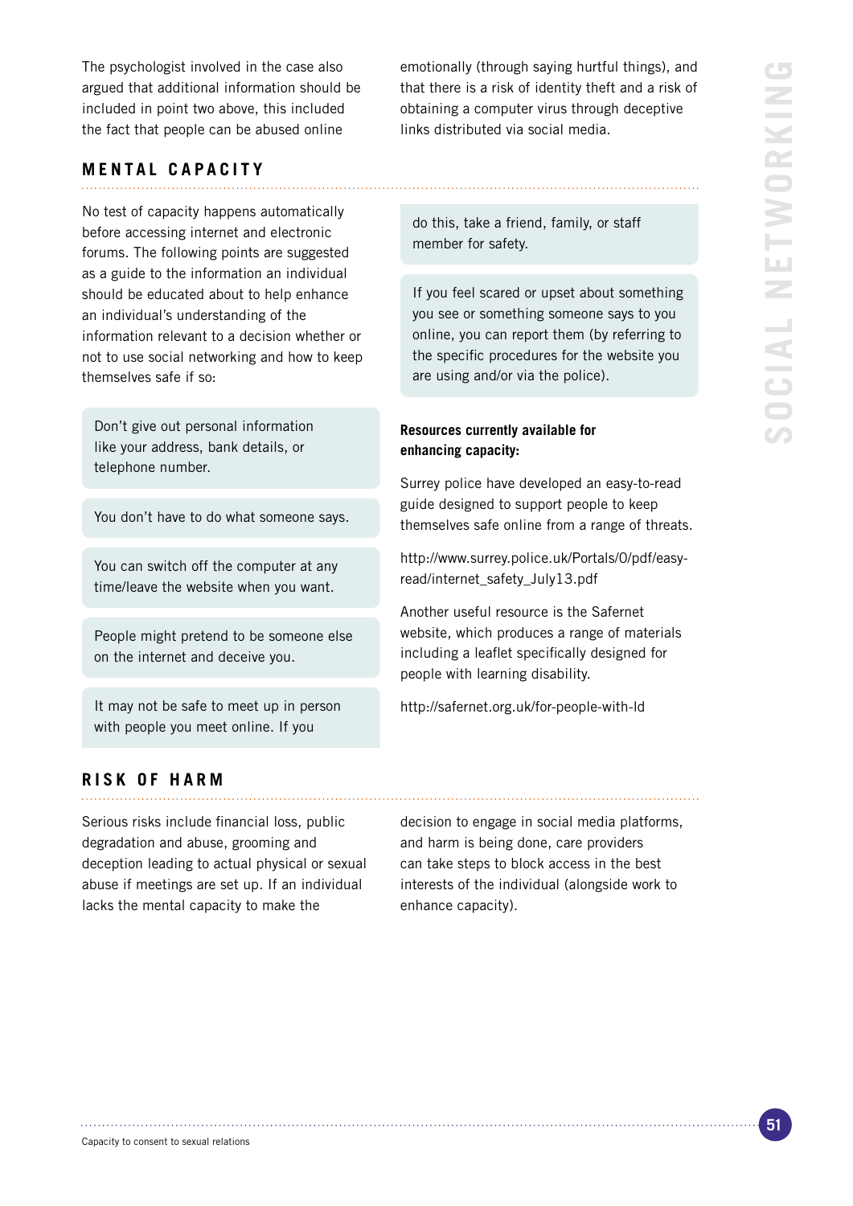The psychologist involved in the case also argued that additional information should be included in point two above, this included the fact that people can be abused online emotionally (through saying hurtful things), and that there is a risk of identity theft and a risk of obtaining a computer virus through deceptive links distributed via social media.

## MENTAL CAPACITY

No test of capacity happens automatically before accessing internet and electronic forums. The following points are suggested as a guide to the information an individual should be educated about to help enhance an individual's understanding of the information relevant to a decision whether or not to use social networking and how to keep themselves safe if so:

- Don't give out personal information like your address, bank details, or telephone number.
- You don't have to do what someone says.
- You can switch off the computer at any time/leave the website when you want.
- People might pretend to be someone else on the internet and deceive you.
- It may not be safe to meet up in person with people you meet online. If you do this, take a friend, family, or staff member for safety.
- If you feel scared or upset about something you see or something someone says to you online, you can report them (by referring to the specific procedures for the website you are using and/or via the police).

**Resources currently available for enhancing capacity:**

Surrey police have developed an easy-to-read guide designed to support people to keep themselves safe online from a range of threats.

http://www.surrey.police.uk/Portals/0/pdf/easy-read/internet_safety_July13.pdf

Another useful resource is the Safernet website, which produces a range of materials including a leaflet specifically designed for people with learning disability.

http://safernet.org.uk/for-people-with-ld

## RISK OF HARM

Serious risks include financial loss, public degradation and abuse, grooming and deception leading to actual physical or sexual abuse if meetings are set up. If an individual lacks the mental capacity to make the decision to engage in social media platforms, and harm is being done, care providers can take steps to block access in the best interests of the individual (alongside work to enhance capacity).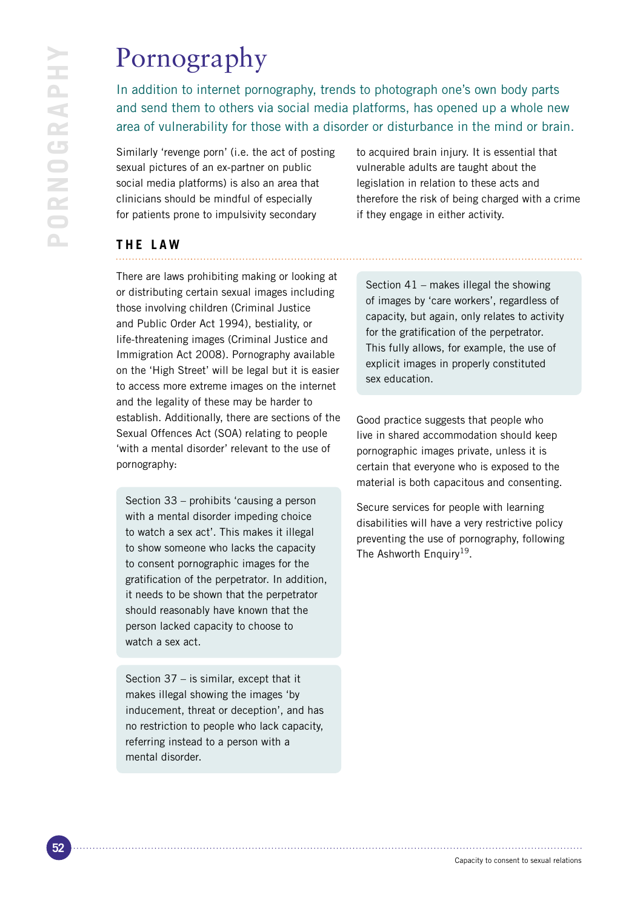# Pornography

In addition to internet pornography, trends to photograph one's own body parts and send them to others via social media platforms, has opened up a whole new area of vulnerability for those with a disorder or disturbance in the mind or brain.

Similarly 'revenge porn' (i.e. the act of posting sexual pictures of an ex-partner on public social media platforms) is also an area that clinicians should be mindful of especially for patients prone to impulsivity secondary to acquired brain injury. It is essential that vulnerable adults are taught about the legislation in relation to these acts and therefore the risk of being charged with a crime if they engage in either activity.

## THE LAW

There are laws prohibiting making or looking at or distributing certain sexual images including those involving children (Criminal Justice and Public Order Act 1994), bestiality, or life-threatening images (Criminal Justice and Immigration Act 2008). Pornography available on the 'High Street' will be legal but it is easier to access more extreme images on the internet and the legality of these may be harder to establish. Additionally, there are sections of the Sexual Offences Act (SOA) relating to people 'with a mental disorder' relevant to the use of pornography:

Section 33 – prohibits 'causing a person with a mental disorder impeding choice to watch a sex act'. This makes it illegal to show someone who lacks the capacity to consent pornographic images for the gratification of the perpetrator. In addition, it needs to be shown that the perpetrator should reasonably have known that the person lacked capacity to choose to watch a sex act.

Section 37 – is similar, except that it makes illegal showing the images 'by inducement, threat or deception', and has no restriction to people who lack capacity, referring instead to a person with a mental disorder.

Section 41 – makes illegal the showing of images by 'care workers', regardless of capacity, but again, only relates to activity for the gratification of the perpetrator. This fully allows, for example, the use of explicit images in properly constituted sex education.

Good practice suggests that people who live in shared accommodation should keep pornographic images private, unless it is certain that everyone who is exposed to the material is both capacitous and consenting.

Secure services for people with learning disabilities will have a very restrictive policy preventing the use of pornography, following The Ashworth Enquiry[19].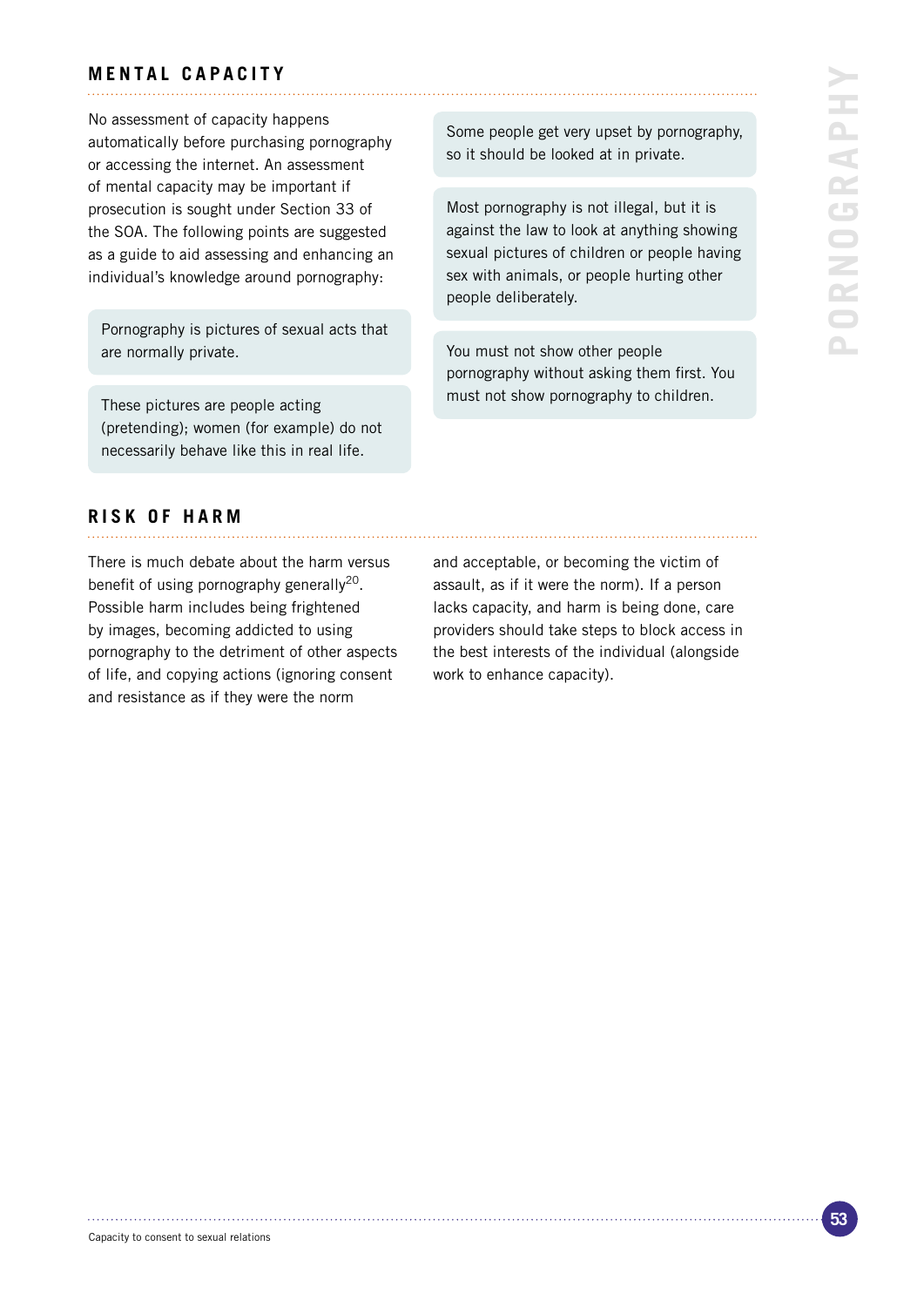## MENTAL CAPACITY

No assessment of capacity happens automatically before purchasing pornography or accessing the internet. An assessment of mental capacity may be important if prosecution is sought under Section 33 of the SOA. The following points are suggested as a guide to aid assessing and enhancing an individual's knowledge around pornography:

> Pornography is pictures of sexual acts that are normally private.

> These pictures are people acting (pretending); women (for example) do not necessarily behave like this in real life.

> Some people get very upset by pornography, so it should be looked at in private.

> Most pornography is not illegal, but it is against the law to look at anything showing sexual pictures of children or people having sex with animals, or people hurting other people deliberately.

> You must not show other people pornography without asking them first. You must not show pornography to children.

## RISK OF HARM

There is much debate about the harm versus benefit of using pornography generally[20]. Possible harm includes being frightened by images, becoming addicted to using pornography to the detriment of other aspects of life, and copying actions (ignoring consent and resistance as if they were the norm and acceptable, or becoming the victim of assault, as if it were the norm). If a person lacks capacity, and harm is being done, care providers should take steps to block access in the best interests of the individual (alongside work to enhance capacity).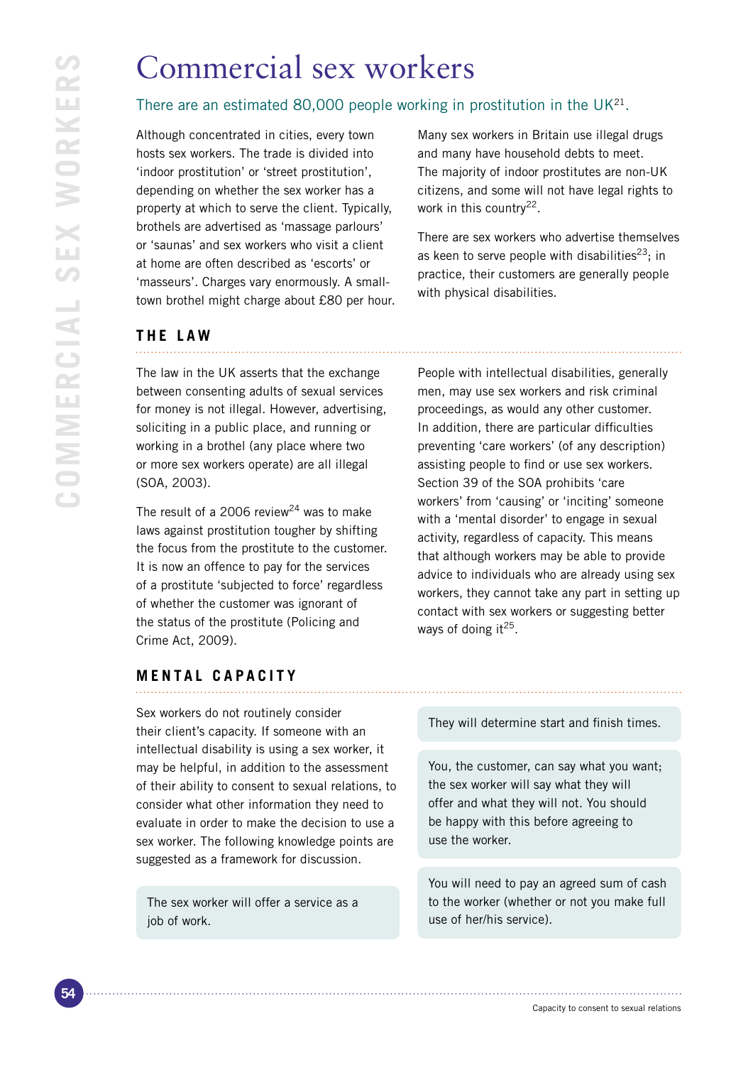# Commercial sex workers

There are an estimated 80,000 people working in prostitution in the UK[21].

Although concentrated in cities, every town hosts sex workers. The trade is divided into 'indoor prostitution' or 'street prostitution', depending on whether the sex worker has a property at which to serve the client. Typically, brothels are advertised as 'massage parlours' or 'saunas' and sex workers who visit a client at home are often described as 'escorts' or 'masseurs'. Charges vary enormously. A small-town brothel might charge about £80 per hour.

Many sex workers in Britain use illegal drugs and many have household debts to meet. The majority of indoor prostitutes are non-UK citizens, and some will not have legal rights to work in this country[22].

There are sex workers who advertise themselves as keen to serve people with disabilities[23]; in practice, their customers are generally people with physical disabilities.

## THE LAW

The law in the UK asserts that the exchange between consenting adults of sexual services for money is not illegal. However, advertising, soliciting in a public place, and running or working in a brothel (any place where two or more sex workers operate) are all illegal (SOA, 2003).

The result of a 2006 review[24] was to make laws against prostitution tougher by shifting the focus from the prostitute to the customer. It is now an offence to pay for the services of a prostitute 'subjected to force' regardless of whether the customer was ignorant of the status of the prostitute (Policing and Crime Act, 2009).

People with intellectual disabilities, generally men, may use sex workers and risk criminal proceedings, as would any other customer. In addition, there are particular difficulties preventing 'care workers' (of any description) assisting people to find or use sex workers. Section 39 of the SOA prohibits 'care workers' from 'causing' or 'inciting' someone with a 'mental disorder' to engage in sexual activity, regardless of capacity. This means that although workers may be able to provide advice to individuals who are already using sex workers, they cannot take any part in setting up contact with sex workers or suggesting better ways of doing it[25].

## MENTAL CAPACITY

Sex workers do not routinely consider their client's capacity. If someone with an intellectual disability is using a sex worker, it may be helpful, in addition to the assessment of their ability to consent to sexual relations, to consider what other information they need to evaluate in order to make the decision to use a sex worker. The following knowledge points are suggested as a framework for discussion.

- The sex worker will offer a service as a job of work.
- They will determine start and finish times.
- You, the customer, can say what you want; the sex worker will say what they will offer and what they will not. You should be happy with this before agreeing to use the worker.
- You will need to pay an agreed sum of cash to the worker (whether or not you make full use of her/his service).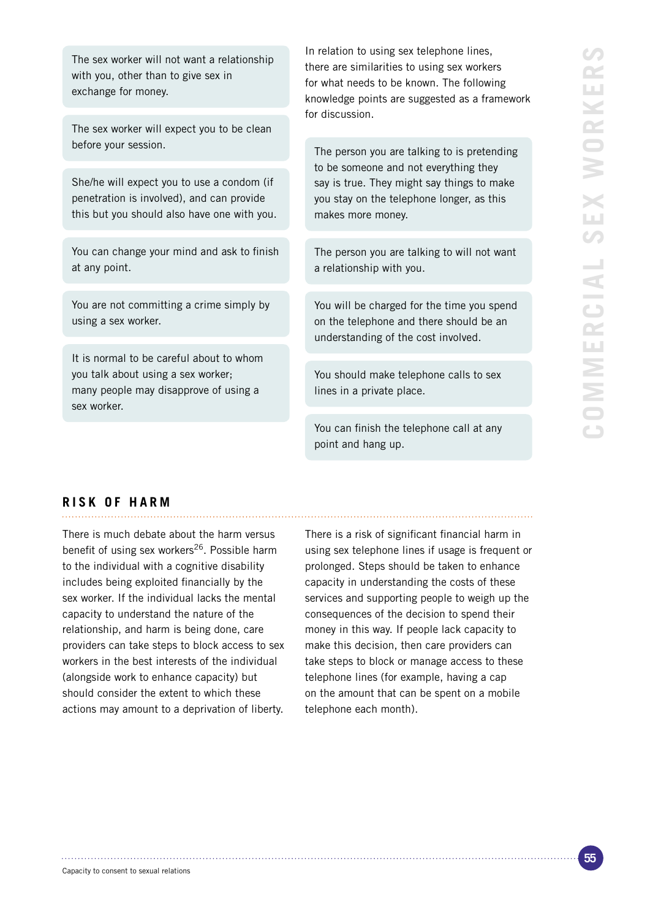The sex worker will not want a relationship with you, other than to give sex in exchange for money.

The sex worker will expect you to be clean before your session.

She/he will expect you to use a condom (if penetration is involved), and can provide this but you should also have one with you.

You can change your mind and ask to finish at any point.

You are not committing a crime simply by using a sex worker.

It is normal to be careful about to whom you talk about using a sex worker; many people may disapprove of using a sex worker.

In relation to using sex telephone lines, there are similarities to using sex workers for what needs to be known. The following knowledge points are suggested as a framework for discussion.

The person you are talking to is pretending to be someone and not everything they say is true. They might say things to make you stay on the telephone longer, as this makes more money.

The person you are talking to will not want a relationship with you.

You will be charged for the time you spend on the telephone and there should be an understanding of the cost involved.

You should make telephone calls to sex lines in a private place.

You can finish the telephone call at any point and hang up.

## RISK OF HARM

There is much debate about the harm versus benefit of using sex workers[26]. Possible harm to the individual with a cognitive disability includes being exploited financially by the sex worker. If the individual lacks the mental capacity to understand the nature of the relationship, and harm is being done, care providers can take steps to block access to sex workers in the best interests of the individual (alongside work to enhance capacity) but should consider the extent to which these actions may amount to a deprivation of liberty.

There is a risk of significant financial harm in using sex telephone lines if usage is frequent or prolonged. Steps should be taken to enhance capacity in understanding the costs of these services and supporting people to weigh up the consequences of the decision to spend their money in this way. If people lack capacity to make this decision, then care providers can take steps to block or manage access to these telephone lines (for example, having a cap on the amount that can be spent on a mobile telephone each month).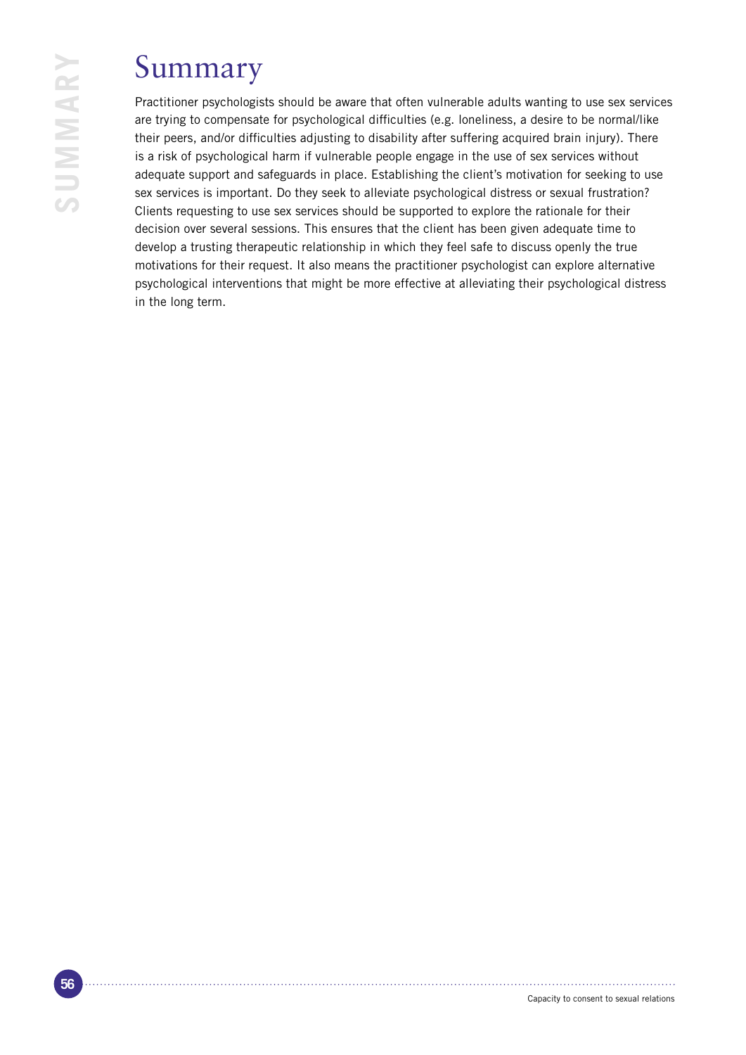# Summary

Practitioner psychologists should be aware that often vulnerable adults wanting to use sex services are trying to compensate for psychological difficulties (e.g. loneliness, a desire to be normal/like their peers, and/or difficulties adjusting to disability after suffering acquired brain injury). There is a risk of psychological harm if vulnerable people engage in the use of sex services without adequate support and safeguards in place. Establishing the client's motivation for seeking to use sex services is important. Do they seek to alleviate psychological distress or sexual frustration? Clients requesting to use sex services should be supported to explore the rationale for their decision over several sessions. This ensures that the client has been given adequate time to develop a trusting therapeutic relationship in which they feel safe to discuss openly the true motivations for their request. It also means the practitioner psychologist can explore alternative psychological interventions that might be more effective at alleviating their psychological distress in the long term.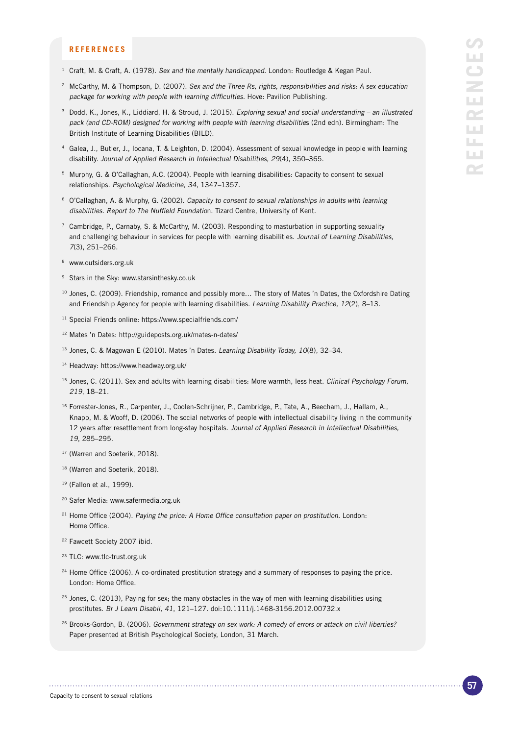## REFERENCES

1. Craft, M. & Craft, A. (1978). *Sex and the mentally handicapped.* London: Routledge & Kegan Paul.
2. McCarthy, M. & Thompson, D. (2007). *Sex and the Three Rs, rights, responsibilities and risks: A sex education package for working with people with learning difficulties.* Hove: Pavilion Publishing.
3. Dodd, K., Jones, K., Liddiard, H. & Stroud, J. (2015). *Exploring sexual and social understanding – an illustrated pack (and CD-ROM) designed for working with people with learning disabilities* (2nd edn). Birmingham: The British Institute of Learning Disabilities (BILD).
4. Galea, J., Butler, J., Iocana, T. & Leighton, D. (2004). Assessment of sexual knowledge in people with learning disability. *Journal of Applied Research in Intellectual Disabilities, 29*(4), 350–365.
5. Murphy, G. & O'Callaghan, A.C. (2004). People with learning disabilities: Capacity to consent to sexual relationships. *Psychological Medicine, 34*, 1347–1357.
6. O'Callaghan, A. & Murphy, G. (2002). *Capacity to consent to sexual relationships in adults with learning disabilities. Report to The Nuffield Foundation.* Tizard Centre, University of Kent.
7. Cambridge, P., Carnaby, S. & McCarthy, M. (2003). Responding to masturbation in supporting sexuality and challenging behaviour in services for people with learning disabilities. *Journal of Learning Disabilities, 7*(3), 251–266.
8. www.outsiders.org.uk
9. Stars in the Sky: www.starsinthesky.co.uk
10. Jones, C. (2009). Friendship, romance and possibly more… The story of Mates 'n Dates, the Oxfordshire Dating and Friendship Agency for people with learning disabilities. *Learning Disability Practice, 12*(2), 8–13.
11. Special Friends online: https://www.specialfriends.com/
12. Mates 'n Dates: http://guideposts.org.uk/mates-n-dates/
13. Jones, C. & Magowan E (2010). Mates 'n Dates. *Learning Disability Today, 10*(8), 32–34.
14. Headway: https://www.headway.org.uk/
15. Jones, C. (2011). Sex and adults with learning disabilities: More warmth, less heat. *Clinical Psychology Forum, 219*, 18–21.
16. Forrester-Jones, R., Carpenter, J., Coolen-Schrijner, P., Cambridge, P., Tate, A., Beecham, J., Hallam, A., Knapp, M. & Wooff, D. (2006). The social networks of people with intellectual disability living in the community 12 years after resettlement from long-stay hospitals. *Journal of Applied Research in Intellectual Disabilities, 19*, 285–295.
17. (Warren and Soeterik, 2018).
18. (Warren and Soeterik, 2018).
19. (Fallon et al., 1999).
20. Safer Media: www.safermedia.org.uk
21. Home Office (2004). *Paying the price: A Home Office consultation paper on prostitution.* London: Home Office.
22. Fawcett Society 2007 ibid.
23. TLC: www.tlc-trust.org.uk
24. Home Office (2006). A co-ordinated prostitution strategy and a summary of responses to paying the price. London: Home Office.
25. Jones, C. (2013), Paying for sex; the many obstacles in the way of men with learning disabilities using prostitutes. *Br J Learn Disabil, 41*, 121–127. doi:10.1111/j.1468-3156.2012.00732.x
26. Brooks-Gordon, B. (2006). *Government strategy on sex work: A comedy of errors or attack on civil liberties?* Paper presented at British Psychological Society, London, 31 March.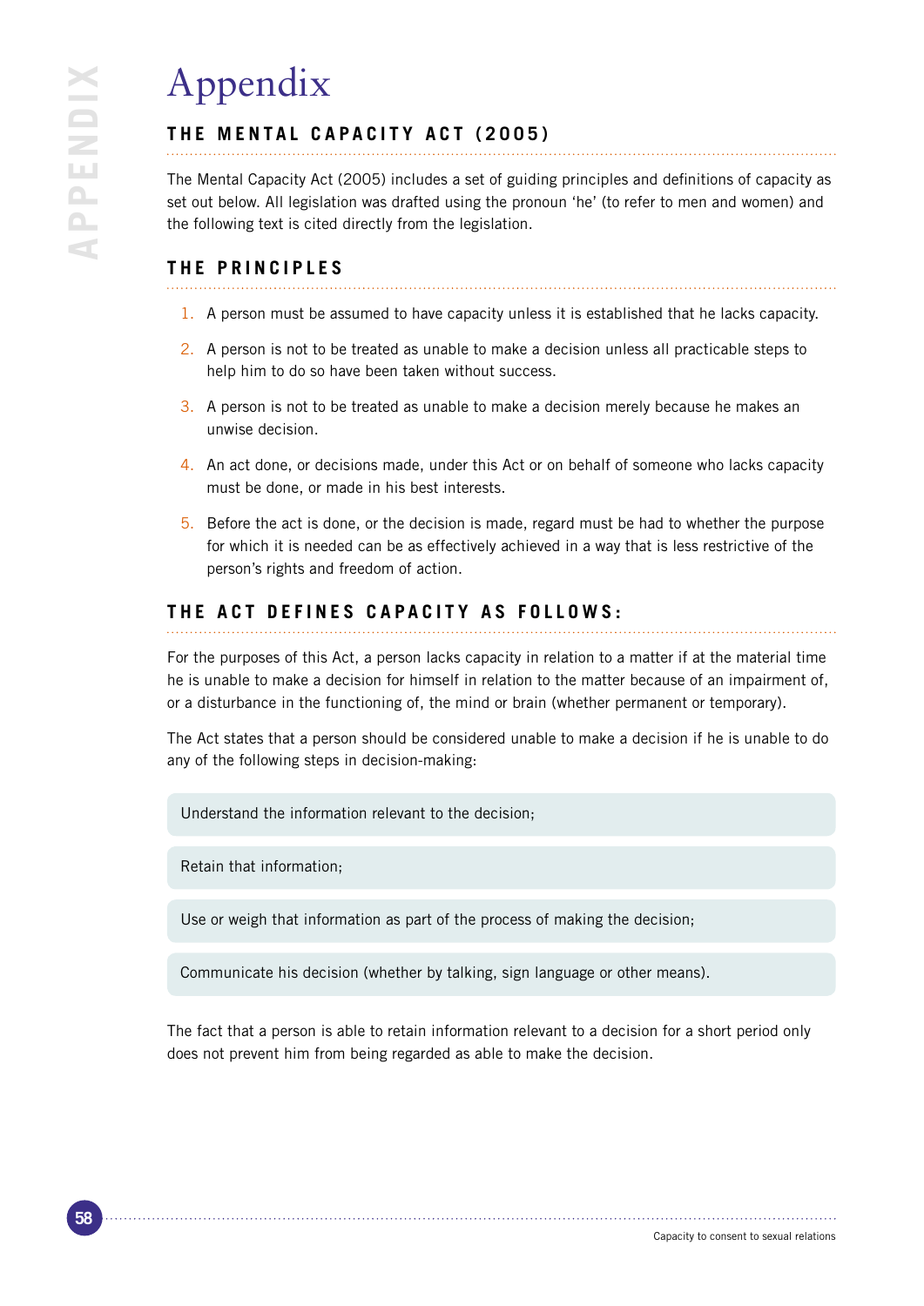# Appendix

## THE MENTAL CAPACITY ACT (2005)

The Mental Capacity Act (2005) includes a set of guiding principles and definitions of capacity as set out below. All legislation was drafted using the pronoun 'he' (to refer to men and women) and the following text is cited directly from the legislation.

## THE PRINCIPLES

1. A person must be assumed to have capacity unless it is established that he lacks capacity.
2. A person is not to be treated as unable to make a decision unless all practicable steps to help him to do so have been taken without success.
3. A person is not to be treated as unable to make a decision merely because he makes an unwise decision.
4. An act done, or decisions made, under this Act or on behalf of someone who lacks capacity must be done, or made in his best interests.
5. Before the act is done, or the decision is made, regard must be had to whether the purpose for which it is needed can be as effectively achieved in a way that is less restrictive of the person's rights and freedom of action.

## THE ACT DEFINES CAPACITY AS FOLLOWS:

For the purposes of this Act, a person lacks capacity in relation to a matter if at the material time he is unable to make a decision for himself in relation to the matter because of an impairment of, or a disturbance in the functioning of, the mind or brain (whether permanent or temporary).

The Act states that a person should be considered unable to make a decision if he is unable to do any of the following steps in decision-making:

- Understand the information relevant to the decision;
- Retain that information;
- Use or weigh that information as part of the process of making the decision;
- Communicate his decision (whether by talking, sign language or other means).

The fact that a person is able to retain information relevant to a decision for a short period only does not prevent him from being regarded as able to make the decision.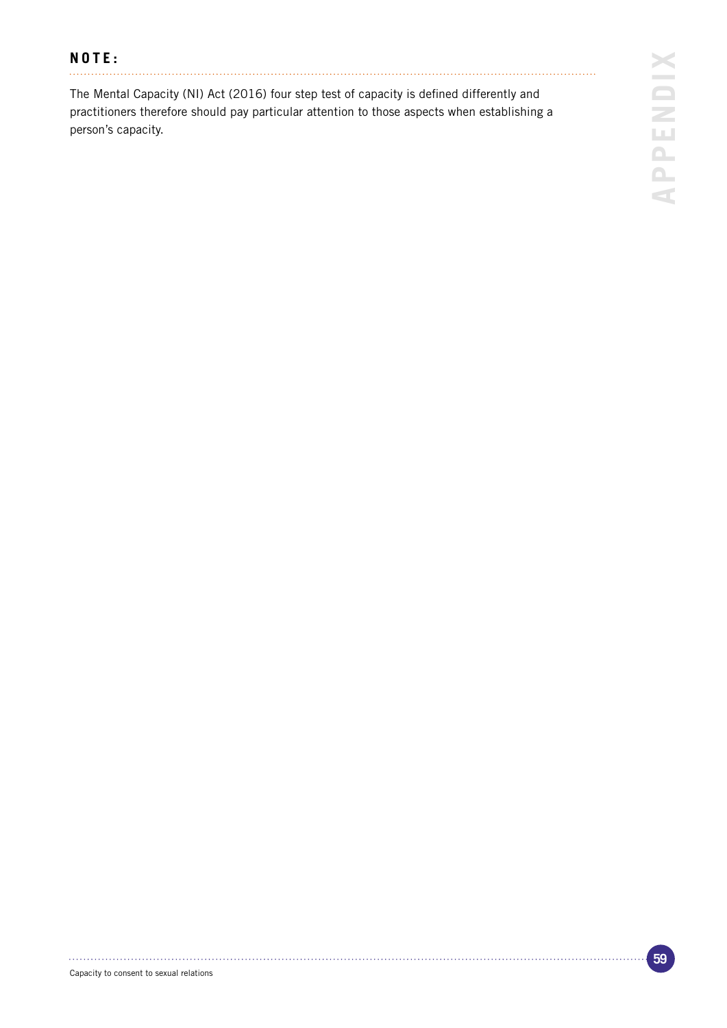**NOTE:**

The Mental Capacity (NI) Act (2016) four step test of capacity is defined differently and practitioners therefore should pay particular attention to those aspects when establishing a person's capacity.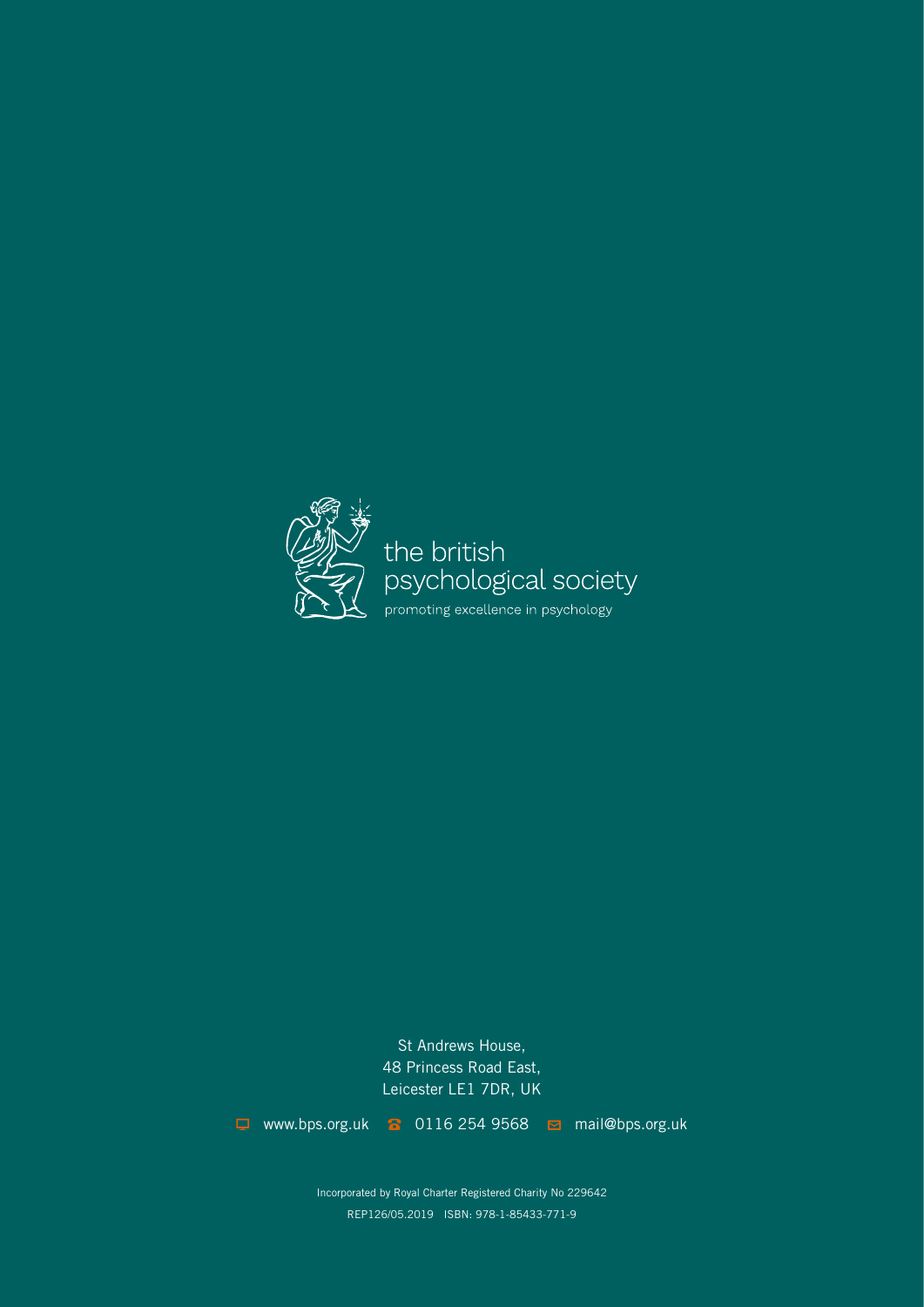the british psychological society

promoting excellence in psychology

St Andrews House,
48 Princess Road East,
Leicester LE1 7DR, UK

www.bps.org.uk 0116 254 9568 mail@bps.org.uk

Incorporated by Royal Charter Registered Charity No 229642

REP126/05.2019 ISBN: 978-1-85433-771-9